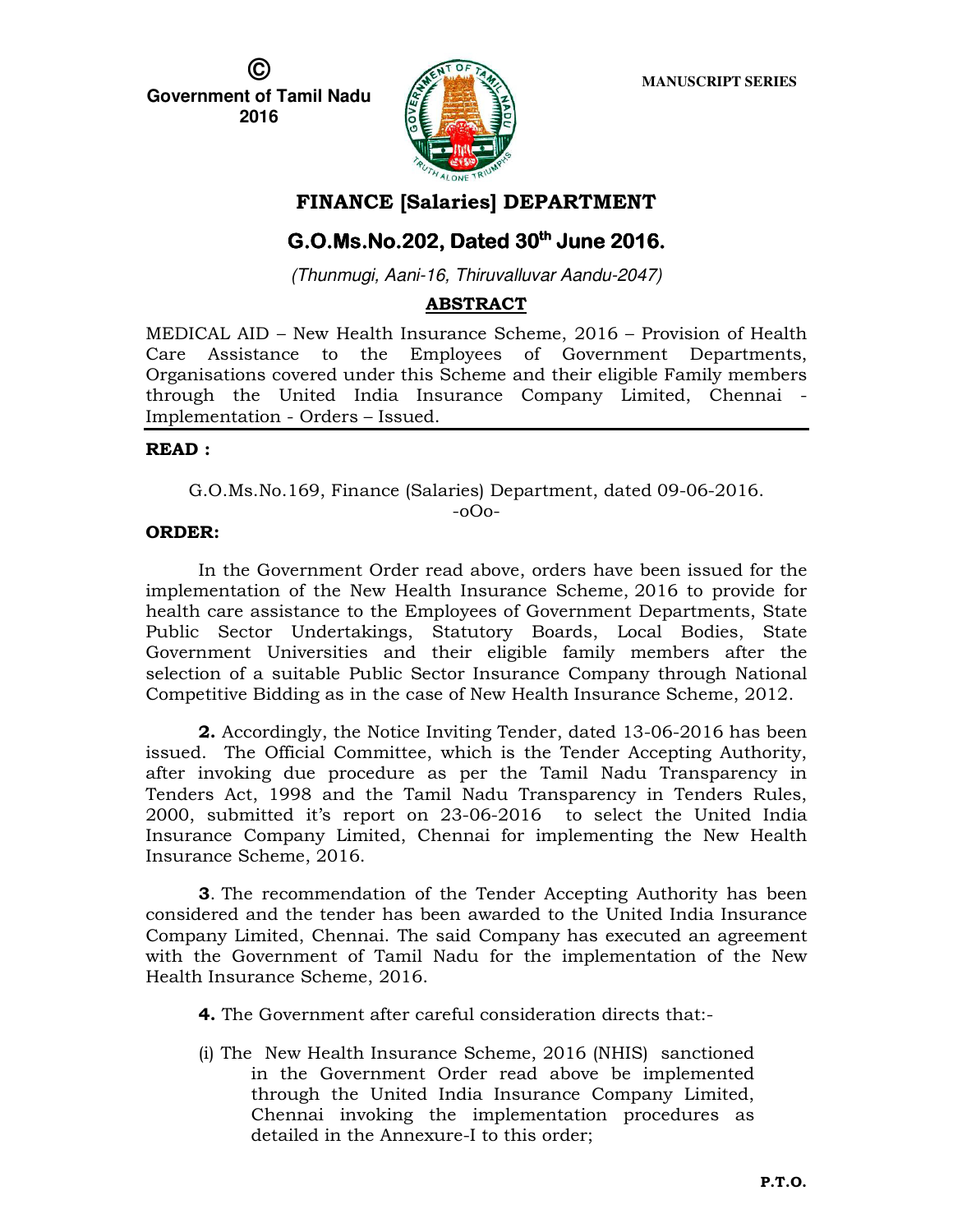© Government of Tamil Nadu 2016

MANUSCRIPT SERIES

# FINANCE [Salaries] DEPARTMENT

## G.O.Ms.No.202, Dated 30th June 2016.

*(Thunmugi, Aani-16, Thiruvalluvar Aandu-2047)*

**ABSTRACT**

MEDICAL AID – New Health Insurance Scheme, 2016 – Provision of Health Care Assistance to the Employees of Government Departments, Organisations covered under this Scheme and their eligible Family members through the United India Insurance Company Limited, Chennai - Implementation - Orders – Issued.

---

**READ :**

G.O.Ms.No.169, Finance (Salaries) Department, dated 09-06-2016.

-oOo-

**ORDER:**

In the Government Order read above, orders have been issued for the implementation of the New Health Insurance Scheme, 2016 to provide for health care assistance to the Employees of Government Departments, State Public Sector Undertakings, Statutory Boards, Local Bodies, State Government Universities and their eligible family members after the selection of a suitable Public Sector Insurance Company through National Competitive Bidding as in the case of New Health Insurance Scheme, 2012.

**2.** Accordingly, the Notice Inviting Tender, dated 13-06-2016 has been issued. The Official Committee, which is the Tender Accepting Authority, after invoking due procedure as per the Tamil Nadu Transparency in Tenders Act, 1998 and the Tamil Nadu Transparency in Tenders Rules, 2000, submitted it's report on 23-06-2016 to select the United India Insurance Company Limited, Chennai for implementing the New Health Insurance Scheme, 2016.

**3**. The recommendation of the Tender Accepting Authority has been considered and the tender has been awarded to the United India Insurance Company Limited, Chennai. The said Company has executed an agreement with the Government of Tamil Nadu for the implementation of the New Health Insurance Scheme, 2016.

**4.** The Government after careful consideration directs that:-

(i) The New Health Insurance Scheme, 2016 (NHIS) sanctioned in the Government Order read above be implemented through the United India Insurance Company Limited, Chennai invoking the implementation procedures as detailed in the Annexure-I to this order;

**P.T.O.**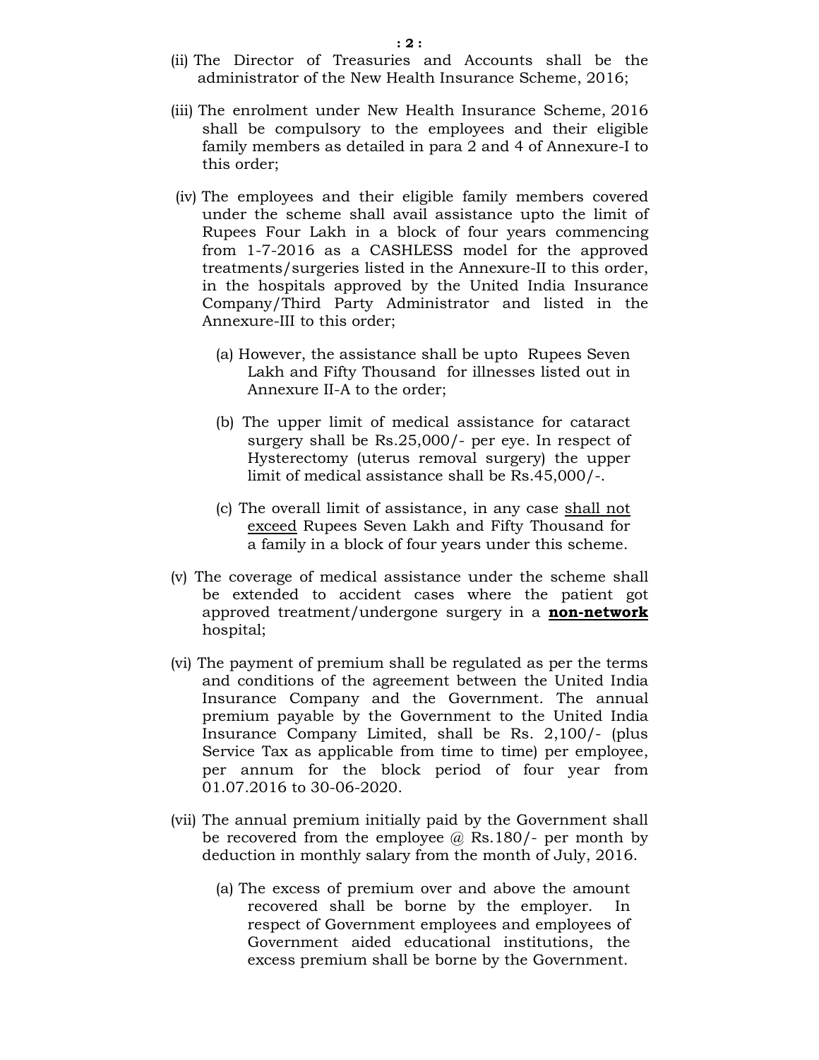(ii) The Director of Treasuries and Accounts shall be the administrator of the New Health Insurance Scheme, 2016;

(iii) The enrolment under New Health Insurance Scheme, 2016 shall be compulsory to the employees and their eligible family members as detailed in para 2 and 4 of Annexure-I to this order;

(iv) The employees and their eligible family members covered under the scheme shall avail assistance upto the limit of Rupees Four Lakh in a block of four years commencing from 1-7-2016 as a CASHLESS model for the approved treatments/surgeries listed in the Annexure-II to this order, in the hospitals approved by the United India Insurance Company/Third Party Administrator and listed in the Annexure-III to this order;

(a) However, the assistance shall be upto Rupees Seven Lakh and Fifty Thousand for illnesses listed out in Annexure II-A to the order;

(b) The upper limit of medical assistance for cataract surgery shall be Rs.25,000/- per eye. In respect of Hysterectomy (uterus removal surgery) the upper limit of medical assistance shall be Rs.45,000/-.

(c) The overall limit of assistance, in any case <u>shall not exceed</u> Rupees Seven Lakh and Fifty Thousand for a family in a block of four years under this scheme.

(v) The coverage of medical assistance under the scheme shall be extended to accident cases where the patient got approved treatment/undergone surgery in a **<u>non-network</u>** hospital;

(vi) The payment of premium shall be regulated as per the terms and conditions of the agreement between the United India Insurance Company and the Government. The annual premium payable by the Government to the United India Insurance Company Limited, shall be Rs. 2,100/- (plus Service Tax as applicable from time to time) per employee, per annum for the block period of four year from 01.07.2016 to 30-06-2020.

(vii) The annual premium initially paid by the Government shall be recovered from the employee @ Rs.180/- per month by deduction in monthly salary from the month of July, 2016.

(a) The excess of premium over and above the amount recovered shall be borne by the employer. In respect of Government employees and employees of Government aided educational institutions, the excess premium shall be borne by the Government.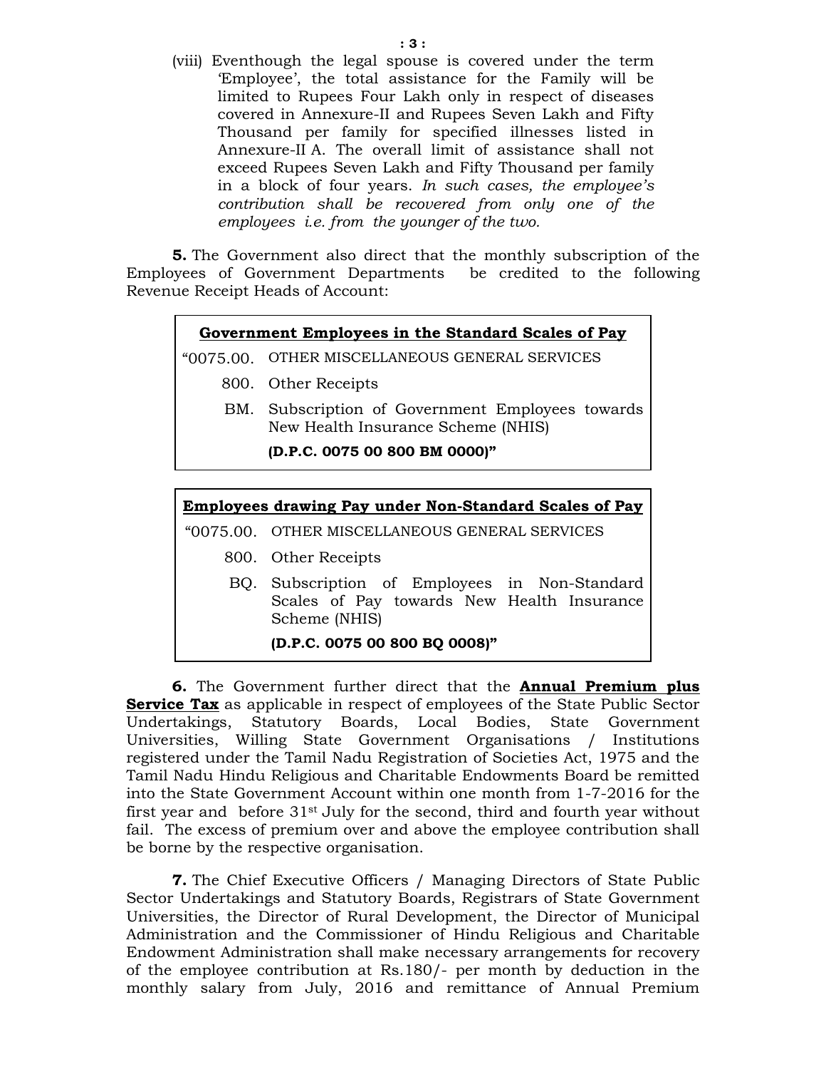(viii) Eventhough the legal spouse is covered under the term 'Employee', the total assistance for the Family will be limited to Rupees Four Lakh only in respect of diseases covered in Annexure-II and Rupees Seven Lakh and Fifty Thousand per family for specified illnesses listed in Annexure-II A. The overall limit of assistance shall not exceed Rupees Seven Lakh and Fifty Thousand per family in a block of four years. *In such cases, the employee's contribution shall be recovered from only one of the employees i.e. from the younger of the two.*

**5.** The Government also direct that the monthly subscription of the Employees of Government Departments be credited to the following Revenue Receipt Heads of Account:

> **Government Employees in the Standard Scales of Pay**
>
> "0075.00. OTHER MISCELLANEOUS GENERAL SERVICES
>
> 800. Other Receipts
>
> BM. Subscription of Government Employees towards New Health Insurance Scheme (NHIS)
>
> **(D.P.C. 0075 00 800 BM 0000)"**

> **Employees drawing Pay under Non-Standard Scales of Pay**
>
> "0075.00. OTHER MISCELLANEOUS GENERAL SERVICES
>
> 800. Other Receipts
>
> BQ. Subscription of Employees in Non-Standard Scales of Pay towards New Health Insurance Scheme (NHIS)
>
> **(D.P.C. 0075 00 800 BQ 0008)"**

**6.** The Government further direct that the **Annual Premium plus Service Tax** as applicable in respect of employees of the State Public Sector Undertakings, Statutory Boards, Local Bodies, State Government Universities, Willing State Government Organisations / Institutions registered under the Tamil Nadu Registration of Societies Act, 1975 and the Tamil Nadu Hindu Religious and Charitable Endowments Board be remitted into the State Government Account within one month from 1-7-2016 for the first year and before 31st July for the second, third and fourth year without fail. The excess of premium over and above the employee contribution shall be borne by the respective organisation.

**7.** The Chief Executive Officers / Managing Directors of State Public Sector Undertakings and Statutory Boards, Registrars of State Government Universities, the Director of Rural Development, the Director of Municipal Administration and the Commissioner of Hindu Religious and Charitable Endowment Administration shall make necessary arrangements for recovery of the employee contribution at Rs.180/- per month by deduction in the monthly salary from July, 2016 and remittance of Annual Premium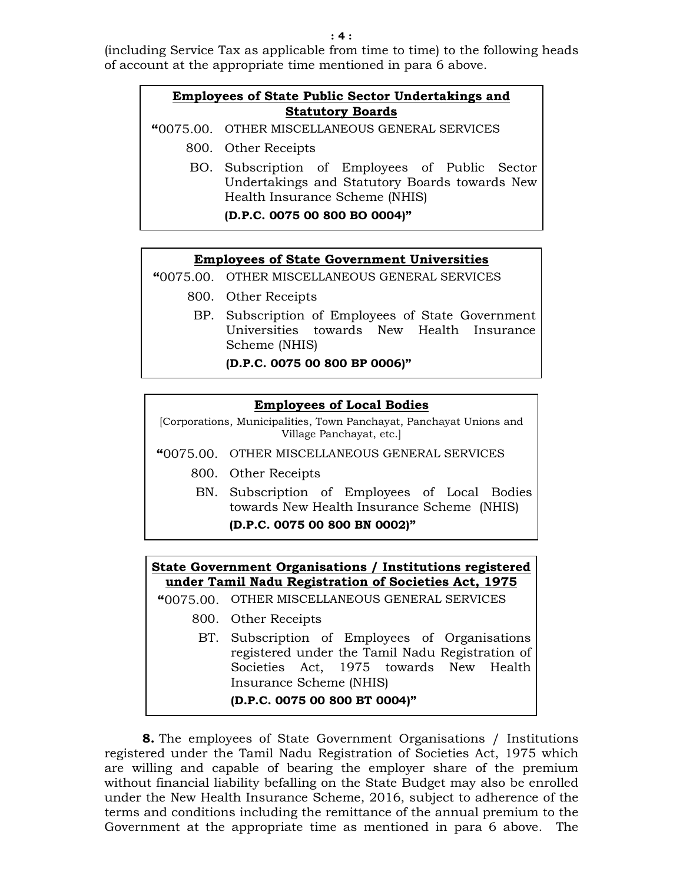(including Service Tax as applicable from time to time) to the following heads of account at the appropriate time mentioned in para 6 above.

**Employees of State Public Sector Undertakings and Statutory Boards**

"0075.00. OTHER MISCELLANEOUS GENERAL SERVICES

800. Other Receipts

BO. Subscription of Employees of Public Sector Undertakings and Statutory Boards towards New Health Insurance Scheme (NHIS)

**(D.P.C. 0075 00 800 BO 0004)"**

**Employees of State Government Universities**

"0075.00. OTHER MISCELLANEOUS GENERAL SERVICES

800. Other Receipts

BP. Subscription of Employees of State Government Universities towards New Health Insurance Scheme (NHIS)

**(D.P.C. 0075 00 800 BP 0006)"**

**Employees of Local Bodies**

[Corporations, Municipalities, Town Panchayat, Panchayat Unions and Village Panchayat, etc.]

"0075.00. OTHER MISCELLANEOUS GENERAL SERVICES

800. Other Receipts

BN. Subscription of Employees of Local Bodies towards New Health Insurance Scheme (NHIS)

**(D.P.C. 0075 00 800 BN 0002)"**

**State Government Organisations / Institutions registered under Tamil Nadu Registration of Societies Act, 1975**

"0075.00. OTHER MISCELLANEOUS GENERAL SERVICES

800. Other Receipts

BT. Subscription of Employees of Organisations registered under the Tamil Nadu Registration of Societies Act, 1975 towards New Health Insurance Scheme (NHIS)

**(D.P.C. 0075 00 800 BT 0004)"**

**8.** The employees of State Government Organisations / Institutions registered under the Tamil Nadu Registration of Societies Act, 1975 which are willing and capable of bearing the employer share of the premium without financial liability befalling on the State Budget may also be enrolled under the New Health Insurance Scheme, 2016, subject to adherence of the terms and conditions including the remittance of the annual premium to the Government at the appropriate time as mentioned in para 6 above. The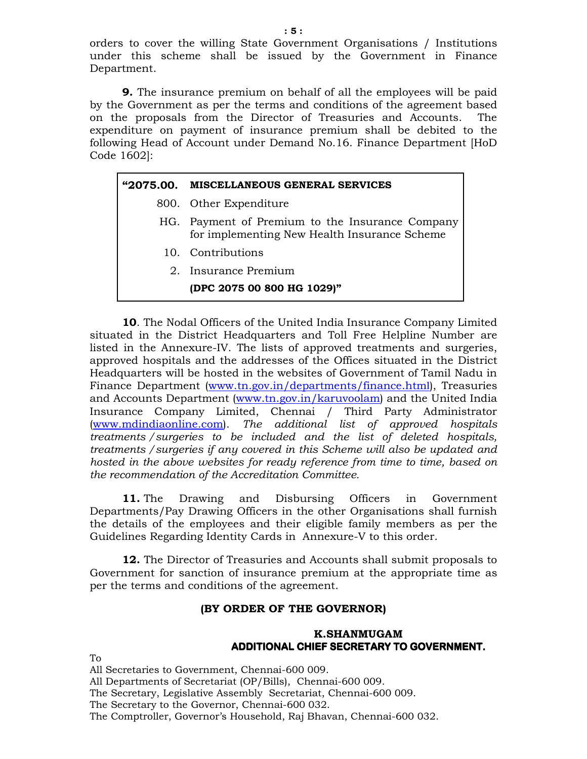orders to cover the willing State Government Organisations / Institutions under this scheme shall be issued by the Government in Finance Department.

**9.** The insurance premium on behalf of all the employees will be paid by the Government as per the terms and conditions of the agreement based on the proposals from the Director of Treasuries and Accounts. The expenditure on payment of insurance premium shall be debited to the following Head of Account under Demand No.16. Finance Department [HoD Code 1602]:

| | |
|---|---|
| **"2075.00.** | **MISCELLANEOUS GENERAL SERVICES** |
| 800. | Other Expenditure |
| HG. | Payment of Premium to the Insurance Company for implementing New Health Insurance Scheme |
| 10. | Contributions |
| 2. | Insurance Premium |
| | **(DPC 2075 00 800 HG 1029)"** |

**10**. The Nodal Officers of the United India Insurance Company Limited situated in the District Headquarters and Toll Free Helpline Number are listed in the Annexure-IV. The lists of approved treatments and surgeries, approved hospitals and the addresses of the Offices situated in the District Headquarters will be hosted in the websites of Government of Tamil Nadu in Finance Department (www.tn.gov.in/departments/finance.html), Treasuries and Accounts Department (www.tn.gov.in/karuvoolam) and the United India Insurance Company Limited, Chennai / Third Party Administrator (www.mdindiaonline.com). *The additional list of approved hospitals treatments / surgeries to be included and the list of deleted hospitals, treatments / surgeries if any covered in this Scheme will also be updated and hosted in the above websites for ready reference from time to time, based on the recommendation of the Accreditation Committee.*

**11.** The Drawing and Disbursing Officers in Government Departments/Pay Drawing Officers in the other Organisations shall furnish the details of the employees and their eligible family members as per the Guidelines Regarding Identity Cards in Annexure-V to this order.

**12.** The Director of Treasuries and Accounts shall submit proposals to Government for sanction of insurance premium at the appropriate time as per the terms and conditions of the agreement.

**(BY ORDER OF THE GOVERNOR)**

**K.SHANMUGAM**
**ADDITIONAL CHIEF SECRETARY TO GOVERNMENT.**

To
All Secretaries to Government, Chennai-600 009.
All Departments of Secretariat (OP/Bills), Chennai-600 009.
The Secretary, Legislative Assembly Secretariat, Chennai-600 009.
The Secretary to the Governor, Chennai-600 032.
The Comptroller, Governor's Household, Raj Bhavan, Chennai-600 032.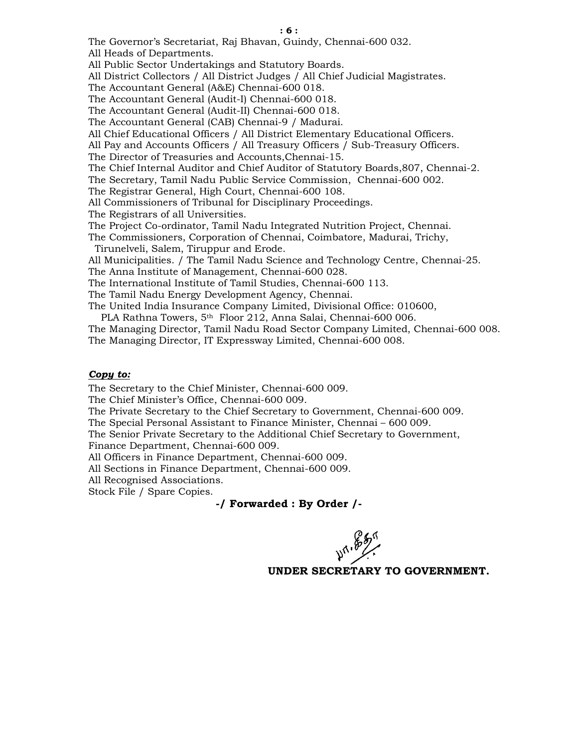The Governor's Secretariat, Raj Bhavan, Guindy, Chennai-600 032.
All Heads of Departments.
All Public Sector Undertakings and Statutory Boards.
All District Collectors / All District Judges / All Chief Judicial Magistrates.
The Accountant General (A&E) Chennai-600 018.
The Accountant General (Audit-I) Chennai-600 018.
The Accountant General (Audit-II) Chennai-600 018.
The Accountant General (CAB) Chennai-9 / Madurai.
All Chief Educational Officers / All District Elementary Educational Officers.
All Pay and Accounts Officers / All Treasury Officers / Sub-Treasury Officers.
The Director of Treasuries and Accounts,Chennai-15.
The Chief Internal Auditor and Chief Auditor of Statutory Boards,807, Chennai-2.
The Secretary, Tamil Nadu Public Service Commission, Chennai-600 002.
The Registrar General, High Court, Chennai-600 108.
All Commissioners of Tribunal for Disciplinary Proceedings.
The Registrars of all Universities.
The Project Co-ordinator, Tamil Nadu Integrated Nutrition Project, Chennai.
The Commissioners, Corporation of Chennai, Coimbatore, Madurai, Trichy, Tirunelveli, Salem, Tiruppur and Erode.
All Municipalities. / The Tamil Nadu Science and Technology Centre, Chennai-25.
The Anna Institute of Management, Chennai-600 028.
The International Institute of Tamil Studies, Chennai-600 113.
The Tamil Nadu Energy Development Agency, Chennai.
The United India Insurance Company Limited, Divisional Office: 010600, PLA Rathna Towers, 5th Floor 212, Anna Salai, Chennai-600 006.
The Managing Director, Tamil Nadu Road Sector Company Limited, Chennai-600 008.
The Managing Director, IT Expressway Limited, Chennai-600 008.

***Copy to:***

The Secretary to the Chief Minister, Chennai-600 009.
The Chief Minister's Office, Chennai-600 009.
The Private Secretary to the Chief Secretary to Government, Chennai-600 009.
The Special Personal Assistant to Finance Minister, Chennai – 600 009.
The Senior Private Secretary to the Additional Chief Secretary to Government, Finance Department, Chennai-600 009.
All Officers in Finance Department, Chennai-600 009.
All Sections in Finance Department, Chennai-600 009.
All Recognised Associations.
Stock File / Spare Copies.

**-/ Forwarded : By Order /-**

**UNDER SECRETARY TO GOVERNMENT.**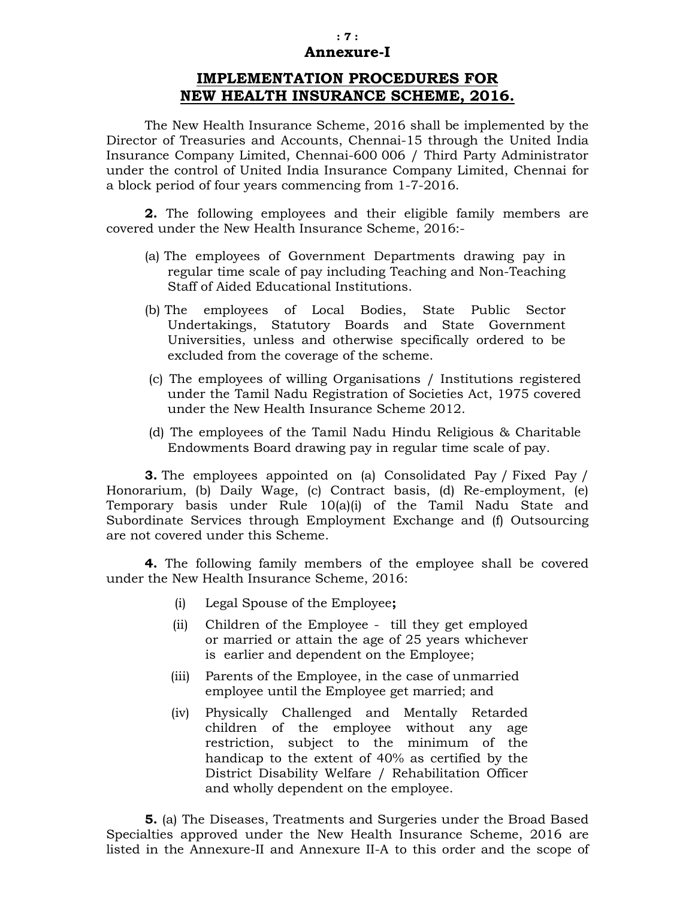## Annexure-I

## IMPLEMENTATION PROCEDURES FOR NEW HEALTH INSURANCE SCHEME, 2016.

The New Health Insurance Scheme, 2016 shall be implemented by the Director of Treasuries and Accounts, Chennai-15 through the United India Insurance Company Limited, Chennai-600 006 / Third Party Administrator under the control of United India Insurance Company Limited, Chennai for a block period of four years commencing from 1-7-2016.

**2.** The following employees and their eligible family members are covered under the New Health Insurance Scheme, 2016:-

(a) The employees of Government Departments drawing pay in regular time scale of pay including Teaching and Non-Teaching Staff of Aided Educational Institutions.

(b) The employees of Local Bodies, State Public Sector Undertakings, Statutory Boards and State Government Universities, unless and otherwise specifically ordered to be excluded from the coverage of the scheme.

(c) The employees of willing Organisations / Institutions registered under the Tamil Nadu Registration of Societies Act, 1975 covered under the New Health Insurance Scheme 2012.

(d) The employees of the Tamil Nadu Hindu Religious & Charitable Endowments Board drawing pay in regular time scale of pay.

**3.** The employees appointed on (a) Consolidated Pay / Fixed Pay / Honorarium, (b) Daily Wage, (c) Contract basis, (d) Re-employment, (e) Temporary basis under Rule 10(a)(i) of the Tamil Nadu State and Subordinate Services through Employment Exchange and (f) Outsourcing are not covered under this Scheme.

**4.** The following family members of the employee shall be covered under the New Health Insurance Scheme, 2016:

(i) Legal Spouse of the Employee**;**

(ii) Children of the Employee - till they get employed or married or attain the age of 25 years whichever is earlier and dependent on the Employee;

(iii) Parents of the Employee, in the case of unmarried employee until the Employee get married; and

(iv) Physically Challenged and Mentally Retarded children of the employee without any age restriction, subject to the minimum of the handicap to the extent of 40% as certified by the District Disability Welfare / Rehabilitation Officer and wholly dependent on the employee.

**5.** (a) The Diseases, Treatments and Surgeries under the Broad Based Specialties approved under the New Health Insurance Scheme, 2016 are listed in the Annexure-II and Annexure II-A to this order and the scope of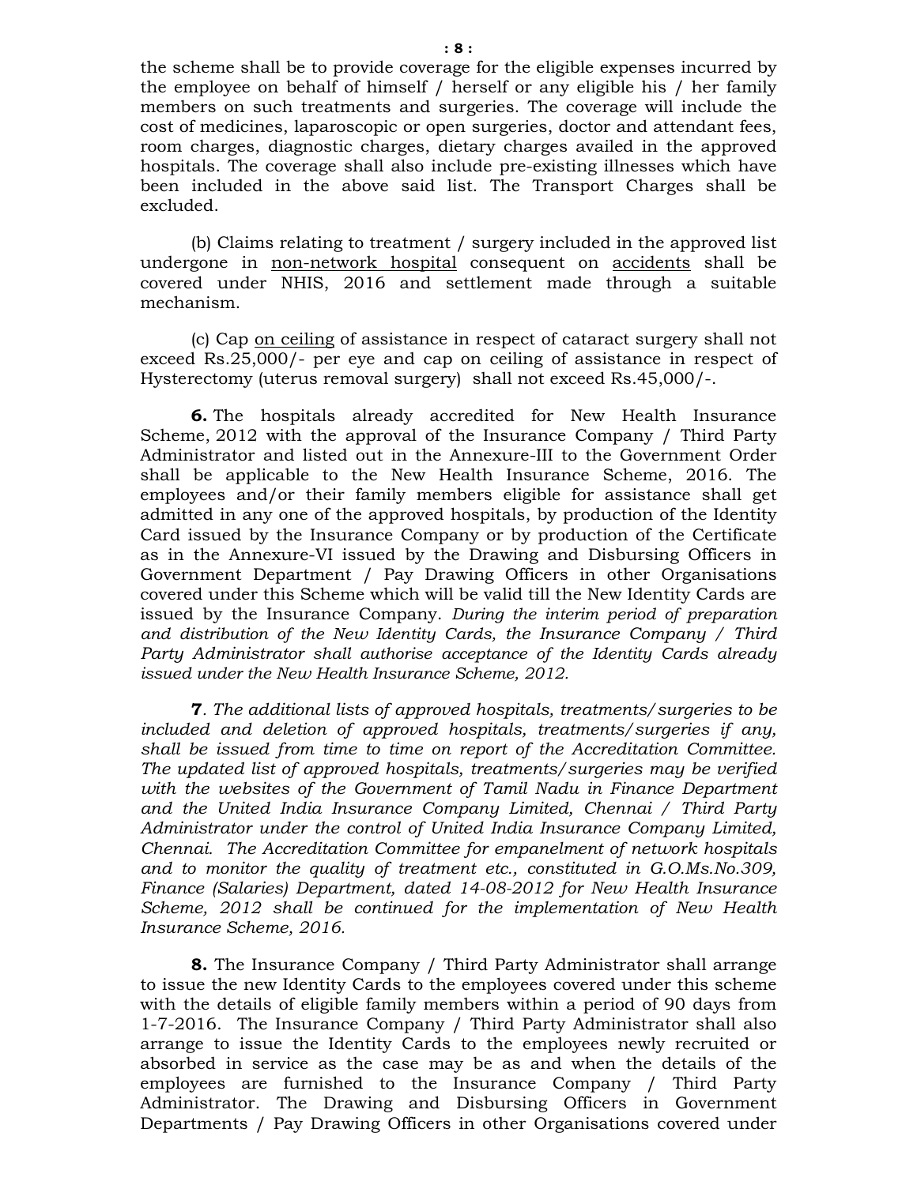the scheme shall be to provide coverage for the eligible expenses incurred by the employee on behalf of himself / herself or any eligible his / her family members on such treatments and surgeries. The coverage will include the cost of medicines, laparoscopic or open surgeries, doctor and attendant fees, room charges, diagnostic charges, dietary charges availed in the approved hospitals. The coverage shall also include pre-existing illnesses which have been included in the above said list. The Transport Charges shall be excluded.

(b) Claims relating to treatment / surgery included in the approved list undergone in <u>non-network hospital</u> consequent on <u>accidents</u> shall be covered under NHIS, 2016 and settlement made through a suitable mechanism.

(c) Cap <u>on ceiling</u> of assistance in respect of cataract surgery shall not exceed Rs.25,000/- per eye and cap on ceiling of assistance in respect of Hysterectomy (uterus removal surgery) shall not exceed Rs.45,000/-.

**6.** The hospitals already accredited for New Health Insurance Scheme, 2012 with the approval of the Insurance Company / Third Party Administrator and listed out in the Annexure-III to the Government Order shall be applicable to the New Health Insurance Scheme, 2016. The employees and/or their family members eligible for assistance shall get admitted in any one of the approved hospitals, by production of the Identity Card issued by the Insurance Company or by production of the Certificate as in the Annexure-VI issued by the Drawing and Disbursing Officers in Government Department / Pay Drawing Officers in other Organisations covered under this Scheme which will be valid till the New Identity Cards are issued by the Insurance Company. *During the interim period of preparation and distribution of the New Identity Cards, the Insurance Company / Third Party Administrator shall authorise acceptance of the Identity Cards already issued under the New Health Insurance Scheme, 2012.*

**7**. *The additional lists of approved hospitals, treatments/surgeries to be included and deletion of approved hospitals, treatments/surgeries if any, shall be issued from time to time on report of the Accreditation Committee. The updated list of approved hospitals, treatments/surgeries may be verified with the websites of the Government of Tamil Nadu in Finance Department and the United India Insurance Company Limited, Chennai / Third Party Administrator under the control of United India Insurance Company Limited, Chennai. The Accreditation Committee for empanelment of network hospitals and to monitor the quality of treatment etc., constituted in G.O.Ms.No.309, Finance (Salaries) Department, dated 14-08-2012 for New Health Insurance Scheme, 2012 shall be continued for the implementation of New Health Insurance Scheme, 2016.*

**8.** The Insurance Company / Third Party Administrator shall arrange to issue the new Identity Cards to the employees covered under this scheme with the details of eligible family members within a period of 90 days from 1-7-2016. The Insurance Company / Third Party Administrator shall also arrange to issue the Identity Cards to the employees newly recruited or absorbed in service as the case may be as and when the details of the employees are furnished to the Insurance Company / Third Party Administrator. The Drawing and Disbursing Officers in Government Departments / Pay Drawing Officers in other Organisations covered under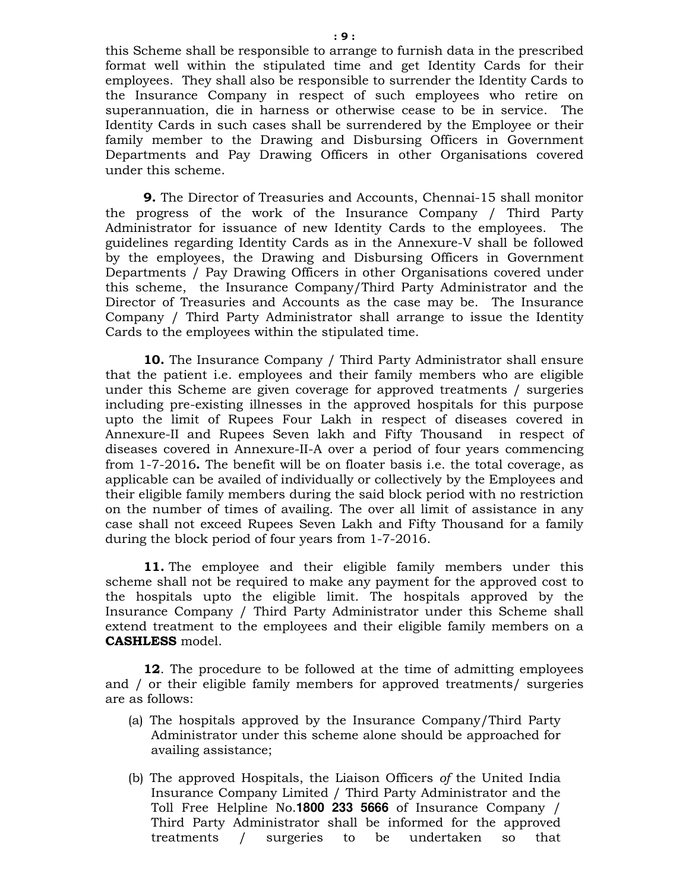this Scheme shall be responsible to arrange to furnish data in the prescribed format well within the stipulated time and get Identity Cards for their employees. They shall also be responsible to surrender the Identity Cards to the Insurance Company in respect of such employees who retire on superannuation, die in harness or otherwise cease to be in service. The Identity Cards in such cases shall be surrendered by the Employee or their family member to the Drawing and Disbursing Officers in Government Departments and Pay Drawing Officers in other Organisations covered under this scheme.

**9.** The Director of Treasuries and Accounts, Chennai-15 shall monitor the progress of the work of the Insurance Company / Third Party Administrator for issuance of new Identity Cards to the employees. The guidelines regarding Identity Cards as in the Annexure-V shall be followed by the employees, the Drawing and Disbursing Officers in Government Departments / Pay Drawing Officers in other Organisations covered under this scheme, the Insurance Company/Third Party Administrator and the Director of Treasuries and Accounts as the case may be. The Insurance Company / Third Party Administrator shall arrange to issue the Identity Cards to the employees within the stipulated time.

**10.** The Insurance Company / Third Party Administrator shall ensure that the patient i.e. employees and their family members who are eligible under this Scheme are given coverage for approved treatments / surgeries including pre-existing illnesses in the approved hospitals for this purpose upto the limit of Rupees Four Lakh in respect of diseases covered in Annexure-II and Rupees Seven lakh and Fifty Thousand in respect of diseases covered in Annexure-II-A over a period of four years commencing from 1-7-2016**.** The benefit will be on floater basis i.e. the total coverage, as applicable can be availed of individually or collectively by the Employees and their eligible family members during the said block period with no restriction on the number of times of availing. The over all limit of assistance in any case shall not exceed Rupees Seven Lakh and Fifty Thousand for a family during the block period of four years from 1-7-2016.

**11.** The employee and their eligible family members under this scheme shall not be required to make any payment for the approved cost to the hospitals upto the eligible limit. The hospitals approved by the Insurance Company / Third Party Administrator under this Scheme shall extend treatment to the employees and their eligible family members on a **CASHLESS** model.

**12**. The procedure to be followed at the time of admitting employees and / or their eligible family members for approved treatments/ surgeries are as follows:

(a) The hospitals approved by the Insurance Company/Third Party Administrator under this scheme alone should be approached for availing assistance;

(b) The approved Hospitals, the Liaison Officers *of* the United India Insurance Company Limited / Third Party Administrator and the Toll Free Helpline No.**1800 233 5666** of Insurance Company / Third Party Administrator shall be informed for the approved treatments / surgeries to be undertaken so that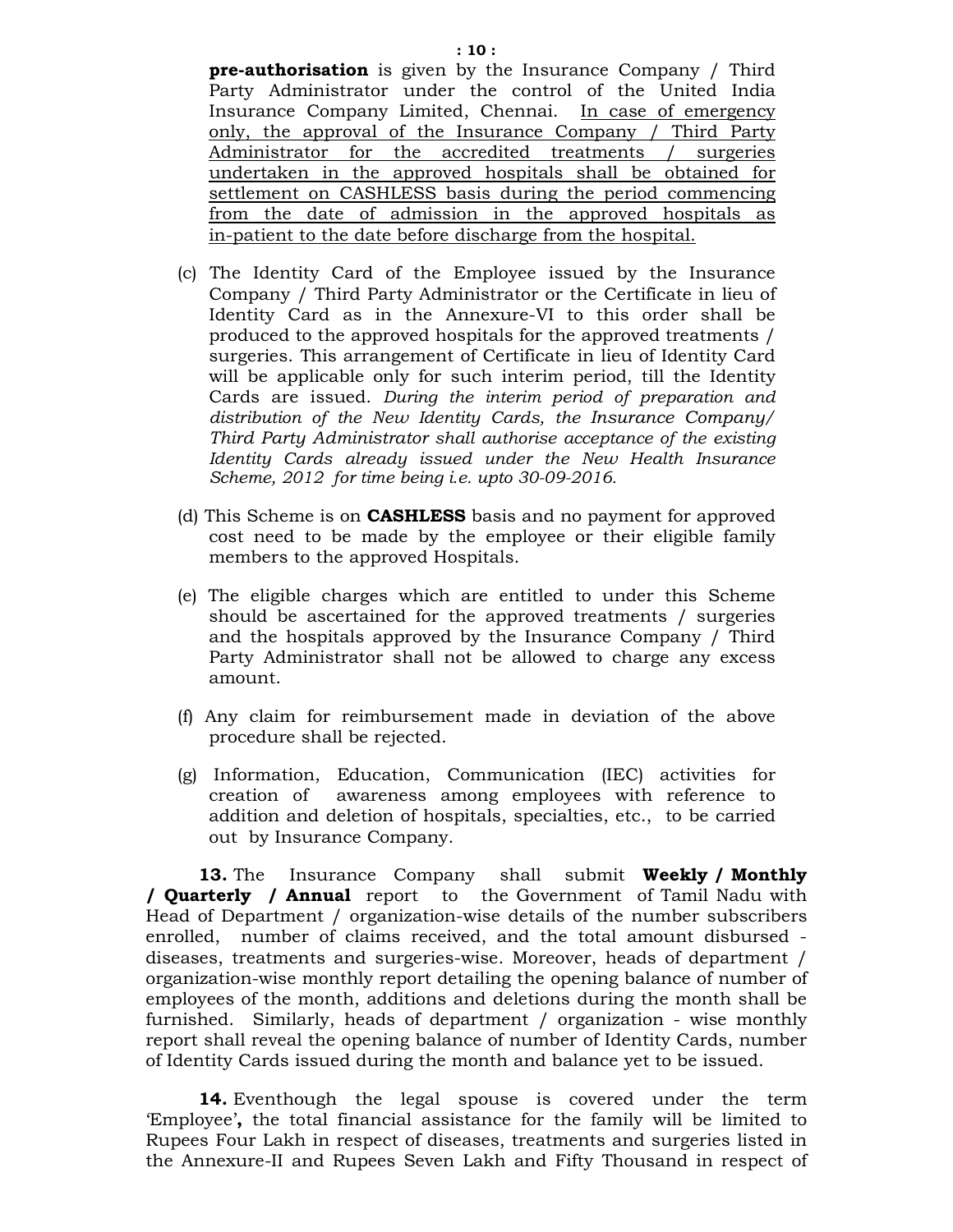**pre-authorisation** is given by the Insurance Company / Third Party Administrator under the control of the United India Insurance Company Limited, Chennai. In case of emergency only, the approval of the Insurance Company / Third Party Administrator for the accredited treatments / surgeries undertaken in the approved hospitals shall be obtained for settlement on CASHLESS basis during the period commencing from the date of admission in the approved hospitals as in-patient to the date before discharge from the hospital.

(c) The Identity Card of the Employee issued by the Insurance Company / Third Party Administrator or the Certificate in lieu of Identity Card as in the Annexure-VI to this order shall be produced to the approved hospitals for the approved treatments / surgeries. This arrangement of Certificate in lieu of Identity Card will be applicable only for such interim period, till the Identity Cards are issued. *During the interim period of preparation and distribution of the New Identity Cards, the Insurance Company/ Third Party Administrator shall authorise acceptance of the existing Identity Cards already issued under the New Health Insurance Scheme, 2012 for time being i.e. upto 30-09-2016.*

(d) This Scheme is on **CASHLESS** basis and no payment for approved cost need to be made by the employee or their eligible family members to the approved Hospitals.

(e) The eligible charges which are entitled to under this Scheme should be ascertained for the approved treatments / surgeries and the hospitals approved by the Insurance Company / Third Party Administrator shall not be allowed to charge any excess amount.

(f) Any claim for reimbursement made in deviation of the above procedure shall be rejected.

(g) Information, Education, Communication (IEC) activities for creation of awareness among employees with reference to addition and deletion of hospitals, specialties, etc., to be carried out by Insurance Company.

**13.** The Insurance Company shall submit **Weekly / Monthly / Quarterly / Annual** report to the Government of Tamil Nadu with Head of Department / organization-wise details of the number subscribers enrolled, number of claims received, and the total amount disbursed - diseases, treatments and surgeries-wise. Moreover, heads of department / organization-wise monthly report detailing the opening balance of number of employees of the month, additions and deletions during the month shall be furnished. Similarly, heads of department / organization - wise monthly report shall reveal the opening balance of number of Identity Cards, number of Identity Cards issued during the month and balance yet to be issued.

**14.** Eventhough the legal spouse is covered under the term 'Employee'**,** the total financial assistance for the family will be limited to Rupees Four Lakh in respect of diseases, treatments and surgeries listed in the Annexure-II and Rupees Seven Lakh and Fifty Thousand in respect of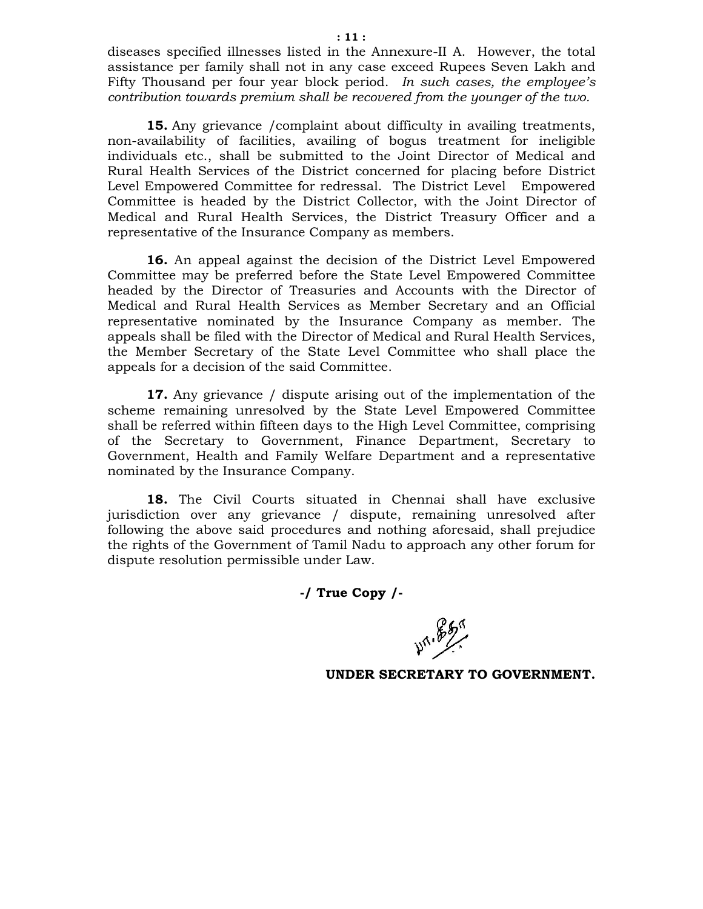diseases specified illnesses listed in the Annexure-II A. However, the total assistance per family shall not in any case exceed Rupees Seven Lakh and Fifty Thousand per four year block period. *In such cases, the employee's contribution towards premium shall be recovered from the younger of the two.*

**15.** Any grievance /complaint about difficulty in availing treatments, non-availability of facilities, availing of bogus treatment for ineligible individuals etc., shall be submitted to the Joint Director of Medical and Rural Health Services of the District concerned for placing before District Level Empowered Committee for redressal. The District Level Empowered Committee is headed by the District Collector, with the Joint Director of Medical and Rural Health Services, the District Treasury Officer and a representative of the Insurance Company as members.

**16.** An appeal against the decision of the District Level Empowered Committee may be preferred before the State Level Empowered Committee headed by the Director of Treasuries and Accounts with the Director of Medical and Rural Health Services as Member Secretary and an Official representative nominated by the Insurance Company as member. The appeals shall be filed with the Director of Medical and Rural Health Services, the Member Secretary of the State Level Committee who shall place the appeals for a decision of the said Committee.

**17.** Any grievance / dispute arising out of the implementation of the scheme remaining unresolved by the State Level Empowered Committee shall be referred within fifteen days to the High Level Committee, comprising of the Secretary to Government, Finance Department, Secretary to Government, Health and Family Welfare Department and a representative nominated by the Insurance Company.

**18.** The Civil Courts situated in Chennai shall have exclusive jurisdiction over any grievance / dispute, remaining unresolved after following the above said procedures and nothing aforesaid, shall prejudice the rights of the Government of Tamil Nadu to approach any other forum for dispute resolution permissible under Law.

**-/ True Copy /-**

**UNDER SECRETARY TO GOVERNMENT.**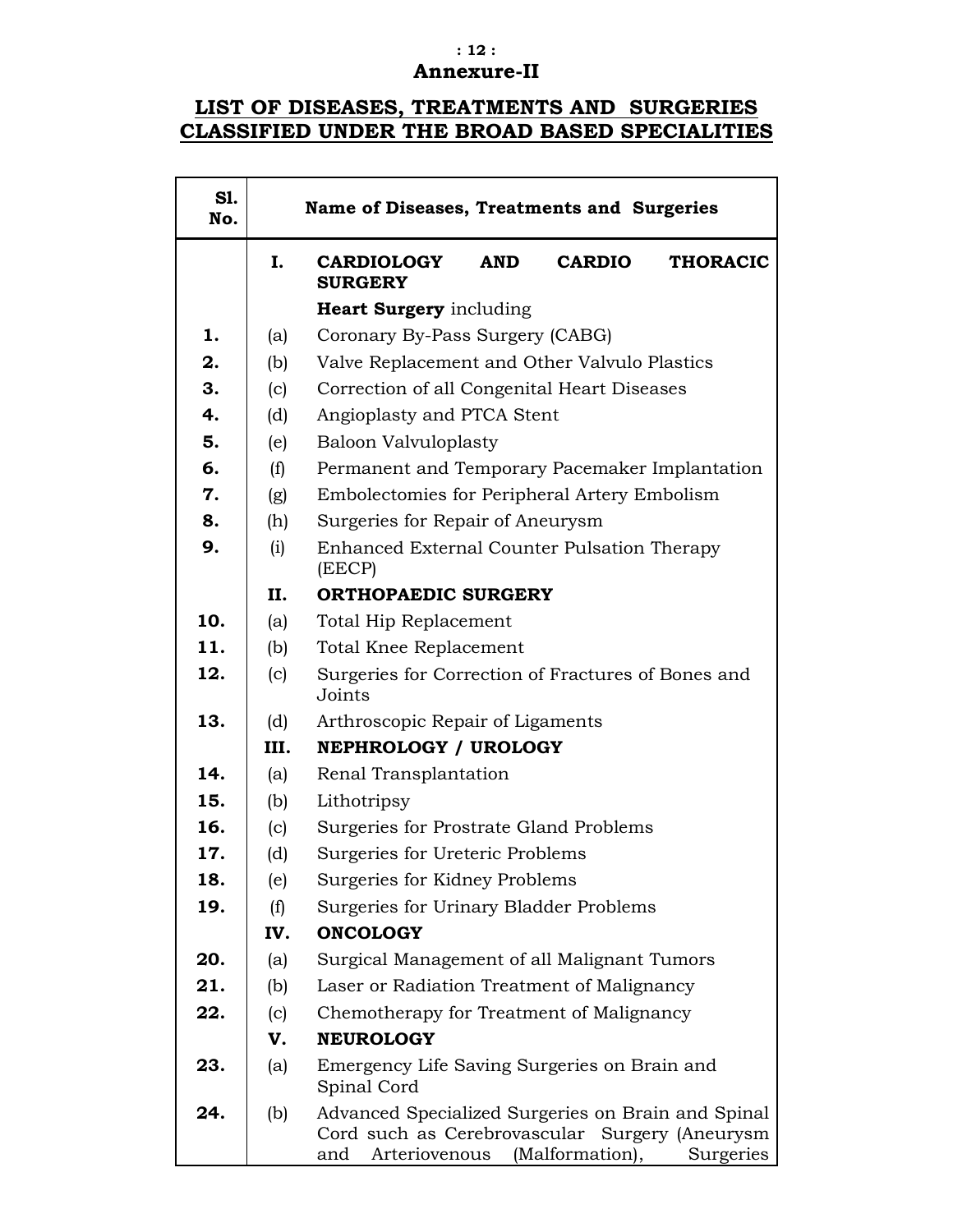## Annexure-II

## LIST OF DISEASES, TREATMENTS AND SURGERIES CLASSIFIED UNDER THE BROAD BASED SPECIALITIES

| Sl. No. | | Name of Diseases, Treatments and Surgeries |
|---|---|---|
| | **I.** | **CARDIOLOGY AND CARDIO THORACIC SURGERY** |
| | | **Heart Surgery** including |
| **1.** | (a) | Coronary By-Pass Surgery (CABG) |
| **2.** | (b) | Valve Replacement and Other Valvulo Plastics |
| **3.** | (c) | Correction of all Congenital Heart Diseases |
| **4.** | (d) | Angioplasty and PTCA Stent |
| **5.** | (e) | Baloon Valvuloplasty |
| **6.** | (f) | Permanent and Temporary Pacemaker Implantation |
| **7.** | (g) | Embolectomies for Peripheral Artery Embolism |
| **8.** | (h) | Surgeries for Repair of Aneurysm |
| **9.** | (i) | Enhanced External Counter Pulsation Therapy (EECP) |
| | **II.** | **ORTHOPAEDIC SURGERY** |
| **10.** | (a) | Total Hip Replacement |
| **11.** | (b) | Total Knee Replacement |
| **12.** | (c) | Surgeries for Correction of Fractures of Bones and Joints |
| **13.** | (d) | Arthroscopic Repair of Ligaments |
| | **III.** | **NEPHROLOGY / UROLOGY** |
| **14.** | (a) | Renal Transplantation |
| **15.** | (b) | Lithotripsy |
| **16.** | (c) | Surgeries for Prostrate Gland Problems |
| **17.** | (d) | Surgeries for Ureteric Problems |
| **18.** | (e) | Surgeries for Kidney Problems |
| **19.** | (f) | Surgeries for Urinary Bladder Problems |
| | **IV.** | **ONCOLOGY** |
| **20.** | (a) | Surgical Management of all Malignant Tumors |
| **21.** | (b) | Laser or Radiation Treatment of Malignancy |
| **22.** | (c) | Chemotherapy for Treatment of Malignancy |
| | **V.** | **NEUROLOGY** |
| **23.** | (a) | Emergency Life Saving Surgeries on Brain and Spinal Cord |
| **24.** | (b) | Advanced Specialized Surgeries on Brain and Spinal Cord such as Cerebrovascular Surgery (Aneurysm and Arteriovenous (Malformation), Surgeries |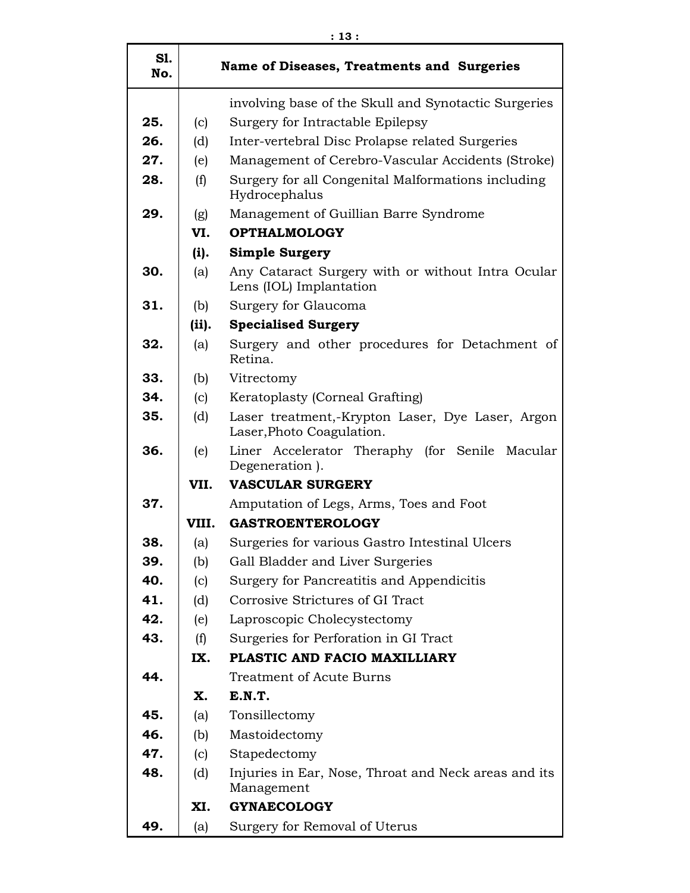| Sl. No. | | Name of Diseases, Treatments and Surgeries |
|---|---|---|
| | | involving base of the Skull and Synotactic Surgeries |
| **25.** | (c) | Surgery for Intractable Epilepsy |
| **26.** | (d) | Inter-vertebral Disc Prolapse related Surgeries |
| **27.** | (e) | Management of Cerebro-Vascular Accidents (Stroke) |
| **28.** | (f) | Surgery for all Congenital Malformations including Hydrocephalus |
| **29.** | (g) | Management of Guillian Barre Syndrome |
| | **VI.** | **OPTHALMOLOGY** |
| | **(i).** | **Simple Surgery** |
| **30.** | (a) | Any Cataract Surgery with or without Intra Ocular Lens (IOL) Implantation |
| **31.** | (b) | Surgery for Glaucoma |
| | **(ii).** | **Specialised Surgery** |
| **32.** | (a) | Surgery and other procedures for Detachment of Retina. |
| **33.** | (b) | Vitrectomy |
| **34.** | (c) | Keratoplasty (Corneal Grafting) |
| **35.** | (d) | Laser treatment,-Krypton Laser, Dye Laser, Argon Laser,Photo Coagulation. |
| **36.** | (e) | Liner Accelerator Theraphy (for Senile Macular Degeneration ). |
| | **VII.** | **VASCULAR SURGERY** |
| **37.** | | Amputation of Legs, Arms, Toes and Foot |
| | **VIII.** | **GASTROENTEROLOGY** |
| **38.** | (a) | Surgeries for various Gastro Intestinal Ulcers |
| **39.** | (b) | Gall Bladder and Liver Surgeries |
| **40.** | (c) | Surgery for Pancreatitis and Appendicitis |
| **41.** | (d) | Corrosive Strictures of GI Tract |
| **42.** | (e) | Laproscopic Cholecystectomy |
| **43.** | (f) | Surgeries for Perforation in GI Tract |
| | **IX.** | **PLASTIC AND FACIO MAXILLIARY** |
| **44.** | | Treatment of Acute Burns |
| | **X.** | **E.N.T.** |
| **45.** | (a) | Tonsillectomy |
| **46.** | (b) | Mastoidectomy |
| **47.** | (c) | Stapedectomy |
| **48.** | (d) | Injuries in Ear, Nose, Throat and Neck areas and its Management |
| | **XI.** | **GYNAECOLOGY** |
| **49.** | (a) | Surgery for Removal of Uterus |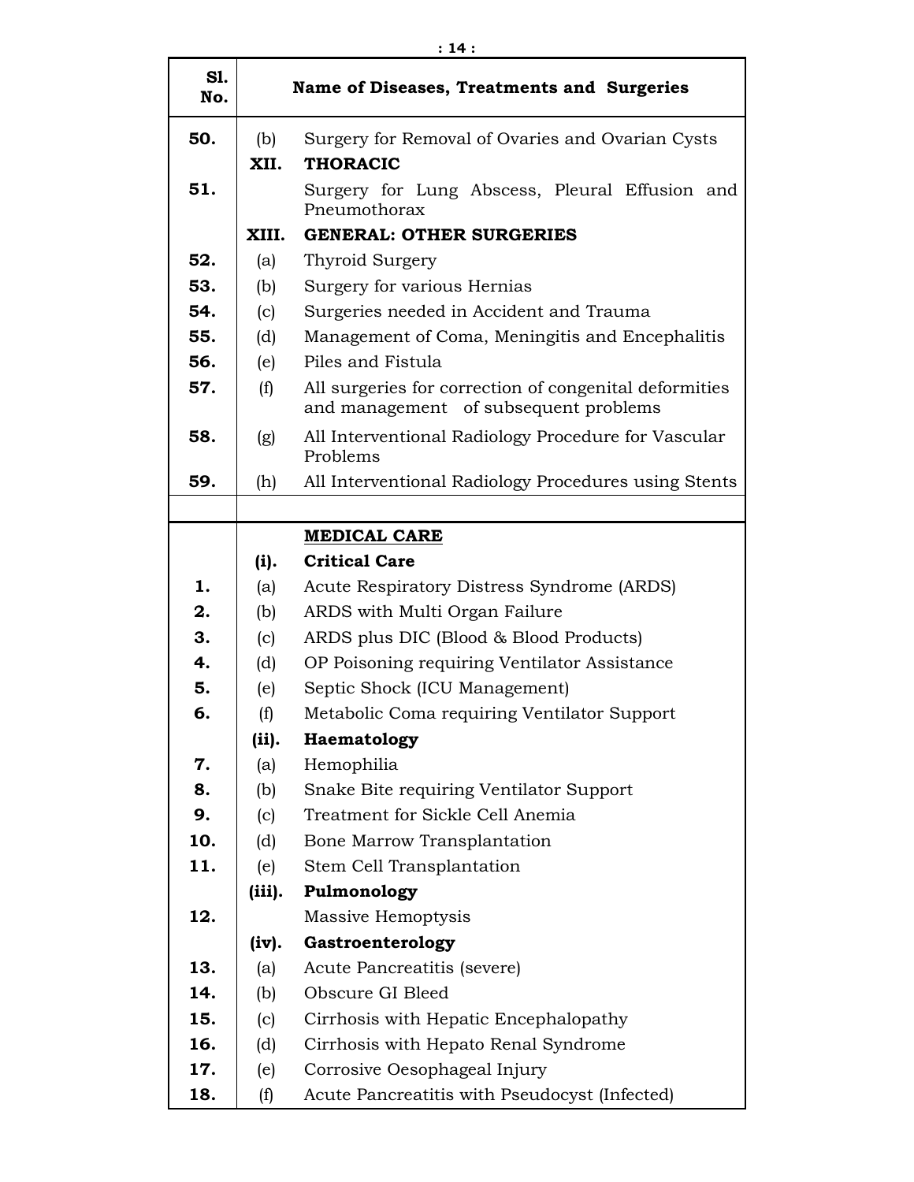| Sl. No. | | Name of Diseases, Treatments and Surgeries |
|---|---|---|
| **50.** | (b) | Surgery for Removal of Ovaries and Ovarian Cysts |
| | **XII.** | **THORACIC** |
| **51.** | | Surgery for Lung Abscess, Pleural Effusion and Pneumothorax |
| | **XIII.** | **GENERAL: OTHER SURGERIES** |
| **52.** | (a) | Thyroid Surgery |
| **53.** | (b) | Surgery for various Hernias |
| **54.** | (c) | Surgeries needed in Accident and Trauma |
| **55.** | (d) | Management of Coma, Meningitis and Encephalitis |
| **56.** | (e) | Piles and Fistula |
| **57.** | (f) | All surgeries for correction of congenital deformities and management of subsequent problems |
| **58.** | (g) | All Interventional Radiology Procedure for Vascular Problems |
| **59.** | (h) | All Interventional Radiology Procedures using Stents |
| | | |
| | | **MEDICAL CARE** |
| | **(i).** | **Critical Care** |
| **1.** | (a) | Acute Respiratory Distress Syndrome (ARDS) |
| **2.** | (b) | ARDS with Multi Organ Failure |
| **3.** | (c) | ARDS plus DIC (Blood & Blood Products) |
| **4.** | (d) | OP Poisoning requiring Ventilator Assistance |
| **5.** | (e) | Septic Shock (ICU Management) |
| **6.** | (f) | Metabolic Coma requiring Ventilator Support |
| | **(ii).** | **Haematology** |
| **7.** | (a) | Hemophilia |
| **8.** | (b) | Snake Bite requiring Ventilator Support |
| **9.** | (c) | Treatment for Sickle Cell Anemia |
| **10.** | (d) | Bone Marrow Transplantation |
| **11.** | (e) | Stem Cell Transplantation |
| | **(iii).** | **Pulmonology** |
| **12.** | | Massive Hemoptysis |
| | **(iv).** | **Gastroenterology** |
| **13.** | (a) | Acute Pancreatitis (severe) |
| **14.** | (b) | Obscure GI Bleed |
| **15.** | (c) | Cirrhosis with Hepatic Encephalopathy |
| **16.** | (d) | Cirrhosis with Hepato Renal Syndrome |
| **17.** | (e) | Corrosive Oesophageal Injury |
| **18.** | (f) | Acute Pancreatitis with Pseudocyst (Infected) |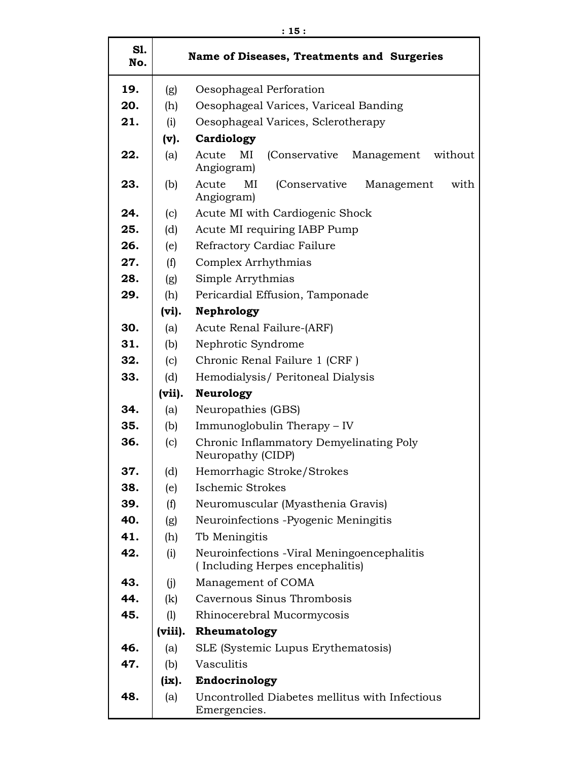| Sl. No. | | Name of Diseases, Treatments and Surgeries |
|---|---|---|
| **19.** | (g) | Oesophageal Perforation |
| **20.** | (h) | Oesophageal Varices, Variceal Banding |
| **21.** | (i) | Oesophageal Varices, Sclerotherapy |
| | **(v).** | **Cardiology** |
| **22.** | (a) | Acute MI (Conservative Management without Angiogram) |
| **23.** | (b) | Acute MI (Conservative Management with Angiogram) |
| **24.** | (c) | Acute MI with Cardiogenic Shock |
| **25.** | (d) | Acute MI requiring IABP Pump |
| **26.** | (e) | Refractory Cardiac Failure |
| **27.** | (f) | Complex Arrhythmias |
| **28.** | (g) | Simple Arrythmias |
| **29.** | (h) | Pericardial Effusion, Tamponade |
| | **(vi).** | **Nephrology** |
| **30.** | (a) | Acute Renal Failure-(ARF) |
| **31.** | (b) | Nephrotic Syndrome |
| **32.** | (c) | Chronic Renal Failure 1 (CRF ) |
| **33.** | (d) | Hemodialysis/ Peritoneal Dialysis |
| | **(vii).** | **Neurology** |
| **34.** | (a) | Neuropathies (GBS) |
| **35.** | (b) | Immunoglobulin Therapy – IV |
| **36.** | (c) | Chronic Inflammatory Demyelinating Poly Neuropathy (CIDP) |
| **37.** | (d) | Hemorrhagic Stroke/Strokes |
| **38.** | (e) | Ischemic Strokes |
| **39.** | (f) | Neuromuscular (Myasthenia Gravis) |
| **40.** | (g) | Neuroinfections -Pyogenic Meningitis |
| **41.** | (h) | Tb Meningitis |
| **42.** | (i) | Neuroinfections -Viral Meningoencephalitis ( Including Herpes encephalitis) |
| **43.** | (j) | Management of COMA |
| **44.** | (k) | Cavernous Sinus Thrombosis |
| **45.** | (l) | Rhinocerebral Mucormycosis |
| | **(viii).** | **Rheumatology** |
| **46.** | (a) | SLE (Systemic Lupus Erythematosis) |
| **47.** | (b) | Vasculitis |
| | **(ix).** | **Endocrinology** |
| **48.** | (a) | Uncontrolled Diabetes mellitus with Infectious Emergencies. |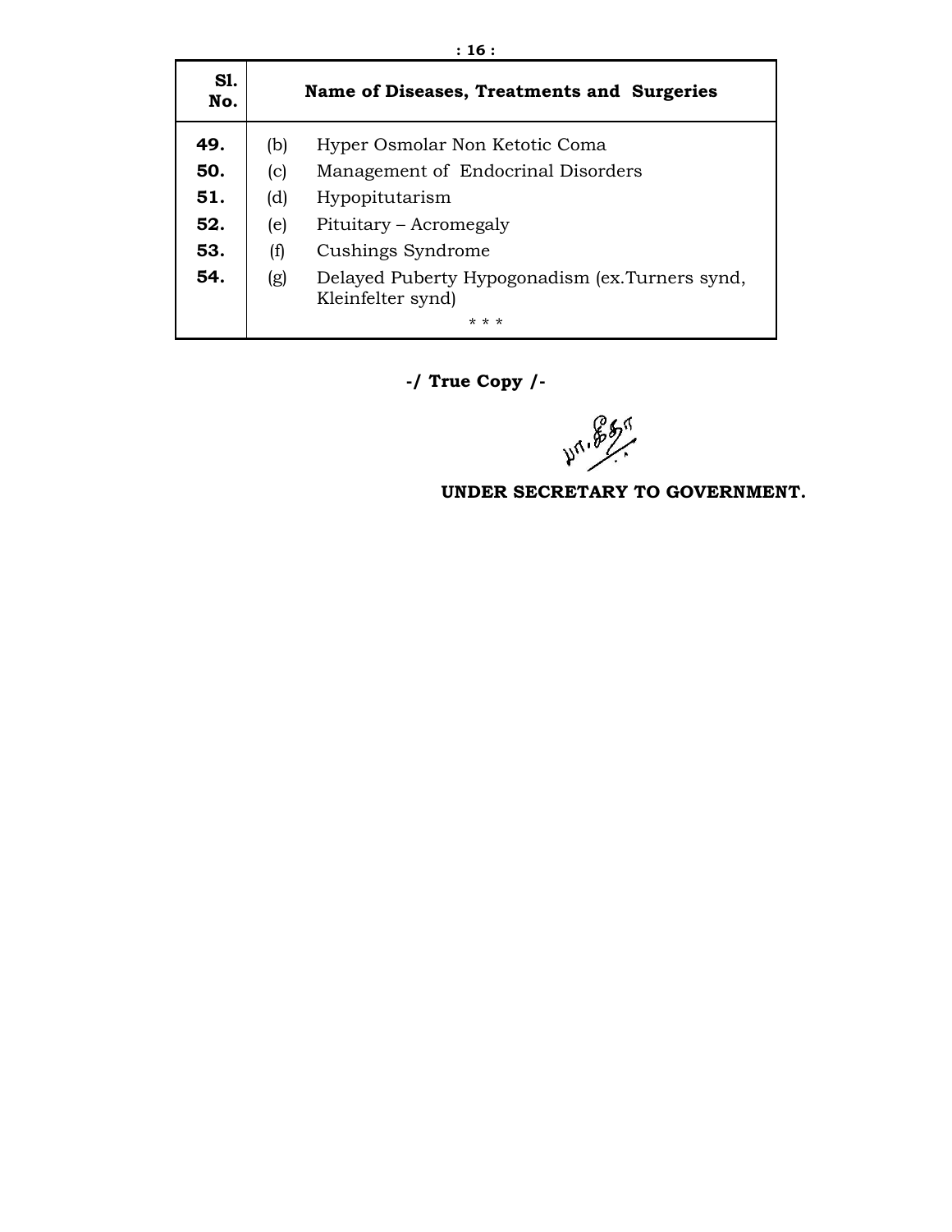| Sl. No. | Name of Diseases, Treatments and Surgeries |
|---|---|
| 49. | (b) Hyper Osmolar Non Ketotic Coma |
| 50. | (c) Management of Endocrinal Disorders |
| 51. | (d) Hypopitutarism |
| 52. | (e) Pituitary – Acromegaly |
| 53. | (f) Cushings Syndrome |
| 54. | (g) Delayed Puberty Hypogonadism (ex.Turners synd, Kleinfelter synd) |

\* \* \*

**-/ True Copy /-**

**UNDER SECRETARY TO GOVERNMENT.**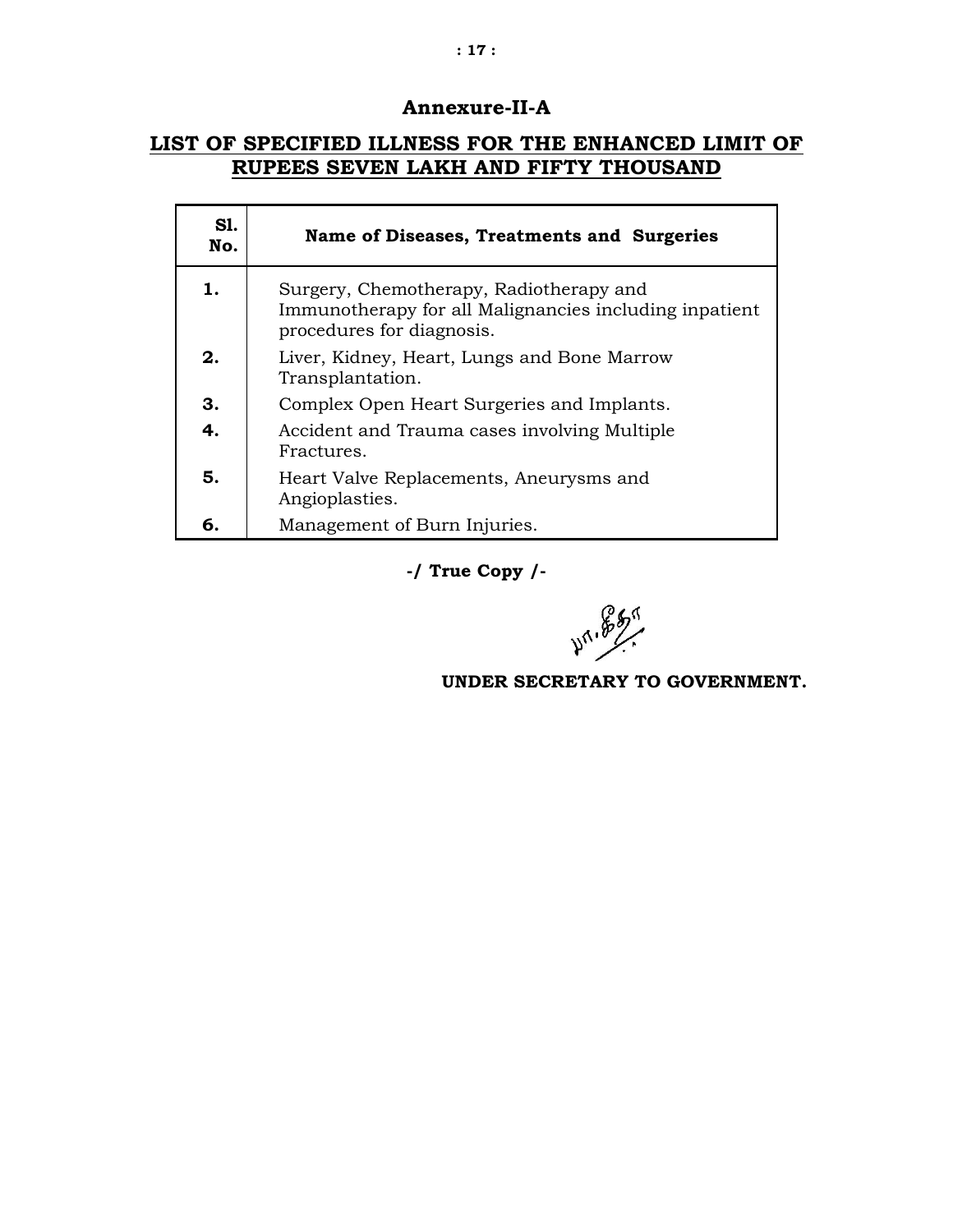## Annexure-II-A

**LIST OF SPECIFIED ILLNESS FOR THE ENHANCED LIMIT OF RUPEES SEVEN LAKH AND FIFTY THOUSAND**

| Sl. No. | Name of Diseases, Treatments and Surgeries |
|---|---|
| **1.** | Surgery, Chemotherapy, Radiotherapy and Immunotherapy for all Malignancies including inpatient procedures for diagnosis. |
| **2.** | Liver, Kidney, Heart, Lungs and Bone Marrow Transplantation. |
| **3.** | Complex Open Heart Surgeries and Implants. |
| **4.** | Accident and Trauma cases involving Multiple Fractures. |
| **5.** | Heart Valve Replacements, Aneurysms and Angioplasties. |
| **6.** | Management of Burn Injuries. |

**-/ True Copy /-**

**UNDER SECRETARY TO GOVERNMENT.**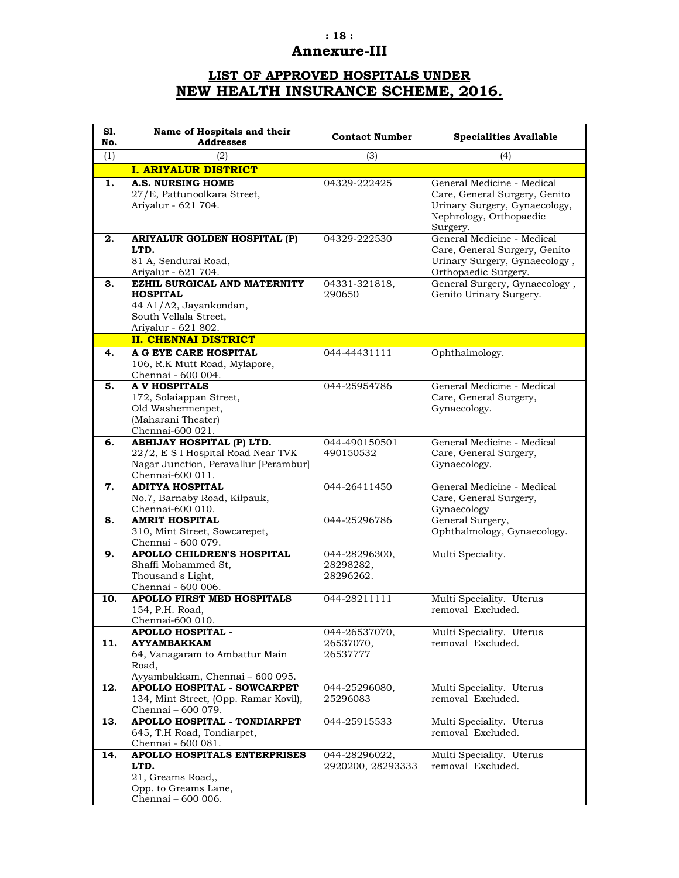# Annexure-III

## LIST OF APPROVED HOSPITALS UNDER NEW HEALTH INSURANCE SCHEME, 2016.

| Sl. No. | Name of Hospitals and their Addresses | Contact Number | Specialities Available |
|---|---|---|---|
| (1) | (2) | (3) | (4) |
| | **I. ARIYALUR DISTRICT** | | |
| **1.** | **A.S. NURSING HOME** 27/E, Pattunoolkara Street, Ariyalur - 621 704. | 04329-222425 | General Medicine - Medical Care, General Surgery, Genito Urinary Surgery, Gynaecology, Nephrology, Orthopaedic Surgery. |
| **2.** | **ARIYALUR GOLDEN HOSPITAL (P) LTD.** 81 A, Sendurai Road, Ariyalur - 621 704. | 04329-222530 | General Medicine - Medical Care, General Surgery, Genito Urinary Surgery, Gynaecology , Orthopaedic Surgery. |
| **3.** | **EZHIL SURGICAL AND MATERNITY HOSPITAL** 44 A1/A2, Jayankondan, South Vellala Street, Ariyalur - 621 802. | 04331-321818, 290650 | General Surgery, Gynaecology , Genito Urinary Surgery. |
| | **II. CHENNAI DISTRICT** | | |
| **4.** | **A G EYE CARE HOSPITAL** 106, R.K Mutt Road, Mylapore, Chennai - 600 004. | 044-44431111 | Ophthalmology. |
| **5.** | **A V HOSPITALS** 172, Solaiappan Street, Old Washermenpet, (Maharani Theater) Chennai-600 021. | 044-25954786 | General Medicine - Medical Care, General Surgery, Gynaecology. |
| **6.** | **ABHIJAY HOSPITAL (P) LTD.** 22/2, E S I Hospital Road Near TVK Nagar Junction, Peravallur [Perambur] Chennai-600 011. | 044-490150501 490150532 | General Medicine - Medical Care, General Surgery, Gynaecology. |
| **7.** | **ADITYA HOSPITAL** No.7, Barnaby Road, Kilpauk, Chennai-600 010. | 044-26411450 | General Medicine - Medical Care, General Surgery, Gynaecology |
| **8.** | **AMRIT HOSPITAL** 310, Mint Street, Sowcarepet, Chennai - 600 079. | 044-25296786 | General Surgery, Ophthalmology, Gynaecology. |
| **9.** | **APOLLO CHILDREN'S HOSPITAL** Shaffi Mohammed St, Thousand's Light, Chennai - 600 006. | 044-28296300, 28298282, 28296262. | Multi Speciality. |
| **10.** | **APOLLO FIRST MED HOSPITALS** 154, P.H. Road, Chennai-600 010. | 044-28211111 | Multi Speciality. Uterus removal Excluded. |
| **11.** | **APOLLO HOSPITAL - AYYAMBAKKAM** 64, Vanagaram to Ambattur Main Road, Ayyambakkam, Chennai – 600 095. | 044-26537070, 26537070, 26537777 | Multi Speciality. Uterus removal Excluded. |
| **12.** | **APOLLO HOSPITAL - SOWCARPET** 134, Mint Street, (Opp. Ramar Kovil), Chennai – 600 079. | 044-25296080, 25296083 | Multi Speciality. Uterus removal Excluded. |
| **13.** | **APOLLO HOSPITAL - TONDIARPET** 645, T.H Road, Tondiarpet, Chennai - 600 081. | 044-25915533 | Multi Speciality. Uterus removal Excluded. |
| **14.** | **APOLLO HOSPITALS ENTERPRISES LTD.** 21, Greams Road,, Opp. to Greams Lane, Chennai – 600 006. | 044-28296022, 2920200, 28293333 | Multi Speciality. Uterus removal Excluded. |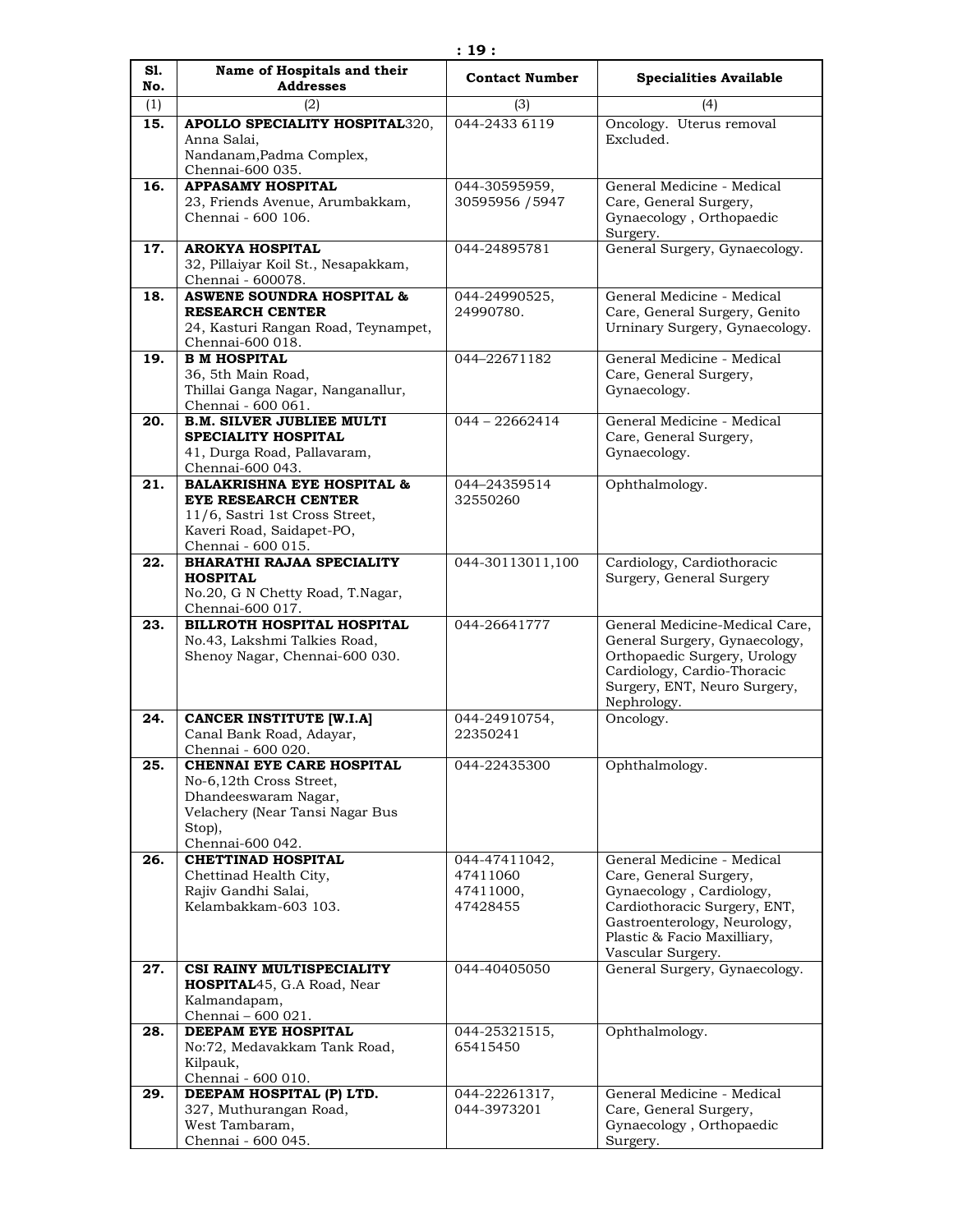| Sl. No. | Name of Hospitals and their Addresses | Contact Number | Specialities Available |
|---|---|---|---|
| (1) | (2) | (3) | (4) |
| **15.** | **APOLLO SPECIALITY HOSPITAL**320, Anna Salai, Nandanam,Padma Complex, Chennai-600 035. | 044-2433 6119 | Oncology. Uterus removal Excluded. |
| **16.** | **APPASAMY HOSPITAL** 23, Friends Avenue, Arumbakkam, Chennai - 600 106. | 044-30595959, 30595956 /5947 | General Medicine - Medical Care, General Surgery, Gynaecology , Orthopaedic Surgery. |
| **17.** | **AROKYA HOSPITAL** 32, Pillaiyar Koil St., Nesapakkam, Chennai - 600078. | 044-24895781 | General Surgery, Gynaecology. |
| **18.** | **ASWENE SOUNDRA HOSPITAL & RESEARCH CENTER** 24, Kasturi Rangan Road, Teynampet, Chennai-600 018. | 044-24990525, 24990780. | General Medicine - Medical Care, General Surgery, Genito Urninary Surgery, Gynaecology. |
| **19.** | **B M HOSPITAL** 36, 5th Main Road, Thillai Ganga Nagar, Nanganallur, Chennai - 600 061. | 044–22671182 | General Medicine - Medical Care, General Surgery, Gynaecology. |
| **20.** | **B.M. SILVER JUBLIEE MULTI SPECIALITY HOSPITAL** 41, Durga Road, Pallavaram, Chennai-600 043. | 044 – 22662414 | General Medicine - Medical Care, General Surgery, Gynaecology. |
| **21.** | **BALAKRISHNA EYE HOSPITAL & EYE RESEARCH CENTER** 11/6, Sastri 1st Cross Street, Kaveri Road, Saidapet-PO, Chennai - 600 015. | 044–24359514 32550260 | Ophthalmology. |
| **22.** | **BHARATHI RAJAA SPECIALITY HOSPITAL** No.20, G N Chetty Road, T.Nagar, Chennai-600 017. | 044-30113011,100 | Cardiology, Cardiothoracic Surgery, General Surgery |
| **23.** | **BILLROTH HOSPITAL HOSPITAL** No.43, Lakshmi Talkies Road, Shenoy Nagar, Chennai-600 030. | 044-26641777 | General Medicine-Medical Care, General Surgery, Gynaecology, Orthopaedic Surgery, Urology Cardiology, Cardio-Thoracic Surgery, ENT, Neuro Surgery, Nephrology. |
| **24.** | **CANCER INSTITUTE [W.I.A]** Canal Bank Road, Adayar, Chennai - 600 020. | 044-24910754, 22350241 | Oncology. |
| **25.** | **CHENNAI EYE CARE HOSPITAL** No-6,12th Cross Street, Dhandeeswaram Nagar, Velachery (Near Tansi Nagar Bus Stop), Chennai-600 042. | 044-22435300 | Ophthalmology. |
| **26.** | **CHETTINAD HOSPITAL** Chettinad Health City, Rajiv Gandhi Salai, Kelambakkam-603 103. | 044-47411042, 47411060 47411000, 47428455 | General Medicine - Medical Care, General Surgery, Gynaecology , Cardiology, Cardiothoracic Surgery, ENT, Gastroenterology, Neurology, Plastic & Facio Maxilliary, Vascular Surgery. |
| **27.** | **CSI RAINY MULTISPECIALITY HOSPITAL**45, G.A Road, Near Kalmandapam, Chennai – 600 021. | 044-40405050 | General Surgery, Gynaecology. |
| **28.** | **DEEPAM EYE HOSPITAL** No:72, Medavakkam Tank Road, Kilpauk, Chennai - 600 010. | 044-25321515, 65415450 | Ophthalmology. |
| **29.** | **DEEPAM HOSPITAL (P) LTD.** 327, Muthurangan Road, West Tambaram, Chennai - 600 045. | 044-22261317, 044-3973201 | General Medicine - Medical Care, General Surgery, Gynaecology , Orthopaedic Surgery. |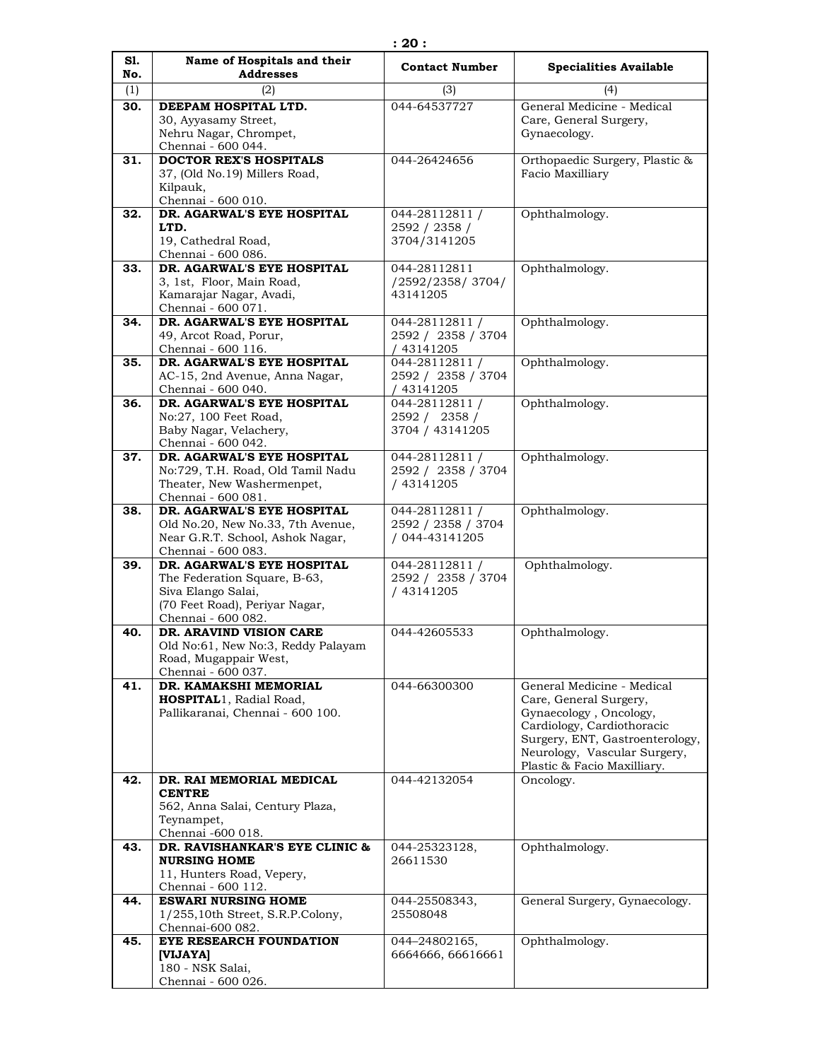| Sl. No. | Name of Hospitals and their Addresses | Contact Number | Specialities Available |
|---|---|---|---|
| (1) | (2) | (3) | (4) |
| **30.** | **DEEPAM HOSPITAL LTD.** 30, Ayyasamy Street, Nehru Nagar, Chrompet, Chennai - 600 044. | 044-64537727 | General Medicine - Medical Care, General Surgery, Gynaecology. |
| **31.** | **DOCTOR REX'S HOSPITALS** 37, (Old No.19) Millers Road, Kilpauk, Chennai - 600 010. | 044-26424656 | Orthopaedic Surgery, Plastic & Facio Maxilliary |
| **32.** | **DR. AGARWAL'S EYE HOSPITAL LTD.** 19, Cathedral Road, Chennai - 600 086. | 044-28112811 / 2592 / 2358 / 3704/3141205 | Ophthalmology. |
| **33.** | **DR. AGARWAL'S EYE HOSPITAL** 3, 1st, Floor, Main Road, Kamarajar Nagar, Avadi, Chennai - 600 071. | 044-28112811 /2592/2358/ 3704/ 43141205 | Ophthalmology. |
| **34.** | **DR. AGARWAL'S EYE HOSPITAL** 49, Arcot Road, Porur, Chennai - 600 116. | 044-28112811 / 2592 / 2358 / 3704 / 43141205 | Ophthalmology. |
| **35.** | **DR. AGARWAL'S EYE HOSPITAL** AC-15, 2nd Avenue, Anna Nagar, Chennai - 600 040. | 044-28112811 / 2592 / 2358 / 3704 / 43141205 | Ophthalmology. |
| **36.** | **DR. AGARWAL'S EYE HOSPITAL** No:27, 100 Feet Road, Baby Nagar, Velachery, Chennai - 600 042. | 044-28112811 / 2592 / 2358 / 3704 / 43141205 | Ophthalmology. |
| **37.** | **DR. AGARWAL'S EYE HOSPITAL** No:729, T.H. Road, Old Tamil Nadu Theater, New Washermenpet, Chennai - 600 081. | 044-28112811 / 2592 / 2358 / 3704 / 43141205 | Ophthalmology. |
| **38.** | **DR. AGARWAL'S EYE HOSPITAL** Old No.20, New No.33, 7th Avenue, Near G.R.T. School, Ashok Nagar, Chennai - 600 083. | 044-28112811 / 2592 / 2358 / 3704 / 044-43141205 | Ophthalmology. |
| **39.** | **DR. AGARWAL'S EYE HOSPITAL** The Federation Square, B-63, Siva Elango Salai, (70 Feet Road), Periyar Nagar, Chennai - 600 082. | 044-28112811 / 2592 / 2358 / 3704 / 43141205 | Ophthalmology. |
| **40.** | **DR. ARAVIND VISION CARE** Old No:61, New No:3, Reddy Palayam Road, Mugappair West, Chennai - 600 037. | 044-42605533 | Ophthalmology. |
| **41.** | **DR. KAMAKSHI MEMORIAL HOSPITAL**1, Radial Road, Pallikaranai, Chennai - 600 100. | 044-66300300 | General Medicine - Medical Care, General Surgery, Gynaecology , Oncology, Cardiology, Cardiothoracic Surgery, ENT, Gastroenterology, Neurology, Vascular Surgery, Plastic & Facio Maxilliary. |
| **42.** | **DR. RAI MEMORIAL MEDICAL CENTRE** 562, Anna Salai, Century Plaza, Teynampet, Chennai -600 018. | 044-42132054 | Oncology. |
| **43.** | **DR. RAVISHANKAR'S EYE CLINIC & NURSING HOME** 11, Hunters Road, Vepery, Chennai - 600 112. | 044-25323128, 26611530 | Ophthalmology. |
| **44.** | **ESWARI NURSING HOME** 1/255,10th Street, S.R.P.Colony, Chennai-600 082. | 044-25508343, 25508048 | General Surgery, Gynaecology. |
| **45.** | **EYE RESEARCH FOUNDATION [VIJAYA]** 180 - NSK Salai, Chennai - 600 026. | 044–24802165, 6664666, 66616661 | Ophthalmology. |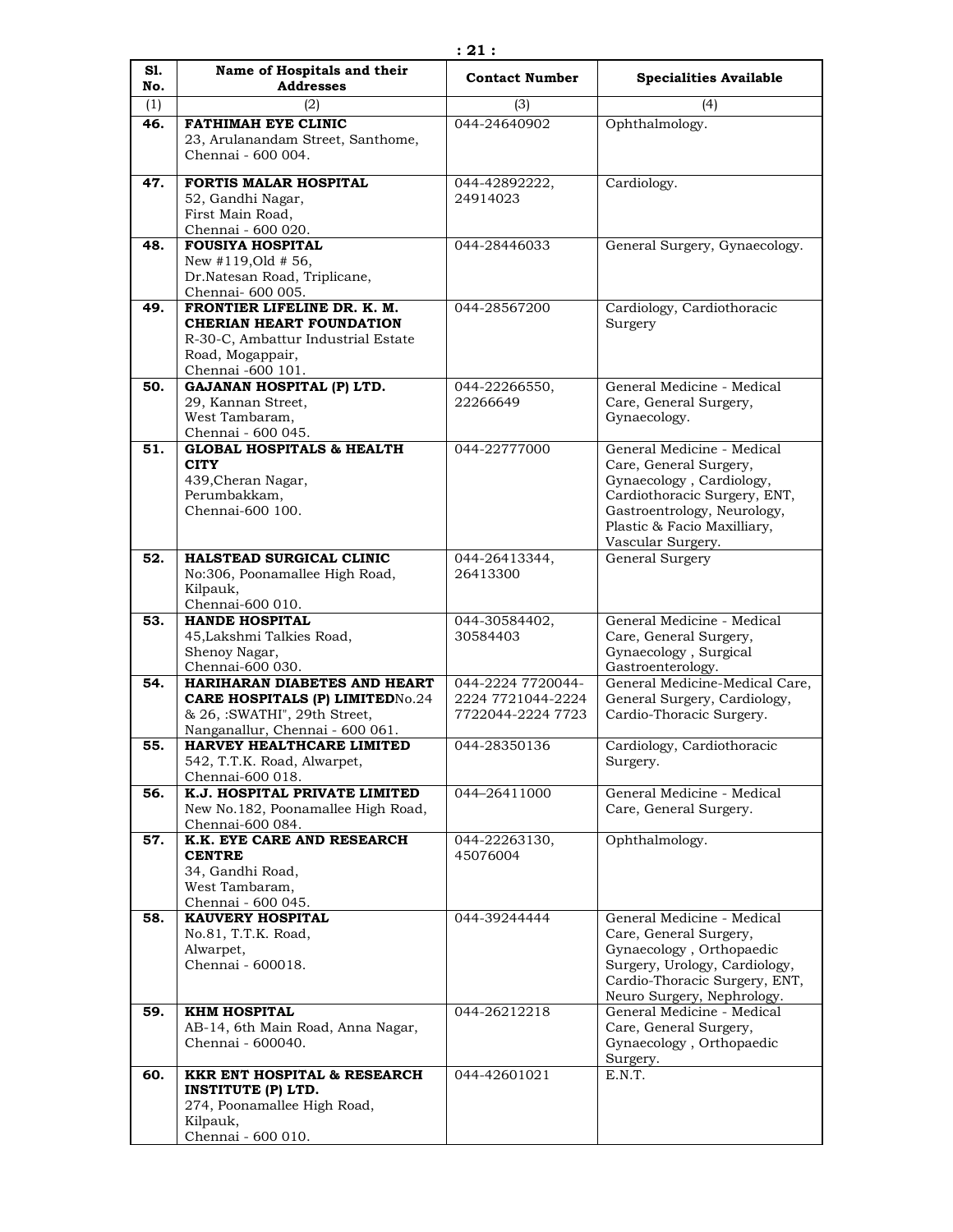| Sl. No. | Name of Hospitals and their Addresses | Contact Number | Specialities Available |
|---|---|---|---|
| (1) | (2) | (3) | (4) |
| **46.** | **FATHIMAH EYE CLINIC** 23, Arulanandam Street, Santhome, Chennai - 600 004. | 044-24640902 | Ophthalmology. |
| **47.** | **FORTIS MALAR HOSPITAL** 52, Gandhi Nagar, First Main Road, Chennai - 600 020. | 044-42892222, 24914023 | Cardiology. |
| **48.** | **FOUSIYA HOSPITAL** New #119,Old # 56, Dr.Natesan Road, Triplicane, Chennai- 600 005. | 044-28446033 | General Surgery, Gynaecology. |
| **49.** | **FRONTIER LIFELINE DR. K. M. CHERIAN HEART FOUNDATION** R-30-C, Ambattur Industrial Estate Road, Mogappair, Chennai -600 101. | 044-28567200 | Cardiology, Cardiothoracic Surgery |
| **50.** | **GAJANAN HOSPITAL (P) LTD.** 29, Kannan Street, West Tambaram, Chennai - 600 045. | 044-22266550, 22266649 | General Medicine - Medical Care, General Surgery, Gynaecology. |
| **51.** | **GLOBAL HOSPITALS & HEALTH CITY** 439,Cheran Nagar, Perumbakkam, Chennai-600 100. | 044-22777000 | General Medicine - Medical Care, General Surgery, Gynaecology , Cardiology, Cardiothoracic Surgery, ENT, Gastroentrology, Neurology, Plastic & Facio Maxilliary, Vascular Surgery. |
| **52.** | **HALSTEAD SURGICAL CLINIC** No:306, Poonamallee High Road, Kilpauk, Chennai-600 010. | 044-26413344, 26413300 | General Surgery |
| **53.** | **HANDE HOSPITAL** 45,Lakshmi Talkies Road, Shenoy Nagar, Chennai-600 030. | 044-30584402, 30584403 | General Medicine - Medical Care, General Surgery, Gynaecology , Surgical Gastroenterology. |
| **54.** | **HARIHARAN DIABETES AND HEART CARE HOSPITALS (P) LIMITED**No.24 & 26, :SWATHI", 29th Street, Nanganallur, Chennai - 600 061. | 044-2224 7720044-2224 7721044-2224 7722044-2224 7723 | General Medicine-Medical Care, General Surgery, Cardiology, Cardio-Thoracic Surgery. |
| **55.** | **HARVEY HEALTHCARE LIMITED** 542, T.T.K. Road, Alwarpet, Chennai-600 018. | 044-28350136 | Cardiology, Cardiothoracic Surgery. |
| **56.** | **K.J. HOSPITAL PRIVATE LIMITED** New No.182, Poonamallee High Road, Chennai-600 084. | 044–26411000 | General Medicine - Medical Care, General Surgery. |
| **57.** | **K.K. EYE CARE AND RESEARCH CENTRE** 34, Gandhi Road, West Tambaram, Chennai - 600 045. | 044-22263130, 45076004 | Ophthalmology. |
| **58.** | **KAUVERY HOSPITAL** No.81, T.T.K. Road, Alwarpet, Chennai - 600018. | 044-39244444 | General Medicine - Medical Care, General Surgery, Gynaecology , Orthopaedic Surgery, Urology, Cardiology, Cardio-Thoracic Surgery, ENT, Neuro Surgery, Nephrology. |
| **59.** | **KHM HOSPITAL** AB-14, 6th Main Road, Anna Nagar, Chennai - 600040. | 044-26212218 | General Medicine - Medical Care, General Surgery, Gynaecology , Orthopaedic Surgery. |
| **60.** | **KKR ENT HOSPITAL & RESEARCH INSTITUTE (P) LTD.** 274, Poonamallee High Road, Kilpauk, Chennai - 600 010. | 044-42601021 | E.N.T. |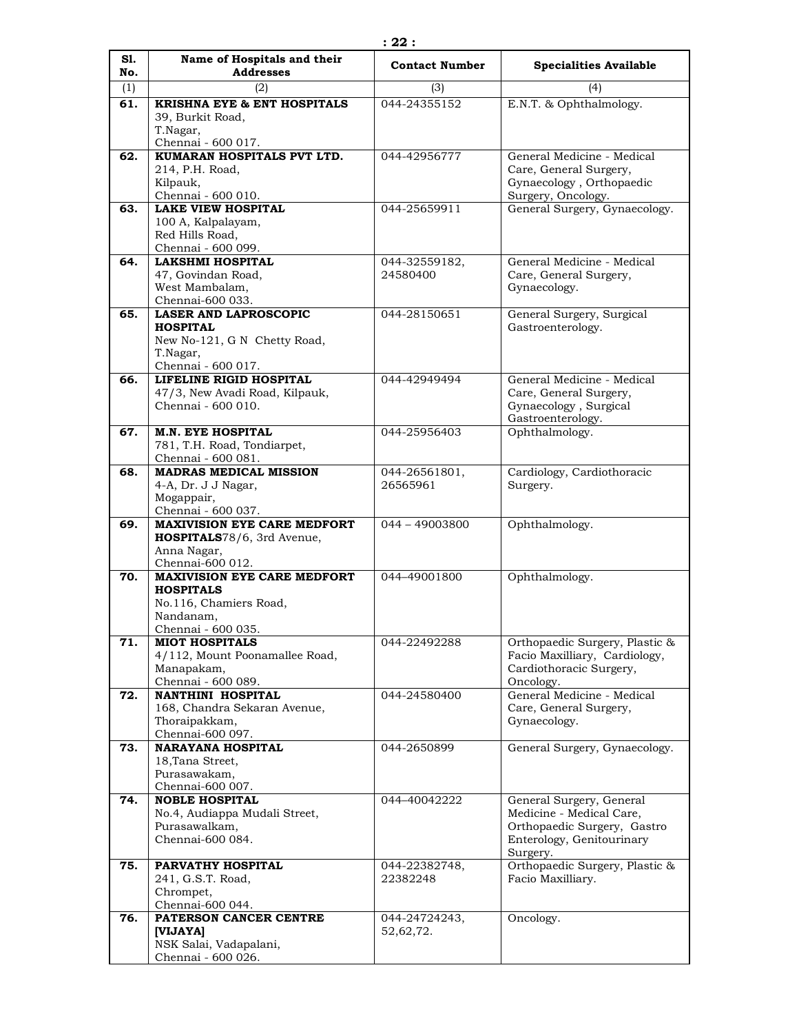| Sl. No. | Name of Hospitals and their Addresses | Contact Number | Specialities Available |
|---|---|---|---|
| (1) | (2) | (3) | (4) |
| 61. | **KRISHNA EYE & ENT HOSPITALS** 39, Burkit Road, T.Nagar, Chennai - 600 017. | 044-24355152 | E.N.T. & Ophthalmology. |
| 62. | **KUMARAN HOSPITALS PVT LTD.** 214, P.H. Road, Kilpauk, Chennai - 600 010. | 044-42956777 | General Medicine - Medical Care, General Surgery, Gynaecology , Orthopaedic Surgery, Oncology. |
| 63. | **LAKE VIEW HOSPITAL** 100 A, Kalpalayam, Red Hills Road, Chennai - 600 099. | 044-25659911 | General Surgery, Gynaecology. |
| 64. | **LAKSHMI HOSPITAL** 47, Govindan Road, West Mambalam, Chennai-600 033. | 044-32559182, 24580400 | General Medicine - Medical Care, General Surgery, Gynaecology. |
| 65. | **LASER AND LAPROSCOPIC HOSPITAL** New No-121, G N Chetty Road, T.Nagar, Chennai - 600 017. | 044-28150651 | General Surgery, Surgical Gastroenterology. |
| 66. | **LIFELINE RIGID HOSPITAL** 47/3, New Avadi Road, Kilpauk, Chennai - 600 010. | 044-42949494 | General Medicine - Medical Care, General Surgery, Gynaecology , Surgical Gastroenterology. |
| 67. | **M.N. EYE HOSPITAL** 781, T.H. Road, Tondiarpet, Chennai - 600 081. | 044-25956403 | Ophthalmology. |
| 68. | **MADRAS MEDICAL MISSION** 4-A, Dr. J J Nagar, Mogappair, Chennai - 600 037. | 044-26561801, 26565961 | Cardiology, Cardiothoracic Surgery. |
| 69. | **MAXIVISION EYE CARE MEDFORT HOSPITALS**78/6, 3rd Avenue, Anna Nagar, Chennai-600 012. | 044 – 49003800 | Ophthalmology. |
| 70. | **MAXIVISION EYE CARE MEDFORT HOSPITALS** No.116, Chamiers Road, Nandanam, Chennai - 600 035. | 044–49001800 | Ophthalmology. |
| 71. | **MIOT HOSPITALS** 4/112, Mount Poonamallee Road, Manapakam, Chennai - 600 089. | 044-22492288 | Orthopaedic Surgery, Plastic & Facio Maxilliary, Cardiology, Cardiothoracic Surgery, Oncology. |
| 72. | **NANTHINI HOSPITAL** 168, Chandra Sekaran Avenue, Thoraipakkam, Chennai-600 097. | 044-24580400 | General Medicine - Medical Care, General Surgery, Gynaecology. |
| 73. | **NARAYANA HOSPITAL** 18,Tana Street, Purasawakam, Chennai-600 007. | 044-2650899 | General Surgery, Gynaecology. |
| 74. | **NOBLE HOSPITAL** No.4, Audiappa Mudali Street, Purasawalkam, Chennai-600 084. | 044–40042222 | General Surgery, General Medicine - Medical Care, Orthopaedic Surgery, Gastro Enterology, Genitourinary Surgery. |
| 75. | **PARVATHY HOSPITAL** 241, G.S.T. Road, Chrompet, Chennai-600 044. | 044-22382748, 22382248 | Orthopaedic Surgery, Plastic & Facio Maxilliary. |
| 76. | **PATERSON CANCER CENTRE [VIJAYA]** NSK Salai, Vadapalani, Chennai - 600 026. | 044-24724243, 52,62,72. | Oncology. |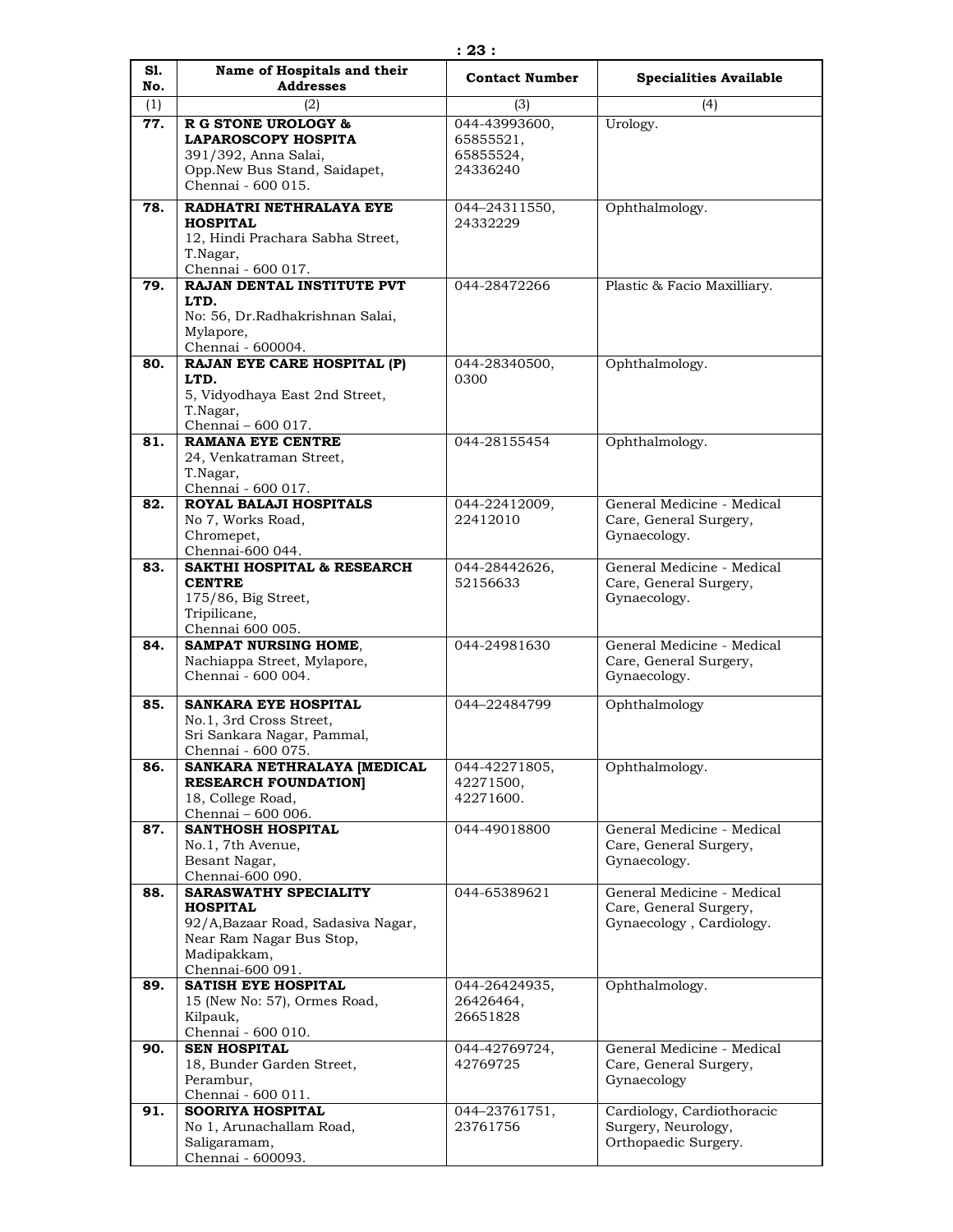| Sl. No. | Name of Hospitals and their Addresses | Contact Number | Specialities Available |
|---|---|---|---|
| (1) | (2) | (3) | (4) |
| 77. | **R G STONE UROLOGY & LAPAROSCOPY HOSPITA** 391/392, Anna Salai, Opp.New Bus Stand, Saidapet, Chennai - 600 015. | 044-43993600, 65855521, 65855524, 24336240 | Urology. |
| 78. | **RADHATRI NETHRALAYA EYE HOSPITAL** 12, Hindi Prachara Sabha Street, T.Nagar, Chennai - 600 017. | 044–24311550, 24332229 | Ophthalmology. |
| 79. | **RAJAN DENTAL INSTITUTE PVT LTD.** No: 56, Dr.Radhakrishnan Salai, Mylapore, Chennai - 600004. | 044-28472266 | Plastic & Facio Maxilliary. |
| 80. | **RAJAN EYE CARE HOSPITAL (P) LTD.** 5, Vidyodhaya East 2nd Street, T.Nagar, Chennai – 600 017. | 044-28340500, 0300 | Ophthalmology. |
| 81. | **RAMANA EYE CENTRE** 24, Venkatraman Street, T.Nagar, Chennai - 600 017. | 044-28155454 | Ophthalmology. |
| 82. | **ROYAL BALAJI HOSPITALS** No 7, Works Road, Chromepet, Chennai-600 044. | 044-22412009, 22412010 | General Medicine - Medical Care, General Surgery, Gynaecology. |
| 83. | **SAKTHI HOSPITAL & RESEARCH CENTRE** 175/86, Big Street, Tripilicane, Chennai 600 005. | 044-28442626, 52156633 | General Medicine - Medical Care, General Surgery, Gynaecology. |
| 84. | **SAMPAT NURSING HOME**, Nachiappa Street, Mylapore, Chennai - 600 004. | 044-24981630 | General Medicine - Medical Care, General Surgery, Gynaecology. |
| 85. | **SANKARA EYE HOSPITAL** No.1, 3rd Cross Street, Sri Sankara Nagar, Pammal, Chennai - 600 075. | 044–22484799 | Ophthalmology |
| 86. | **SANKARA NETHRALAYA [MEDICAL RESEARCH FOUNDATION]** 18, College Road, Chennai – 600 006. | 044-42271805, 42271500, 42271600. | Ophthalmology. |
| 87. | **SANTHOSH HOSPITAL** No.1, 7th Avenue, Besant Nagar, Chennai-600 090. | 044-49018800 | General Medicine - Medical Care, General Surgery, Gynaecology. |
| 88. | **SARASWATHY SPECIALITY HOSPITAL** 92/A,Bazaar Road, Sadasiva Nagar, Near Ram Nagar Bus Stop, Madipakkam, Chennai-600 091. | 044-65389621 | General Medicine - Medical Care, General Surgery, Gynaecology , Cardiology. |
| 89. | **SATISH EYE HOSPITAL** 15 (New No: 57), Ormes Road, Kilpauk, Chennai - 600 010. | 044-26424935, 26426464, 26651828 | Ophthalmology. |
| 90. | **SEN HOSPITAL** 18, Bunder Garden Street, Perambur, Chennai - 600 011. | 044-42769724, 42769725 | General Medicine - Medical Care, General Surgery, Gynaecology |
| 91. | **SOORIYA HOSPITAL** No 1, Arunachallam Road, Saligaramam, Chennai - 600093. | 044–23761751, 23761756 | Cardiology, Cardiothoracic Surgery, Neurology, Orthopaedic Surgery. |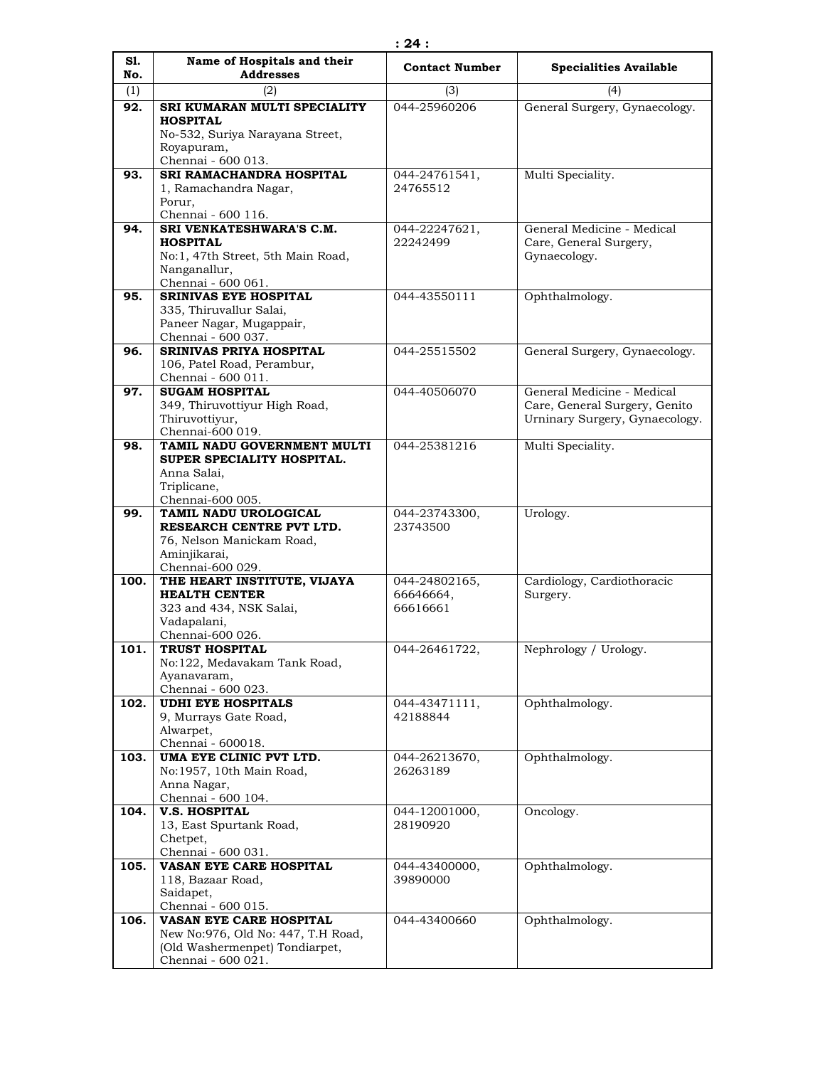| Sl. No. | Name of Hospitals and their Addresses | Contact Number | Specialities Available |
|---|---|---|---|
| (1) | (2) | (3) | (4) |
| **92.** | **SRI KUMARAN MULTI SPECIALITY HOSPITAL** No-532, Suriya Narayana Street, Royapuram, Chennai - 600 013. | 044-25960206 | General Surgery, Gynaecology. |
| **93.** | **SRI RAMACHANDRA HOSPITAL** 1, Ramachandra Nagar, Porur, Chennai - 600 116. | 044-24761541, 24765512 | Multi Speciality. |
| **94.** | **SRI VENKATESHWARA'S C.M. HOSPITAL** No:1, 47th Street, 5th Main Road, Nanganallur, Chennai - 600 061. | 044-22247621, 22242499 | General Medicine - Medical Care, General Surgery, Gynaecology. |
| **95.** | **SRINIVAS EYE HOSPITAL** 335, Thiruvallur Salai, Paneer Nagar, Mugappair, Chennai - 600 037. | 044-43550111 | Ophthalmology. |
| **96.** | **SRINIVAS PRIYA HOSPITAL** 106, Patel Road, Perambur, Chennai - 600 011. | 044-25515502 | General Surgery, Gynaecology. |
| **97.** | **SUGAM HOSPITAL** 349, Thiruvottiyur High Road, Thiruvottiyur, Chennai-600 019. | 044-40506070 | General Medicine - Medical Care, General Surgery, Genito Urninary Surgery, Gynaecology. |
| **98.** | **TAMIL NADU GOVERNMENT MULTI SUPER SPECIALITY HOSPITAL.** Anna Salai, Triplicane, Chennai-600 005. | 044-25381216 | Multi Speciality. |
| **99.** | **TAMIL NADU UROLOGICAL RESEARCH CENTRE PVT LTD.** 76, Nelson Manickam Road, Aminjikarai, Chennai-600 029. | 044-23743300, 23743500 | Urology. |
| **100.** | **THE HEART INSTITUTE, VIJAYA HEALTH CENTER** 323 and 434, NSK Salai, Vadapalani, Chennai-600 026. | 044-24802165, 66646664, 66616661 | Cardiology, Cardiothoracic Surgery. |
| **101.** | **TRUST HOSPITAL** No:122, Medavakam Tank Road, Ayanavaram, Chennai - 600 023. | 044-26461722, | Nephrology / Urology. |
| **102.** | **UDHI EYE HOSPITALS** 9, Murrays Gate Road, Alwarpet, Chennai - 600018. | 044-43471111, 42188844 | Ophthalmology. |
| **103.** | **UMA EYE CLINIC PVT LTD.** No:1957, 10th Main Road, Anna Nagar, Chennai - 600 104. | 044-26213670, 26263189 | Ophthalmology. |
| **104.** | **V.S. HOSPITAL** 13, East Spurtank Road, Chetpet, Chennai - 600 031. | 044-12001000, 28190920 | Oncology. |
| **105.** | **VASAN EYE CARE HOSPITAL** 118, Bazaar Road, Saidapet, Chennai - 600 015. | 044-43400000, 39890000 | Ophthalmology. |
| **106.** | **VASAN EYE CARE HOSPITAL** New No:976, Old No: 447, T.H Road, (Old Washermenpet) Tondiarpet, Chennai - 600 021. | 044-43400660 | Ophthalmology. |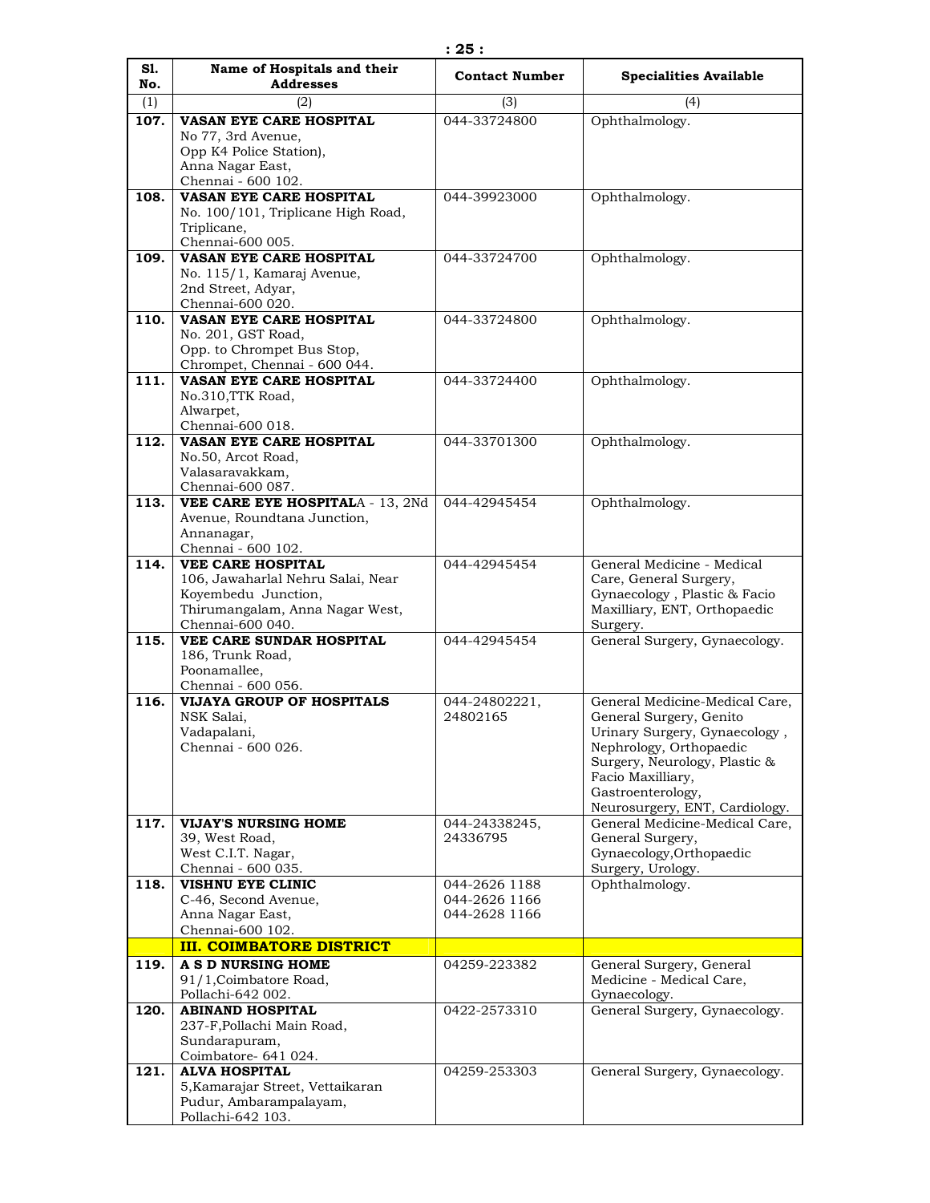| Sl. No. | Name of Hospitals and their Addresses | Contact Number | Specialities Available |
|---|---|---|---|
| (1) | (2) | (3) | (4) |
| **107.** | **VASAN EYE CARE HOSPITAL** No 77, 3rd Avenue, Opp K4 Police Station), Anna Nagar East, Chennai - 600 102. | 044-33724800 | Ophthalmology. |
| **108.** | **VASAN EYE CARE HOSPITAL** No. 100/101, Triplicane High Road, Triplicane, Chennai-600 005. | 044-39923000 | Ophthalmology. |
| **109.** | **VASAN EYE CARE HOSPITAL** No. 115/1, Kamaraj Avenue, 2nd Street, Adyar, Chennai-600 020. | 044-33724700 | Ophthalmology. |
| **110.** | **VASAN EYE CARE HOSPITAL** No. 201, GST Road, Opp. to Chrompet Bus Stop, Chrompet, Chennai - 600 044. | 044-33724800 | Ophthalmology. |
| **111.** | **VASAN EYE CARE HOSPITAL** No.310,TTK Road, Alwarpet, Chennai-600 018. | 044-33724400 | Ophthalmology. |
| **112.** | **VASAN EYE CARE HOSPITAL** No.50, Arcot Road, Valasaravakkam, Chennai-600 087. | 044-33701300 | Ophthalmology. |
| **113.** | **VEE CARE EYE HOSPITAL**A - 13, 2Nd Avenue, Roundtana Junction, Annanagar, Chennai - 600 102. | 044-42945454 | Ophthalmology. |
| **114.** | **VEE CARE HOSPITAL** 106, Jawaharlal Nehru Salai, Near Koyembedu Junction, Thirumangalam, Anna Nagar West, Chennai-600 040. | 044-42945454 | General Medicine - Medical Care, General Surgery, Gynaecology , Plastic & Facio Maxilliary, ENT, Orthopaedic Surgery. |
| **115.** | **VEE CARE SUNDAR HOSPITAL** 186, Trunk Road, Poonamallee, Chennai - 600 056. | 044-42945454 | General Surgery, Gynaecology. |
| **116.** | **VIJAYA GROUP OF HOSPITALS** NSK Salai, Vadapalani, Chennai - 600 026. | 044-24802221, 24802165 | General Medicine-Medical Care, General Surgery, Genito Urinary Surgery, Gynaecology , Nephrology, Orthopaedic Surgery, Neurology, Plastic & Facio Maxilliary, Gastroenterology, Neurosurgery, ENT, Cardiology. |
| **117.** | **VIJAY'S NURSING HOME** 39, West Road, West C.I.T. Nagar, Chennai - 600 035. | 044-24338245, 24336795 | General Medicine-Medical Care, General Surgery, Gynaecology,Orthopaedic Surgery, Urology. |
| **118.** | **VISHNU EYE CLINIC** C-46, Second Avenue, Anna Nagar East, Chennai-600 102. | 044-2626 1188 044-2626 1166 044-2628 1166 | Ophthalmology. |
| | **III. COIMBATORE DISTRICT** | | |
| **119.** | **A S D NURSING HOME** 91/1,Coimbatore Road, Pollachi-642 002. | 04259-223382 | General Surgery, General Medicine - Medical Care, Gynaecology. |
| **120.** | **ABINAND HOSPITAL** 237-F,Pollachi Main Road, Sundarapuram, Coimbatore- 641 024. | 0422-2573310 | General Surgery, Gynaecology. |
| **121.** | **ALVA HOSPITAL** 5,Kamarajar Street, Vettaikaran Pudur, Ambarampalayam, Pollachi-642 103. | 04259-253303 | General Surgery, Gynaecology. |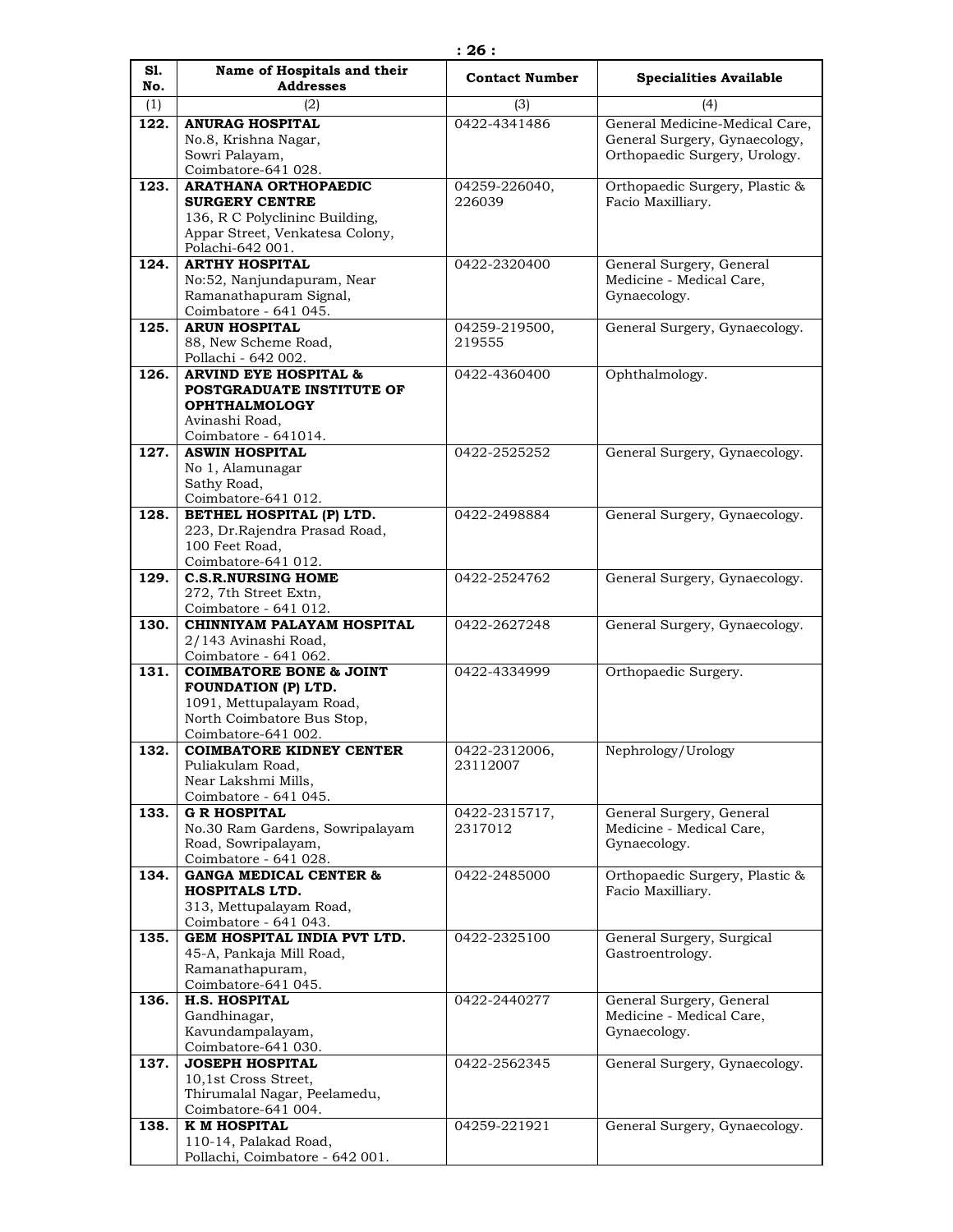| Sl. No. | Name of Hospitals and their Addresses | Contact Number | Specialities Available |
|---|---|---|---|
| (1) | (2) | (3) | (4) |
| 122. | **ANURAG HOSPITAL** No.8, Krishna Nagar, Sowri Palayam, Coimbatore-641 028. | 0422-4341486 | General Medicine-Medical Care, General Surgery, Gynaecology, Orthopaedic Surgery, Urology. |
| 123. | **ARATHANA ORTHOPAEDIC SURGERY CENTRE** 136, R C Polyclininc Building, Appar Street, Venkatesa Colony, Polachi-642 001. | 04259-226040, 226039 | Orthopaedic Surgery, Plastic & Facio Maxilliary. |
| 124. | **ARTHY HOSPITAL** No:52, Nanjundapuram, Near Ramanathapuram Signal, Coimbatore - 641 045. | 0422-2320400 | General Surgery, General Medicine - Medical Care, Gynaecology. |
| 125. | **ARUN HOSPITAL** 88, New Scheme Road, Pollachi - 642 002. | 04259-219500, 219555 | General Surgery, Gynaecology. |
| 126. | **ARVIND EYE HOSPITAL & POSTGRADUATE INSTITUTE OF OPHTHALMOLOGY** Avinashi Road, Coimbatore - 641014. | 0422-4360400 | Ophthalmology. |
| 127. | **ASWIN HOSPITAL** No 1, Alamunagar Sathy Road, Coimbatore-641 012. | 0422-2525252 | General Surgery, Gynaecology. |
| 128. | **BETHEL HOSPITAL (P) LTD.** 223, Dr.Rajendra Prasad Road, 100 Feet Road, Coimbatore-641 012. | 0422-2498884 | General Surgery, Gynaecology. |
| 129. | **C.S.R.NURSING HOME** 272, 7th Street Extn, Coimbatore - 641 012. | 0422-2524762 | General Surgery, Gynaecology. |
| 130. | **CHINNIYAM PALAYAM HOSPITAL** 2/143 Avinashi Road, Coimbatore - 641 062. | 0422-2627248 | General Surgery, Gynaecology. |
| 131. | **COIMBATORE BONE & JOINT FOUNDATION (P) LTD.** 1091, Mettupalayam Road, North Coimbatore Bus Stop, Coimbatore-641 002. | 0422-4334999 | Orthopaedic Surgery. |
| 132. | **COIMBATORE KIDNEY CENTER** Puliakulam Road, Near Lakshmi Mills, Coimbatore - 641 045. | 0422-2312006, 23112007 | Nephrology/Urology |
| 133. | **G R HOSPITAL** No.30 Ram Gardens, Sowripalayam Road, Sowripalayam, Coimbatore - 641 028. | 0422-2315717, 2317012 | General Surgery, General Medicine - Medical Care, Gynaecology. |
| 134. | **GANGA MEDICAL CENTER & HOSPITALS LTD.** 313, Mettupalayam Road, Coimbatore - 641 043. | 0422-2485000 | Orthopaedic Surgery, Plastic & Facio Maxilliary. |
| 135. | **GEM HOSPITAL INDIA PVT LTD.** 45-A, Pankaja Mill Road, Ramanathapuram, Coimbatore-641 045. | 0422-2325100 | General Surgery, Surgical Gastroentrology. |
| 136. | **H.S. HOSPITAL** Gandhinagar, Kavundampalayam, Coimbatore-641 030. | 0422-2440277 | General Surgery, General Medicine - Medical Care, Gynaecology. |
| 137. | **JOSEPH HOSPITAL** 10,1st Cross Street, Thirumalal Nagar, Peelamedu, Coimbatore-641 004. | 0422-2562345 | General Surgery, Gynaecology. |
| 138. | **K M HOSPITAL** 110-14, Palakad Road, Pollachi, Coimbatore - 642 001. | 04259-221921 | General Surgery, Gynaecology. |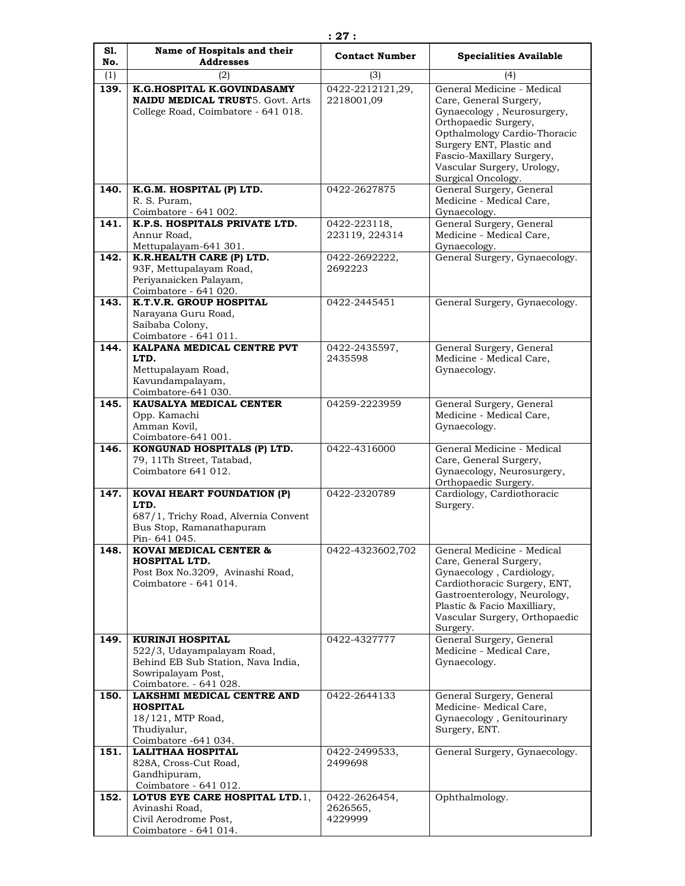| Sl. No. | Name of Hospitals and their Addresses | Contact Number | Specialities Available |
|---|---|---|---|
| (1) | (2) | (3) | (4) |
| **139.** | **K.G.HOSPITAL K.GOVINDASAMY NAIDU MEDICAL TRUST**5. Govt. Arts College Road, Coimbatore - 641 018. | 0422-2212121,29, 2218001,09 | General Medicine - Medical Care, General Surgery, Gynaecology , Neurosurgery, Orthopaedic Surgery, Opthalmology Cardio-Thoracic Surgery ENT, Plastic and Fascio-Maxillary Surgery, Vascular Surgery, Urology, Surgical Oncology. |
| **140.** | **K.G.M. HOSPITAL (P) LTD.** R. S. Puram, Coimbatore - 641 002. | 0422-2627875 | General Surgery, General Medicine - Medical Care, Gynaecology. |
| **141.** | **K.P.S. HOSPITALS PRIVATE LTD.** Annur Road, Mettupalayam-641 301. | 0422-223118, 223119, 224314 | General Surgery, General Medicine - Medical Care, Gynaecology. |
| **142.** | **K.R.HEALTH CARE (P) LTD.** 93F, Mettupalayam Road, Periyanaicken Palayam, Coimbatore - 641 020. | 0422-2692222, 2692223 | General Surgery, Gynaecology. |
| **143.** | **K.T.V.R. GROUP HOSPITAL** Narayana Guru Road, Saibaba Colony, Coimbatore - 641 011. | 0422-2445451 | General Surgery, Gynaecology. |
| **144.** | **KALPANA MEDICAL CENTRE PVT LTD.** Mettupalayam Road, Kavundampalayam, Coimbatore-641 030. | 0422-2435597, 2435598 | General Surgery, General Medicine - Medical Care, Gynaecology. |
| **145.** | **KAUSALYA MEDICAL CENTER** Opp. Kamachi Amman Kovil, Coimbatore-641 001. | 04259-2223959 | General Surgery, General Medicine - Medical Care, Gynaecology. |
| **146.** | **KONGUNAD HOSPITALS (P) LTD.** 79, 11Th Street, Tatabad, Coimbatore 641 012. | 0422-4316000 | General Medicine - Medical Care, General Surgery, Gynaecology, Neurosurgery, Orthopaedic Surgery. |
| **147.** | **KOVAI HEART FOUNDATION (P) LTD.** 687/1, Trichy Road, Alvernia Convent Bus Stop, Ramanathapuram Pin- 641 045. | 0422-2320789 | Cardiology, Cardiothoracic Surgery. |
| **148.** | **KOVAI MEDICAL CENTER & HOSPITAL LTD.** Post Box No.3209, Avinashi Road, Coimbatore - 641 014. | 0422-4323602,702 | General Medicine - Medical Care, General Surgery, Gynaecology , Cardiology, Cardiothoracic Surgery, ENT, Gastroenterology, Neurology, Plastic & Facio Maxilliary, Vascular Surgery, Orthopaedic Surgery. |
| **149.** | **KURINJI HOSPITAL** 522/3, Udayampalayam Road, Behind EB Sub Station, Nava India, Sowripalayam Post, Coimbatore. - 641 028. | 0422-4327777 | General Surgery, General Medicine - Medical Care, Gynaecology. |
| **150.** | **LAKSHMI MEDICAL CENTRE AND HOSPITAL** 18/121, MTP Road, Thudiyalur, Coimbatore -641 034. | 0422-2644133 | General Surgery, General Medicine- Medical Care, Gynaecology , Genitourinary Surgery, ENT. |
| **151.** | **LALITHAA HOSPITAL** 828A, Cross-Cut Road, Gandhipuram, Coimbatore - 641 012. | 0422-2499533, 2499698 | General Surgery, Gynaecology. |
| **152.** | **LOTUS EYE CARE HOSPITAL LTD.**1, Avinashi Road, Civil Aerodrome Post, Coimbatore - 641 014. | 0422-2626454, 2626565, 4229999 | Ophthalmology. |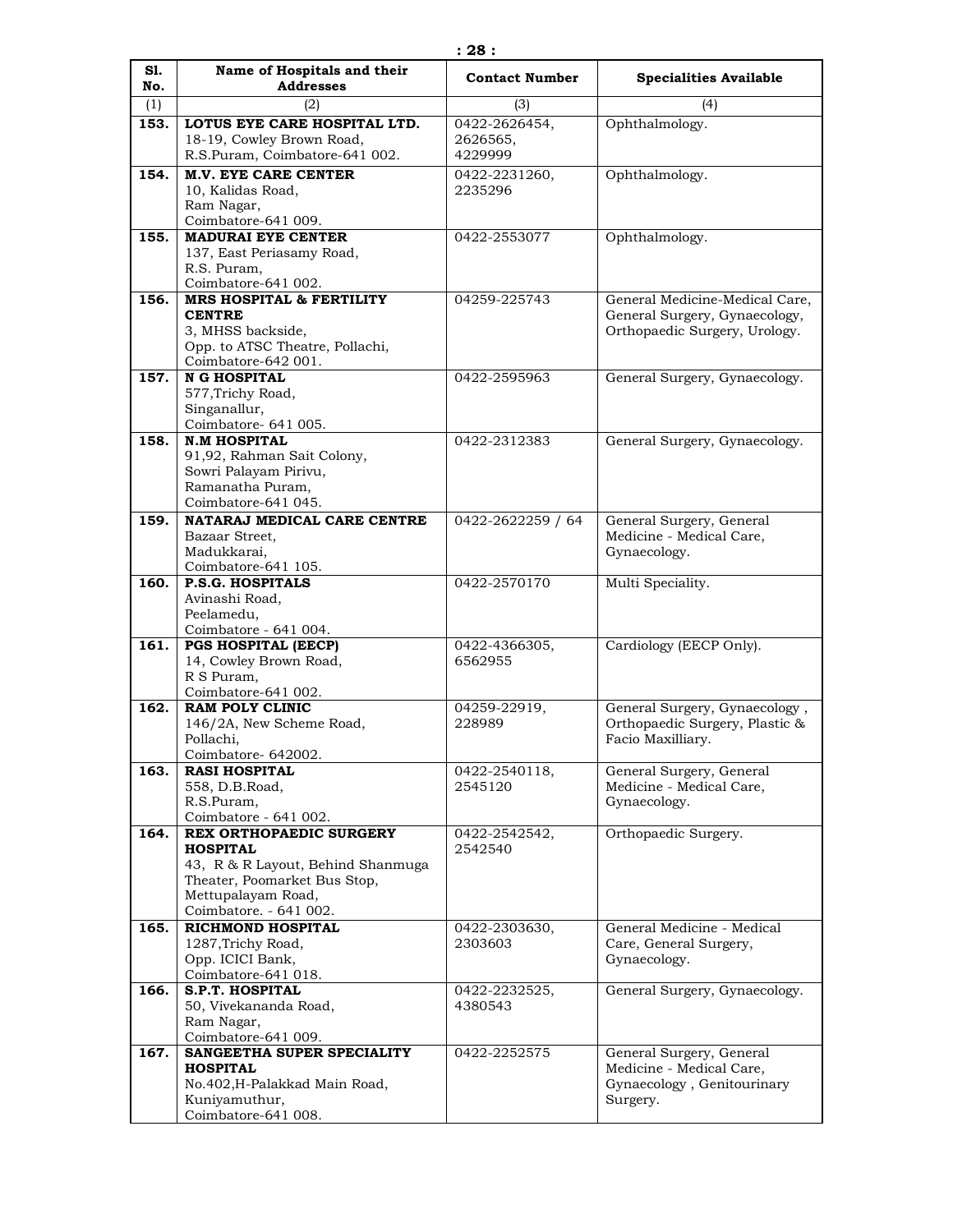| Sl. No. | Name of Hospitals and their Addresses | Contact Number | Specialities Available |
|---|---|---|---|
| (1) | (2) | (3) | (4) |
| **153.** | **LOTUS EYE CARE HOSPITAL LTD.** 18-19, Cowley Brown Road, R.S.Puram, Coimbatore-641 002. | 0422-2626454, 2626565, 4229999 | Ophthalmology. |
| **154.** | **M.V. EYE CARE CENTER** 10, Kalidas Road, Ram Nagar, Coimbatore-641 009. | 0422-2231260, 2235296 | Ophthalmology. |
| **155.** | **MADURAI EYE CENTER** 137, East Periasamy Road, R.S. Puram, Coimbatore-641 002. | 0422-2553077 | Ophthalmology. |
| **156.** | **MRS HOSPITAL & FERTILITY CENTRE** 3, MHSS backside, Opp. to ATSC Theatre, Pollachi, Coimbatore-642 001. | 04259-225743 | General Medicine-Medical Care, General Surgery, Gynaecology, Orthopaedic Surgery, Urology. |
| **157.** | **N G HOSPITAL** 577,Trichy Road, Singanallur, Coimbatore- 641 005. | 0422-2595963 | General Surgery, Gynaecology. |
| **158.** | **N.M HOSPITAL** 91,92, Rahman Sait Colony, Sowri Palayam Pirivu, Ramanatha Puram, Coimbatore-641 045. | 0422-2312383 | General Surgery, Gynaecology. |
| **159.** | **NATARAJ MEDICAL CARE CENTRE** Bazaar Street, Madukkarai, Coimbatore-641 105. | 0422-2622259 / 64 | General Surgery, General Medicine - Medical Care, Gynaecology. |
| **160.** | **P.S.G. HOSPITALS** Avinashi Road, Peelamedu, Coimbatore - 641 004. | 0422-2570170 | Multi Speciality. |
| **161.** | **PGS HOSPITAL (EECP)** 14, Cowley Brown Road, R S Puram, Coimbatore-641 002. | 0422-4366305, 6562955 | Cardiology (EECP Only). |
| **162.** | **RAM POLY CLINIC** 146/2A, New Scheme Road, Pollachi, Coimbatore- 642002. | 04259-22919, 228989 | General Surgery, Gynaecology , Orthopaedic Surgery, Plastic & Facio Maxilliary. |
| **163.** | **RASI HOSPITAL** 558, D.B.Road, R.S.Puram, Coimbatore - 641 002. | 0422-2540118, 2545120 | General Surgery, General Medicine - Medical Care, Gynaecology. |
| **164.** | **REX ORTHOPAEDIC SURGERY HOSPITAL** 43, R & R Layout, Behind Shanmuga Theater, Poomarket Bus Stop, Mettupalayam Road, Coimbatore. - 641 002. | 0422-2542542, 2542540 | Orthopaedic Surgery. |
| **165.** | **RICHMOND HOSPITAL** 1287,Trichy Road, Opp. ICICI Bank, Coimbatore-641 018. | 0422-2303630, 2303603 | General Medicine - Medical Care, General Surgery, Gynaecology. |
| **166.** | **S.P.T. HOSPITAL** 50, Vivekananda Road, Ram Nagar, Coimbatore-641 009. | 0422-2232525, 4380543 | General Surgery, Gynaecology. |
| **167.** | **SANGEETHA SUPER SPECIALITY HOSPITAL** No.402,H-Palakkad Main Road, Kuniyamuthur, Coimbatore-641 008. | 0422-2252575 | General Surgery, General Medicine - Medical Care, Gynaecology , Genitourinary Surgery. |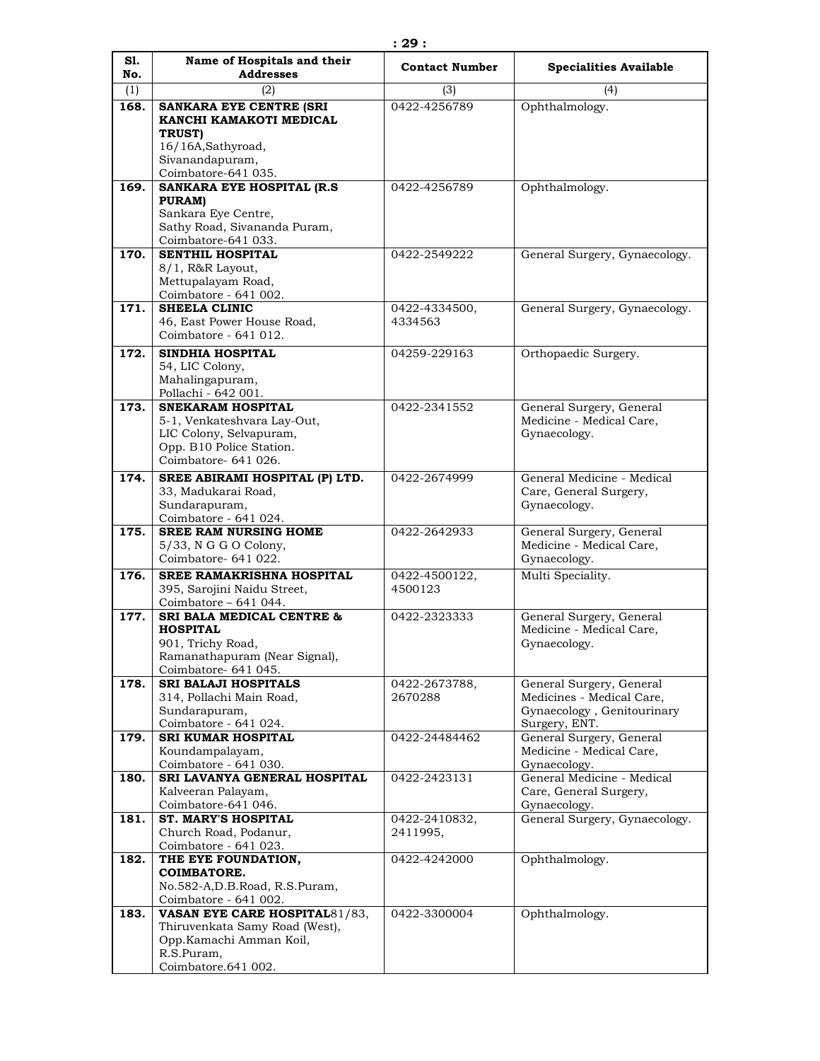| Sl. No. | Name of Hospitals and their Addresses | Contact Number | Specialities Available |
|---|---|---|---|
| (1) | (2) | (3) | (4) |
| 168. | **SANKARA EYE CENTRE (SRI KANCHI KAMAKOTI MEDICAL TRUST)** 16/16A,Sathyroad, Sivanandapuram, Coimbatore-641 035. | 0422-4256789 | Ophthalmology. |
| 169. | **SANKARA EYE HOSPITAL (R.S PURAM)** Sankara Eye Centre, Sathy Road, Sivananda Puram, Coimbatore-641 033. | 0422-4256789 | Ophthalmology. |
| 170. | **SENTHIL HOSPITAL** 8/1, R&R Layout, Mettupalayam Road, Coimbatore - 641 002. | 0422-2549222 | General Surgery, Gynaecology. |
| 171. | **SHEELA CLINIC** 46, East Power House Road, Coimbatore - 641 012. | 0422-4334500, 4334563 | General Surgery, Gynaecology. |
| 172. | **SINDHIA HOSPITAL** 54, LIC Colony, Mahalingapuram, Pollachi - 642 001. | 04259-229163 | Orthopaedic Surgery. |
| 173. | **SNEKARAM HOSPITAL** 5-1, Venkateshvara Lay-Out, LIC Colony, Selvapuram, Opp. B10 Police Station. Coimbatore- 641 026. | 0422-2341552 | General Surgery, General Medicine - Medical Care, Gynaecology. |
| 174. | **SREE ABIRAMI HOSPITAL (P) LTD.** 33, Madukarai Road, Sundarapuram, Coimbatore - 641 024. | 0422-2674999 | General Medicine - Medical Care, General Surgery, Gynaecology. |
| 175. | **SREE RAM NURSING HOME** 5/33, N G G O Colony, Coimbatore- 641 022. | 0422-2642933 | General Surgery, General Medicine - Medical Care, Gynaecology. |
| 176. | **SREE RAMAKRISHNA HOSPITAL** 395, Sarojini Naidu Street, Coimbatore – 641 044. | 0422-4500122, 4500123 | Multi Speciality. |
| 177. | **SRI BALA MEDICAL CENTRE & HOSPITAL** 901, Trichy Road, Ramanathapuram (Near Signal), Coimbatore- 641 045. | 0422-2323333 | General Surgery, General Medicine - Medical Care, Gynaecology. |
| 178. | **SRI BALAJI HOSPITALS** 314, Pollachi Main Road, Sundarapuram, Coimbatore - 641 024. | 0422-2673788, 2670288 | General Surgery, General Medicines - Medical Care, Gynaecology , Genitourinary Surgery, ENT. |
| 179. | **SRI KUMAR HOSPITAL** Koundampalayam, Coimbatore - 641 030. | 0422-24484462 | General Surgery, General Medicine - Medical Care, Gynaecology. |
| 180. | **SRI LAVANYA GENERAL HOSPITAL** Kalveeran Palayam, Coimbatore-641 046. | 0422-2423131 | General Medicine - Medical Care, General Surgery, Gynaecology. |
| 181. | **ST. MARY'S HOSPITAL** Church Road, Podanur, Coimbatore - 641 023. | 0422-2410832, 2411995, | General Surgery, Gynaecology. |
| 182. | **THE EYE FOUNDATION, COIMBATORE.** No.582-A,D.B.Road, R.S.Puram, Coimbatore - 641 002. | 0422-4242000 | Ophthalmology. |
| 183. | **VASAN EYE CARE HOSPITAL**81/83, Thiruvenkata Samy Road (West), Opp.Kamachi Amman Koil, R.S.Puram, Coimbatore.641 002. | 0422-3300004 | Ophthalmology. |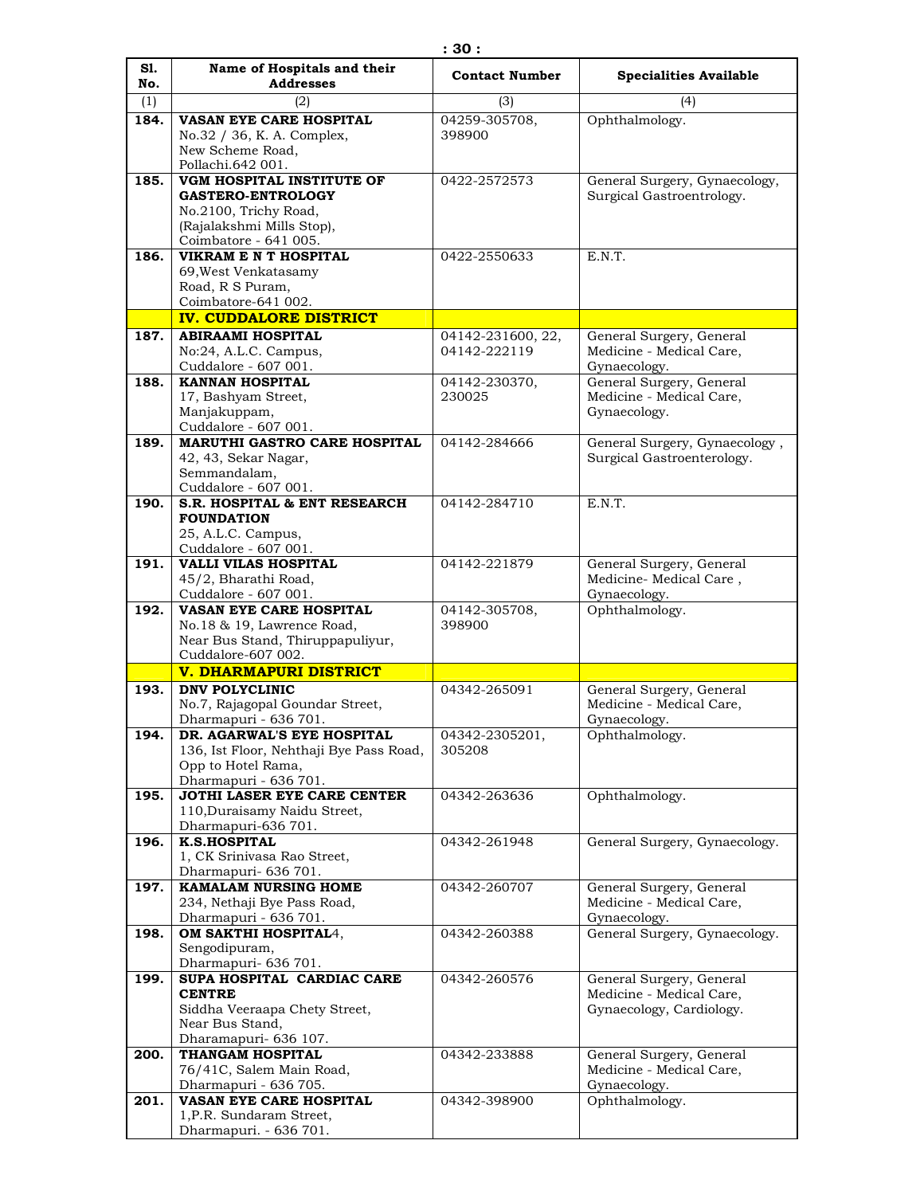| Sl. No. | Name of Hospitals and their Addresses | Contact Number | Specialities Available |
|---|---|---|---|
| (1) | (2) | (3) | (4) |
| **184.** | **VASAN EYE CARE HOSPITAL** No.32 / 36, K. A. Complex, New Scheme Road, Pollachi.642 001. | 04259-305708, 398900 | Ophthalmology. |
| **185.** | **VGM HOSPITAL INSTITUTE OF GASTERO-ENTROLOGY** No.2100, Trichy Road, (Rajalakshmi Mills Stop), Coimbatore - 641 005. | 0422-2572573 | General Surgery, Gynaecology, Surgical Gastroentrology. |
| **186.** | **VIKRAM E N T HOSPITAL** 69,West Venkatasamy Road, R S Puram, Coimbatore-641 002. | 0422-2550633 | E.N.T. |
| | **IV. CUDDALORE DISTRICT** | | |
| **187.** | **ABIRAAMI HOSPITAL** No:24, A.L.C. Campus, Cuddalore - 607 001. | 04142-231600, 22, 04142-222119 | General Surgery, General Medicine - Medical Care, Gynaecology. |
| **188.** | **KANNAN HOSPITAL** 17, Bashyam Street, Manjakuppam, Cuddalore - 607 001. | 04142-230370, 230025 | General Surgery, General Medicine - Medical Care, Gynaecology. |
| **189.** | **MARUTHI GASTRO CARE HOSPITAL** 42, 43, Sekar Nagar, Semmandalam, Cuddalore - 607 001. | 04142-284666 | General Surgery, Gynaecology , Surgical Gastroenterology. |
| **190.** | **S.R. HOSPITAL & ENT RESEARCH FOUNDATION** 25, A.L.C. Campus, Cuddalore - 607 001. | 04142-284710 | E.N.T. |
| **191.** | **VALLI VILAS HOSPITAL** 45/2, Bharathi Road, Cuddalore - 607 001. | 04142-221879 | General Surgery, General Medicine- Medical Care , Gynaecology. |
| **192.** | **VASAN EYE CARE HOSPITAL** No.18 & 19, Lawrence Road, Near Bus Stand, Thiruppapuliyur, Cuddalore-607 002. | 04142-305708, 398900 | Ophthalmology. |
| | **V. DHARMAPURI DISTRICT** | | |
| **193.** | **DNV POLYCLINIC** No.7, Rajagopal Goundar Street, Dharmapuri - 636 701. | 04342-265091 | General Surgery, General Medicine - Medical Care, Gynaecology. |
| **194.** | **DR. AGARWAL'S EYE HOSPITAL** 136, Ist Floor, Nehthaji Bye Pass Road, Opp to Hotel Rama, Dharmapuri - 636 701. | 04342-2305201, 305208 | Ophthalmology. |
| **195.** | **JOTHI LASER EYE CARE CENTER** 110,Duraisamy Naidu Street, Dharmapuri-636 701. | 04342-263636 | Ophthalmology. |
| **196.** | **K.S.HOSPITAL** 1, CK Srinivasa Rao Street, Dharmapuri- 636 701. | 04342-261948 | General Surgery, Gynaecology. |
| **197.** | **KAMALAM NURSING HOME** 234, Nethaji Bye Pass Road, Dharmapuri - 636 701. | 04342-260707 | General Surgery, General Medicine - Medical Care, Gynaecology. |
| **198.** | **OM SAKTHI HOSPITAL**4, Sengodipuram, Dharmapuri- 636 701. | 04342-260388 | General Surgery, Gynaecology. |
| **199.** | **SUPA HOSPITAL CARDIAC CARE CENTRE** Siddha Veeraapa Chety Street, Near Bus Stand, Dharamapuri- 636 107. | 04342-260576 | General Surgery, General Medicine - Medical Care, Gynaecology, Cardiology. |
| **200.** | **THANGAM HOSPITAL** 76/41C, Salem Main Road, Dharmapuri - 636 705. | 04342-233888 | General Surgery, General Medicine - Medical Care, Gynaecology. |
| **201.** | **VASAN EYE CARE HOSPITAL** 1,P.R. Sundaram Street, Dharmapuri. - 636 701. | 04342-398900 | Ophthalmology. |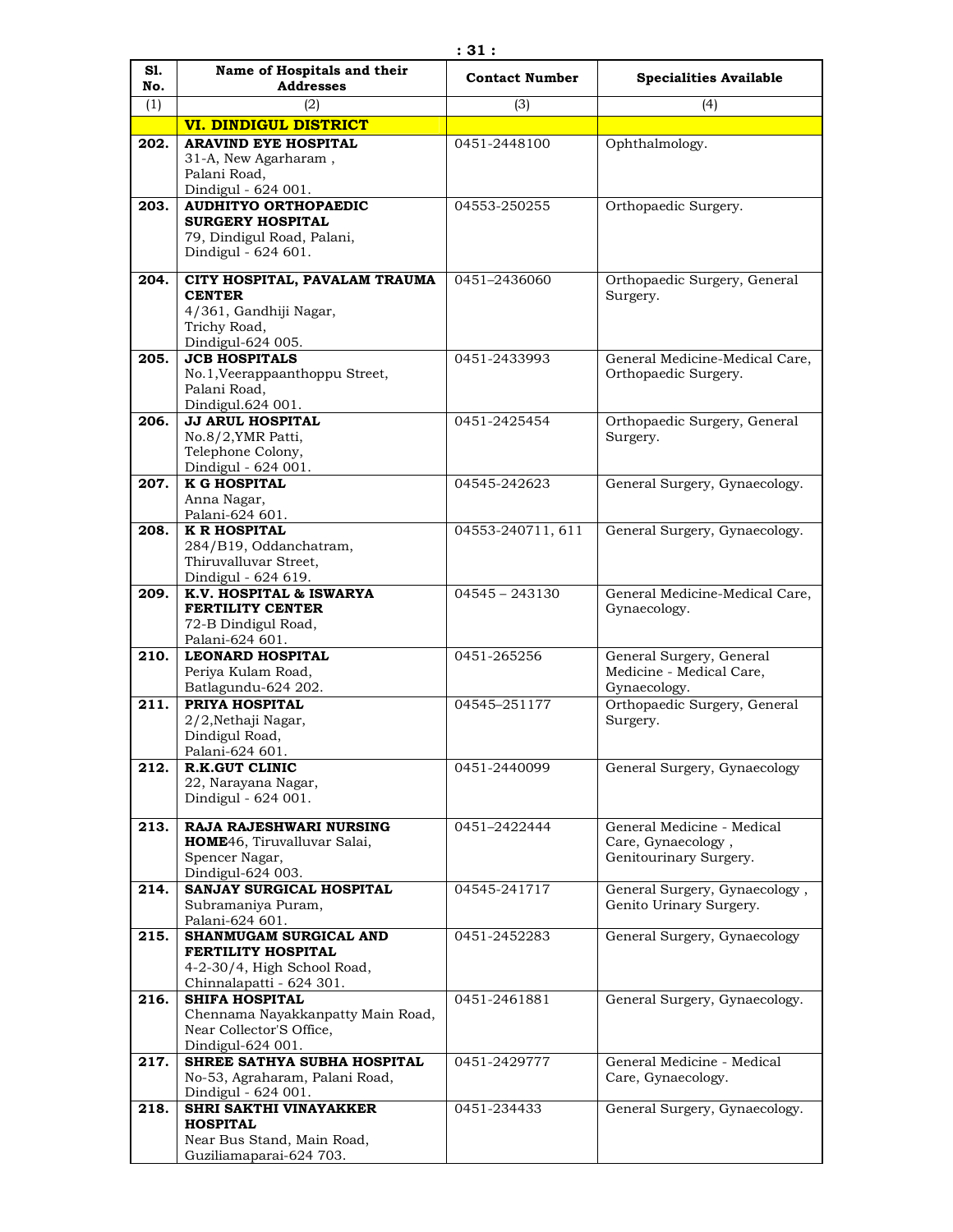| Sl. No. | Name of Hospitals and their Addresses | Contact Number | Specialities Available |
|---|---|---|---|
| (1) | (2) | (3) | (4) |
| | **VI. DINDIGUL DISTRICT** | | |
| **202.** | **ARAVIND EYE HOSPITAL** 31-A, New Agarharam , Palani Road, Dindigul - 624 001. | 0451-2448100 | Ophthalmology. |
| **203.** | **AUDHITYO ORTHOPAEDIC SURGERY HOSPITAL** 79, Dindigul Road, Palani, Dindigul - 624 601. | 04553-250255 | Orthopaedic Surgery. |
| **204.** | **CITY HOSPITAL, PAVALAM TRAUMA CENTER** 4/361, Gandhiji Nagar, Trichy Road, Dindigul-624 005. | 0451–2436060 | Orthopaedic Surgery, General Surgery. |
| **205.** | **JCB HOSPITALS** No.1,Veerappaanthoppu Street, Palani Road, Dindigul.624 001. | 0451-2433993 | General Medicine-Medical Care, Orthopaedic Surgery. |
| **206.** | **JJ ARUL HOSPITAL** No.8/2,YMR Patti, Telephone Colony, Dindigul - 624 001. | 0451-2425454 | Orthopaedic Surgery, General Surgery. |
| **207.** | **K G HOSPITAL** Anna Nagar, Palani-624 601. | 04545-242623 | General Surgery, Gynaecology. |
| **208.** | **K R HOSPITAL** 284/B19, Oddanchatram, Thiruvalluvar Street, Dindigul - 624 619. | 04553-240711, 611 | General Surgery, Gynaecology. |
| **209.** | **K.V. HOSPITAL & ISWARYA FERTILITY CENTER** 72-B Dindigul Road, Palani-624 601. | 04545 – 243130 | General Medicine-Medical Care, Gynaecology. |
| **210.** | **LEONARD HOSPITAL** Periya Kulam Road, Batlagundu-624 202. | 0451-265256 | General Surgery, General Medicine - Medical Care, Gynaecology. |
| **211.** | **PRIYA HOSPITAL** 2/2,Nethaji Nagar, Dindigul Road, Palani-624 601. | 04545–251177 | Orthopaedic Surgery, General Surgery. |
| **212.** | **R.K.GUT CLINIC** 22, Narayana Nagar, Dindigul - 624 001. | 0451-2440099 | General Surgery, Gynaecology |
| **213.** | **RAJA RAJESHWARI NURSING HOME**46, Tiruvalluvar Salai, Spencer Nagar, Dindigul-624 003. | 0451–2422444 | General Medicine - Medical Care, Gynaecology , Genitourinary Surgery. |
| **214.** | **SANJAY SURGICAL HOSPITAL** Subramaniya Puram, Palani-624 601. | 04545-241717 | General Surgery, Gynaecology , Genito Urinary Surgery. |
| **215.** | **SHANMUGAM SURGICAL AND FERTILITY HOSPITAL** 4-2-30/4, High School Road, Chinnalapatti - 624 301. | 0451-2452283 | General Surgery, Gynaecology |
| **216.** | **SHIFA HOSPITAL** Chennama Nayakkanpatty Main Road, Near Collector'S Office, Dindigul-624 001. | 0451-2461881 | General Surgery, Gynaecology. |
| **217.** | **SHREE SATHYA SUBHA HOSPITAL** No-53, Agraharam, Palani Road, Dindigul - 624 001. | 0451-2429777 | General Medicine - Medical Care, Gynaecology. |
| **218.** | **SHRI SAKTHI VINAYAKKER HOSPITAL** Near Bus Stand, Main Road, Guziliamaparai-624 703. | 0451-234433 | General Surgery, Gynaecology. |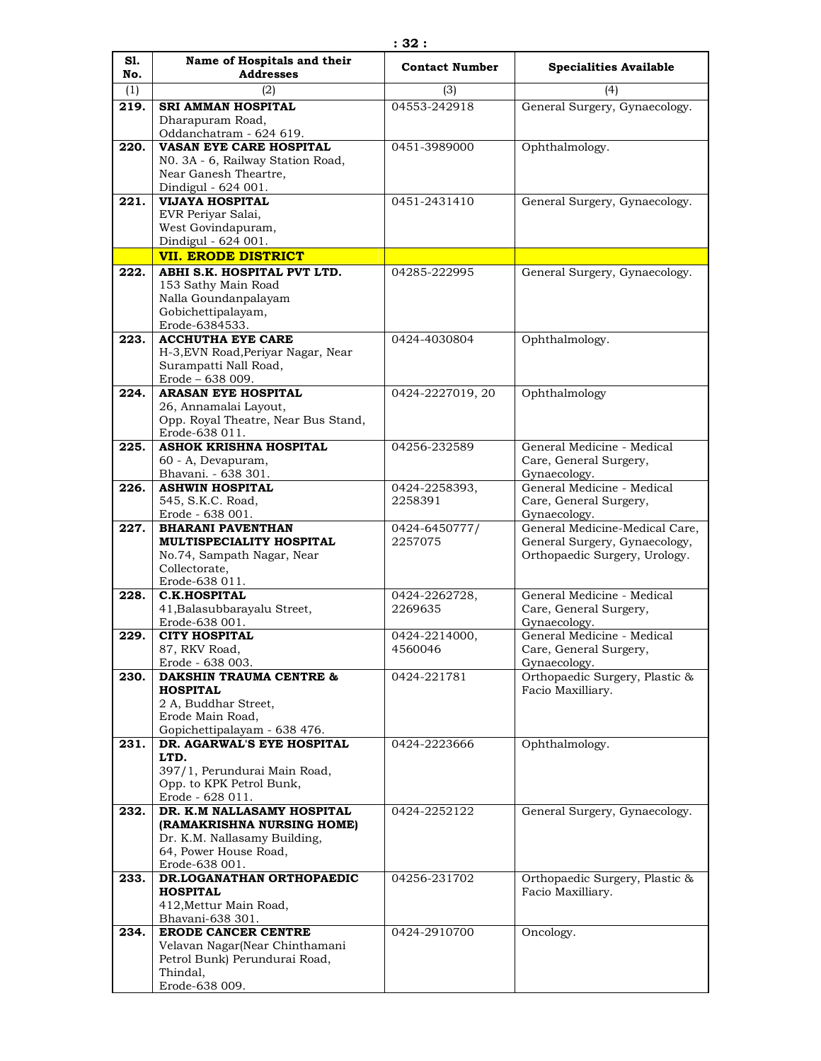| Sl. No. | Name of Hospitals and their Addresses | Contact Number | Specialities Available |
|---|---|---|---|
| (1) | (2) | (3) | (4) |
| 219. | **SRI AMMAN HOSPITAL** Dharapuram Road, Oddanchatram - 624 619. | 04553-242918 | General Surgery, Gynaecology. |
| 220. | **VASAN EYE CARE HOSPITAL** N0. 3A - 6, Railway Station Road, Near Ganesh Theartre, Dindigul - 624 001. | 0451-3989000 | Ophthalmology. |
| 221. | **VIJAYA HOSPITAL** EVR Periyar Salai, West Govindapuram, Dindigul - 624 001. | 0451-2431410 | General Surgery, Gynaecology. |
| | **VII. ERODE DISTRICT** | | |
| 222. | **ABHI S.K. HOSPITAL PVT LTD.** 153 Sathy Main Road Nalla Goundanpalayam Gobichettipalayam, Erode-6384533. | 04285-222995 | General Surgery, Gynaecology. |
| 223. | **ACCHUTHA EYE CARE** H-3,EVN Road,Periyar Nagar, Near Surampatti Nall Road, Erode – 638 009. | 0424-4030804 | Ophthalmology. |
| 224. | **ARASAN EYE HOSPITAL** 26, Annamalai Layout, Opp. Royal Theatre, Near Bus Stand, Erode-638 011. | 0424-2227019, 20 | Ophthalmology |
| 225. | **ASHOK KRISHNA HOSPITAL** 60 - A, Devapuram, Bhavani. - 638 301. | 04256-232589 | General Medicine - Medical Care, General Surgery, Gynaecology. |
| 226. | **ASHWIN HOSPITAL** 545, S.K.C. Road, Erode - 638 001. | 0424-2258393, 2258391 | General Medicine - Medical Care, General Surgery, Gynaecology. |
| 227. | **BHARANI PAVENTHAN MULTISPECIALITY HOSPITAL** No.74, Sampath Nagar, Near Collectorate, Erode-638 011. | 0424-6450777/ 2257075 | General Medicine-Medical Care, General Surgery, Gynaecology, Orthopaedic Surgery, Urology. |
| 228. | **C.K.HOSPITAL** 41,Balasubbarayalu Street, Erode-638 001. | 0424-2262728, 2269635 | General Medicine - Medical Care, General Surgery, Gynaecology. |
| 229. | **CITY HOSPITAL** 87, RKV Road, Erode - 638 003. | 0424-2214000, 4560046 | General Medicine - Medical Care, General Surgery, Gynaecology. |
| 230. | **DAKSHIN TRAUMA CENTRE & HOSPITAL** 2 A, Buddhar Street, Erode Main Road, Gopichettipalayam - 638 476. | 0424-221781 | Orthopaedic Surgery, Plastic & Facio Maxilliary. |
| 231. | **DR. AGARWAL'S EYE HOSPITAL LTD.** 397/1, Perundurai Main Road, Opp. to KPK Petrol Bunk, Erode - 628 011. | 0424-2223666 | Ophthalmology. |
| 232. | **DR. K.M NALLASAMY HOSPITAL (RAMAKRISHNA NURSING HOME)** Dr. K.M. Nallasamy Building, 64, Power House Road, Erode-638 001. | 0424-2252122 | General Surgery, Gynaecology. |
| 233. | **DR.LOGANATHAN ORTHOPAEDIC HOSPITAL** 412,Mettur Main Road, Bhavani-638 301. | 04256-231702 | Orthopaedic Surgery, Plastic & Facio Maxilliary. |
| 234. | **ERODE CANCER CENTRE** Velavan Nagar(Near Chinthamani Petrol Bunk) Perundurai Road, Thindal, Erode-638 009. | 0424-2910700 | Oncology. |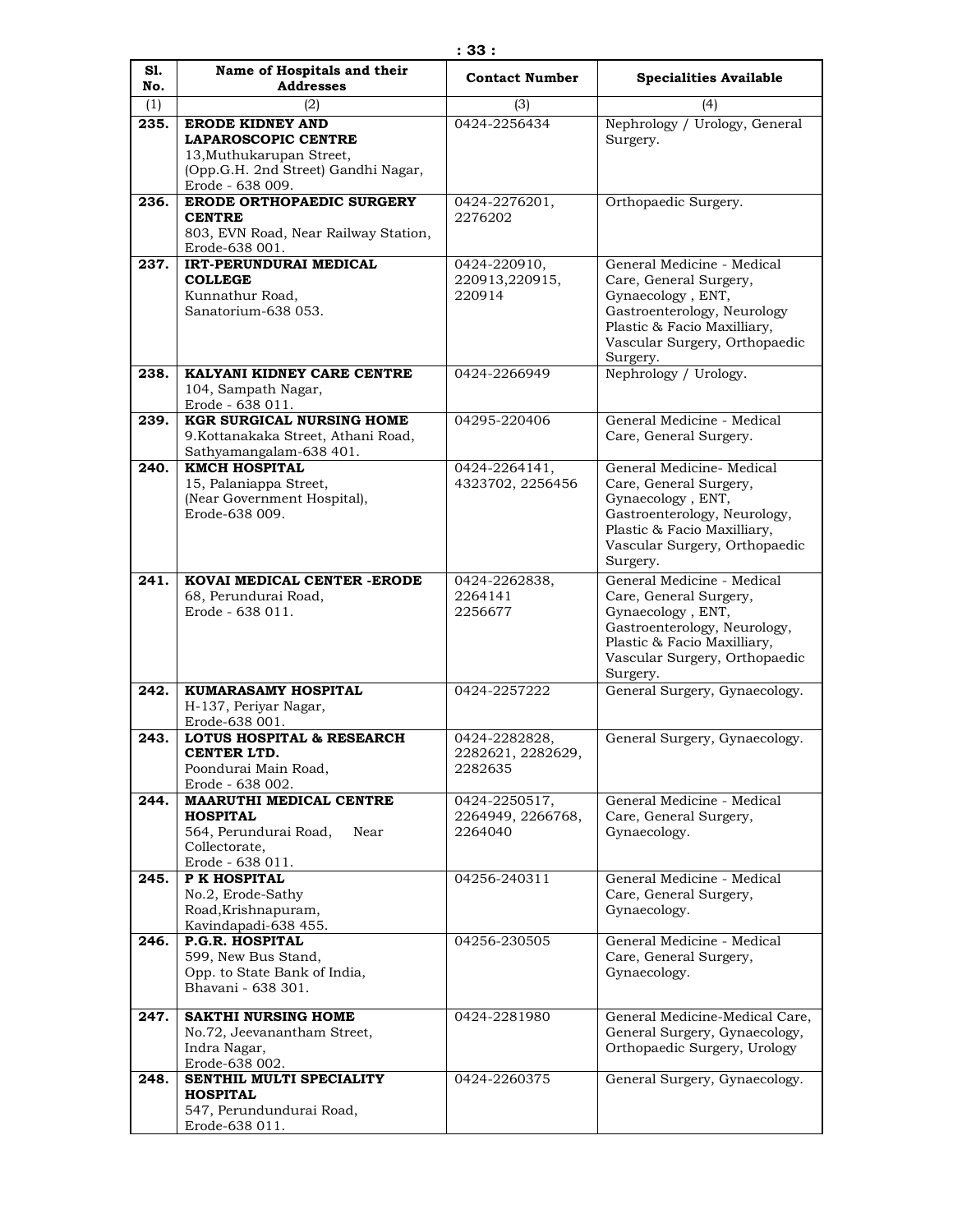| Sl. No. | Name of Hospitals and their Addresses | Contact Number | Specialities Available |
|---|---|---|---|
| (1) | (2) | (3) | (4) |
| 235. | **ERODE KIDNEY AND LAPAROSCOPIC CENTRE** 13,Muthukarupan Street, (Opp.G.H. 2nd Street) Gandhi Nagar, Erode - 638 009. | 0424-2256434 | Nephrology / Urology, General Surgery. |
| 236. | **ERODE ORTHOPAEDIC SURGERY CENTRE** 803, EVN Road, Near Railway Station, Erode-638 001. | 0424-2276201, 2276202 | Orthopaedic Surgery. |
| 237. | **IRT-PERUNDURAI MEDICAL COLLEGE** Kunnathur Road, Sanatorium-638 053. | 0424-220910, 220913,220915, 220914 | General Medicine - Medical Care, General Surgery, Gynaecology , ENT, Gastroenterology, Neurology Plastic & Facio Maxilliary, Vascular Surgery, Orthopaedic Surgery. |
| 238. | **KALYANI KIDNEY CARE CENTRE** 104, Sampath Nagar, Erode - 638 011. | 0424-2266949 | Nephrology / Urology. |
| 239. | **KGR SURGICAL NURSING HOME** 9.Kottanakaka Street, Athani Road, Sathyamangalam-638 401. | 04295-220406 | General Medicine - Medical Care, General Surgery. |
| 240. | **KMCH HOSPITAL** 15, Palaniappa Street, (Near Government Hospital), Erode-638 009. | 0424-2264141, 4323702, 2256456 | General Medicine- Medical Care, General Surgery, Gynaecology , ENT, Gastroenterology, Neurology, Plastic & Facio Maxilliary, Vascular Surgery, Orthopaedic Surgery. |
| 241. | **KOVAI MEDICAL CENTER -ERODE** 68, Perundurai Road, Erode - 638 011. | 0424-2262838, 2264141 2256677 | General Medicine - Medical Care, General Surgery, Gynaecology , ENT, Gastroenterology, Neurology, Plastic & Facio Maxilliary, Vascular Surgery, Orthopaedic Surgery. |
| 242. | **KUMARASAMY HOSPITAL** H-137, Periyar Nagar, Erode-638 001. | 0424-2257222 | General Surgery, Gynaecology. |
| 243. | **LOTUS HOSPITAL & RESEARCH CENTER LTD.** Poondurai Main Road, Erode - 638 002. | 0424-2282828, 2282621, 2282629, 2282635 | General Surgery, Gynaecology. |
| 244. | **MAARUTHI MEDICAL CENTRE HOSPITAL** 564, Perundurai Road, Near Collectorate, Erode - 638 011. | 0424-2250517, 2264949, 2266768, 2264040 | General Medicine - Medical Care, General Surgery, Gynaecology. |
| 245. | **P K HOSPITAL** No.2, Erode-Sathy Road,Krishnapuram, Kavindapadi-638 455. | 04256-240311 | General Medicine - Medical Care, General Surgery, Gynaecology. |
| 246. | **P.G.R. HOSPITAL** 599, New Bus Stand, Opp. to State Bank of India, Bhavani - 638 301. | 04256-230505 | General Medicine - Medical Care, General Surgery, Gynaecology. |
| 247. | **SAKTHI NURSING HOME** No.72, Jeevanantham Street, Indra Nagar, Erode-638 002. | 0424-2281980 | General Medicine-Medical Care, General Surgery, Gynaecology, Orthopaedic Surgery, Urology |
| 248. | **SENTHIL MULTI SPECIALITY HOSPITAL** 547, Perundundurai Road, Erode-638 011. | 0424-2260375 | General Surgery, Gynaecology. |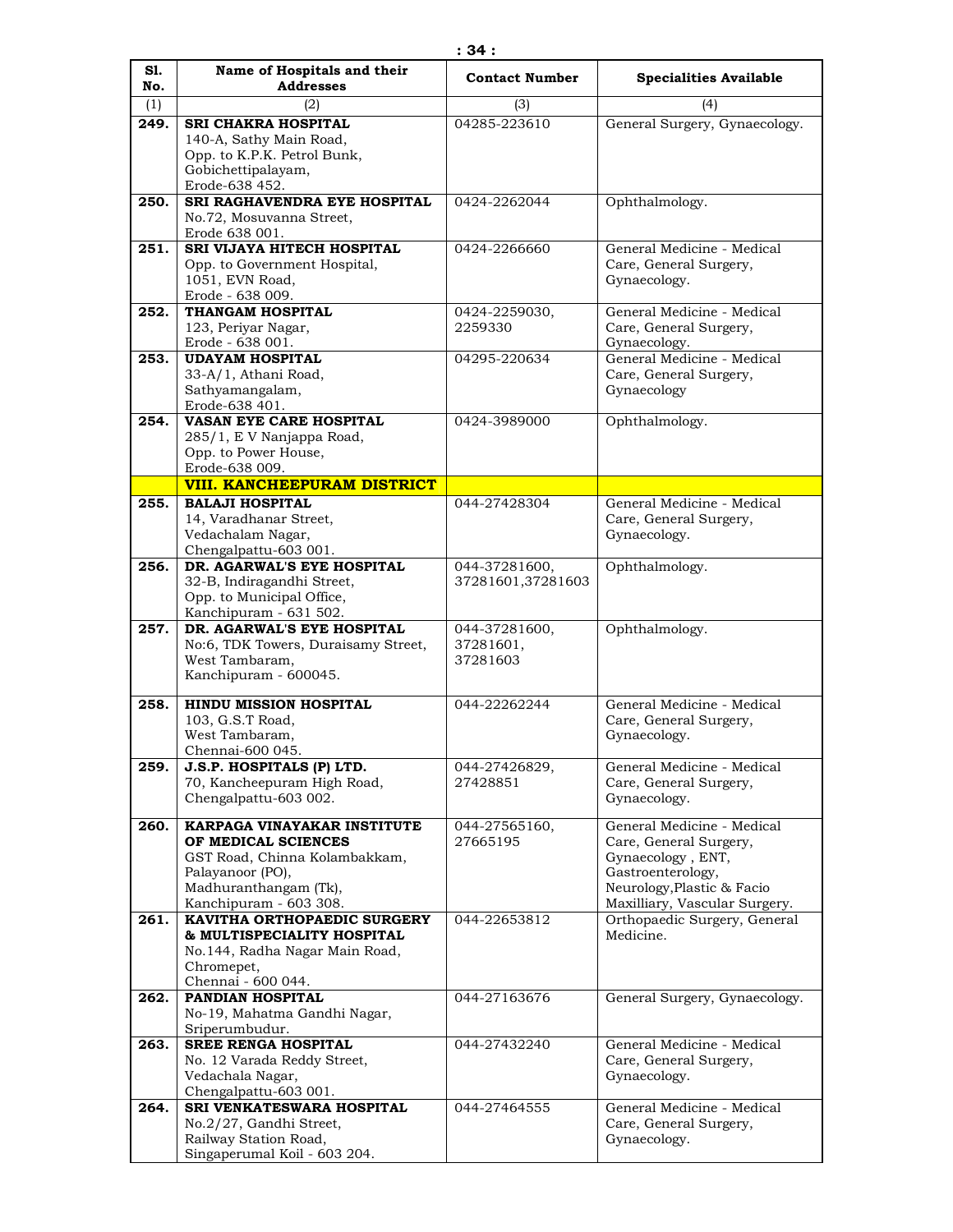| Sl. No. | Name of Hospitals and their Addresses | Contact Number | Specialities Available |
|---|---|---|---|
| (1) | (2) | (3) | (4) |
| **249.** | **SRI CHAKRA HOSPITAL**<br>140-A, Sathy Main Road,<br>Opp. to K.P.K. Petrol Bunk,<br>Gobichettipalayam,<br>Erode-638 452. | 04285-223610 | General Surgery, Gynaecology. |
| **250.** | **SRI RAGHAVENDRA EYE HOSPITAL**<br>No.72, Mosuvanna Street,<br>Erode 638 001. | 0424-2262044 | Ophthalmology. |
| **251.** | **SRI VIJAYA HITECH HOSPITAL**<br>Opp. to Government Hospital,<br>1051, EVN Road,<br>Erode - 638 009. | 0424-2266660 | General Medicine - Medical Care, General Surgery, Gynaecology. |
| **252.** | **THANGAM HOSPITAL**<br>123, Periyar Nagar,<br>Erode - 638 001. | 0424-2259030, 2259330 | General Medicine - Medical Care, General Surgery, Gynaecology. |
| **253.** | **UDAYAM HOSPITAL**<br>33-A/1, Athani Road,<br>Sathyamangalam,<br>Erode-638 401. | 04295-220634 | General Medicine - Medical Care, General Surgery, Gynaecology |
| **254.** | **VASAN EYE CARE HOSPITAL**<br>285/1, E V Nanjappa Road,<br>Opp. to Power House,<br>Erode-638 009. | 0424-3989000 | Ophthalmology. |
| | **VIII. KANCHEEPURAM DISTRICT** | | |
| **255.** | **BALAJI HOSPITAL**<br>14, Varadhanar Street,<br>Vedachalam Nagar,<br>Chengalpattu-603 001. | 044-27428304 | General Medicine - Medical Care, General Surgery, Gynaecology. |
| **256.** | **DR. AGARWAL'S EYE HOSPITAL**<br>32-B, Indiragandhi Street,<br>Opp. to Municipal Office,<br>Kanchipuram - 631 502. | 044-37281600, 37281601,37281603 | Ophthalmology. |
| **257.** | **DR. AGARWAL'S EYE HOSPITAL**<br>No:6, TDK Towers, Duraisamy Street,<br>West Tambaram,<br>Kanchipuram - 600045. | 044-37281600, 37281601, 37281603 | Ophthalmology. |
| **258.** | **HINDU MISSION HOSPITAL**<br>103, G.S.T Road,<br>West Tambaram,<br>Chennai-600 045. | 044-22262244 | General Medicine - Medical Care, General Surgery, Gynaecology. |
| **259.** | **J.S.P. HOSPITALS (P) LTD.**<br>70, Kancheepuram High Road,<br>Chengalpattu-603 002. | 044-27426829, 27428851 | General Medicine - Medical Care, General Surgery, Gynaecology. |
| **260.** | **KARPAGA VINAYAKAR INSTITUTE OF MEDICAL SCIENCES**<br>GST Road, Chinna Kolambakkam,<br>Palayanoor (PO),<br>Madhuranthangam (Tk),<br>Kanchipuram - 603 308. | 044-27565160, 27665195 | General Medicine - Medical Care, General Surgery, Gynaecology , ENT, Gastroenterology, Neurology,Plastic & Facio Maxilliary, Vascular Surgery. |
| **261.** | **KAVITHA ORTHOPAEDIC SURGERY & MULTISPECIALITY HOSPITAL**<br>No.144, Radha Nagar Main Road,<br>Chromepet,<br>Chennai - 600 044. | 044-22653812 | Orthopaedic Surgery, General Medicine. |
| **262.** | **PANDIAN HOSPITAL**<br>No-19, Mahatma Gandhi Nagar,<br>Sriperumbudur. | 044-27163676 | General Surgery, Gynaecology. |
| **263.** | **SREE RENGA HOSPITAL**<br>No. 12 Varada Reddy Street,<br>Vedachala Nagar,<br>Chengalpattu-603 001. | 044-27432240 | General Medicine - Medical Care, General Surgery, Gynaecology. |
| **264.** | **SRI VENKATESWARA HOSPITAL**<br>No.2/27, Gandhi Street,<br>Railway Station Road,<br>Singaperumal Koil - 603 204. | 044-27464555 | General Medicine - Medical Care, General Surgery, Gynaecology. |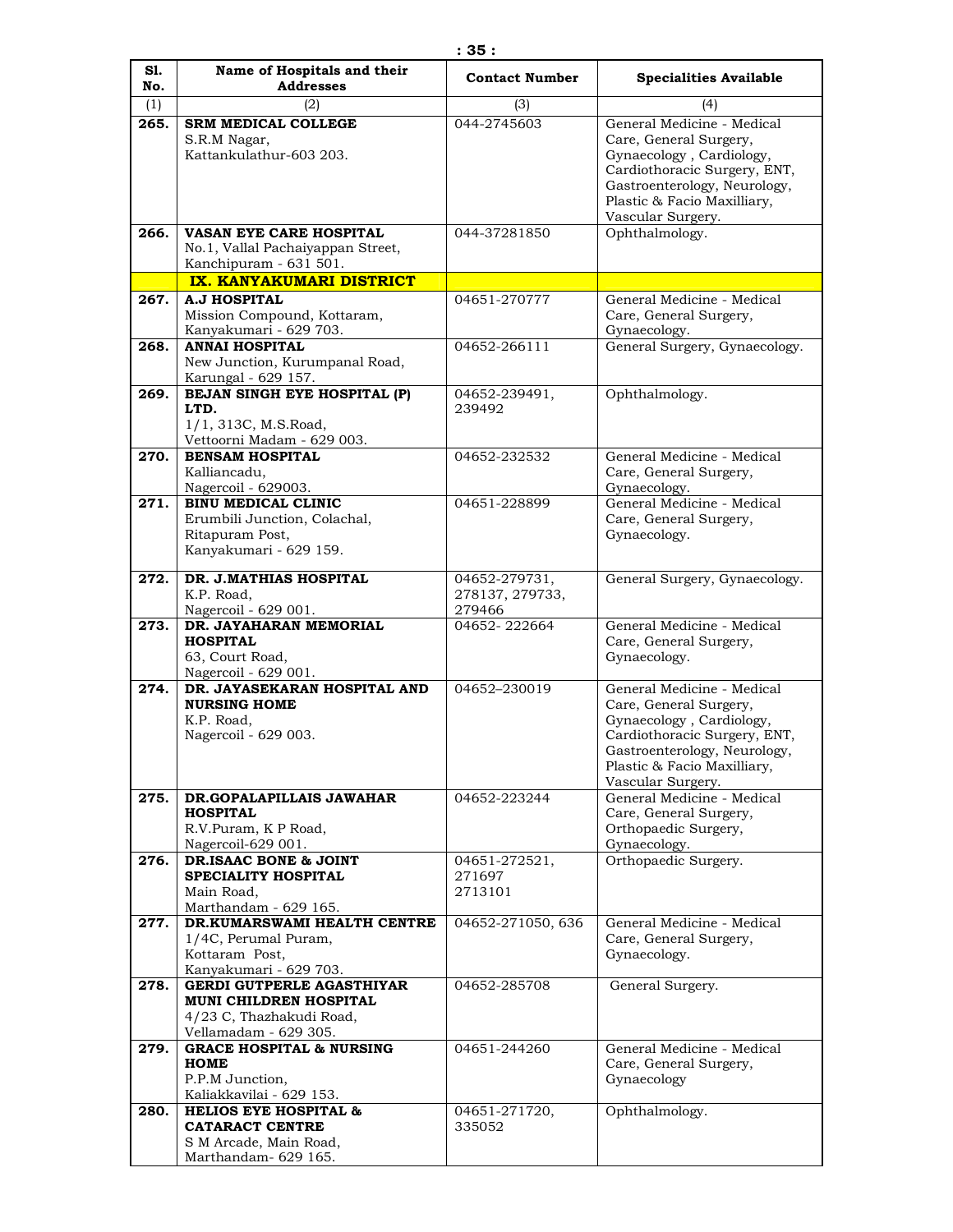| Sl. No. | Name of Hospitals and their Addresses | Contact Number | Specialities Available |
|---|---|---|---|
| (1) | (2) | (3) | (4) |
| **265.** | **SRM MEDICAL COLLEGE** S.R.M Nagar, Kattankulathur-603 203. | 044-2745603 | General Medicine - Medical Care, General Surgery, Gynaecology , Cardiology, Cardiothoracic Surgery, ENT, Gastroenterology, Neurology, Plastic & Facio Maxilliary, Vascular Surgery. |
| **266.** | **VASAN EYE CARE HOSPITAL** No.1, Vallal Pachaiyappan Street, Kanchipuram - 631 501. | 044-37281850 | Ophthalmology. |
| | **IX. KANYAKUMARI DISTRICT** | | |
| **267.** | **A.J HOSPITAL** Mission Compound, Kottaram, Kanyakumari - 629 703. | 04651-270777 | General Medicine - Medical Care, General Surgery, Gynaecology. |
| **268.** | **ANNAI HOSPITAL** New Junction, Kurumpanal Road, Karungal - 629 157. | 04652-266111 | General Surgery, Gynaecology. |
| **269.** | **BEJAN SINGH EYE HOSPITAL (P) LTD.** 1/1, 313C, M.S.Road, Vettoorni Madam - 629 003. | 04652-239491, 239492 | Ophthalmology. |
| **270.** | **BENSAM HOSPITAL** Kalliancadu, Nagercoil - 629003. | 04652-232532 | General Medicine - Medical Care, General Surgery, Gynaecology. |
| **271.** | **BINU MEDICAL CLINIC** Erumbili Junction, Colachal, Ritapuram Post, Kanyakumari - 629 159. | 04651-228899 | General Medicine - Medical Care, General Surgery, Gynaecology. |
| **272.** | **DR. J.MATHIAS HOSPITAL** K.P. Road, Nagercoil - 629 001. | 04652-279731, 278137, 279733, 279466 | General Surgery, Gynaecology. |
| **273.** | **DR. JAYAHARAN MEMORIAL HOSPITAL** 63, Court Road, Nagercoil - 629 001. | 04652- 222664 | General Medicine - Medical Care, General Surgery, Gynaecology. |
| **274.** | **DR. JAYASEKARAN HOSPITAL AND NURSING HOME** K.P. Road, Nagercoil - 629 003. | 04652–230019 | General Medicine - Medical Care, General Surgery, Gynaecology , Cardiology, Cardiothoracic Surgery, ENT, Gastroenterology, Neurology, Plastic & Facio Maxilliary, Vascular Surgery. |
| **275.** | **DR.GOPALAPILLAIS JAWAHAR HOSPITAL** R.V.Puram, K P Road, Nagercoil-629 001. | 04652-223244 | General Medicine - Medical Care, General Surgery, Orthopaedic Surgery, Gynaecology. |
| **276.** | **DR.ISAAC BONE & JOINT SPECIALITY HOSPITAL** Main Road, Marthandam - 629 165. | 04651-272521, 271697 2713101 | Orthopaedic Surgery. |
| **277.** | **DR.KUMARSWAMI HEALTH CENTRE** 1/4C, Perumal Puram, Kottaram Post, Kanyakumari - 629 703. | 04652-271050, 636 | General Medicine - Medical Care, General Surgery, Gynaecology. |
| **278.** | **GERDI GUTPERLE AGASTHIYAR MUNI CHILDREN HOSPITAL** 4/23 C, Thazhakudi Road, Vellamadam - 629 305. | 04652-285708 | General Surgery. |
| **279.** | **GRACE HOSPITAL & NURSING HOME** P.P.M Junction, Kaliakkavilai - 629 153. | 04651-244260 | General Medicine - Medical Care, General Surgery, Gynaecology |
| **280.** | **HELIOS EYE HOSPITAL & CATARACT CENTRE** S M Arcade, Main Road, Marthandam- 629 165. | 04651-271720, 335052 | Ophthalmology. |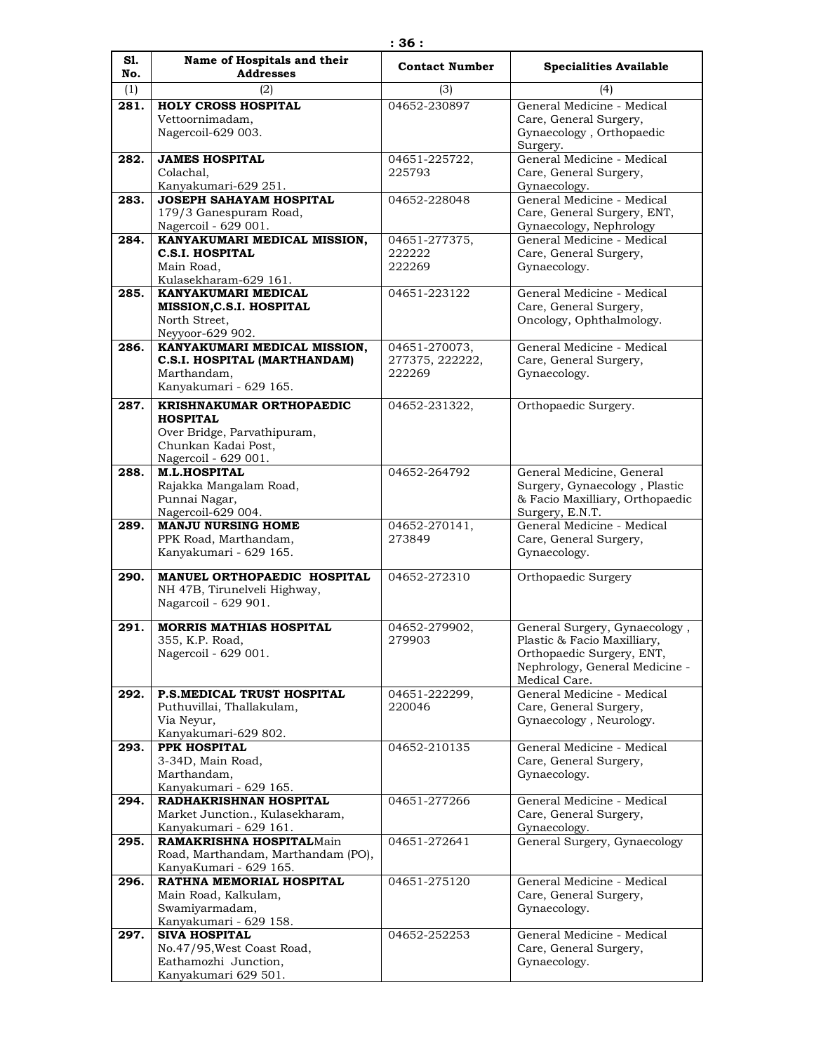| Sl. No. | Name of Hospitals and their Addresses | Contact Number | Specialities Available |
|---|---|---|---|
| (1) | (2) | (3) | (4) |
| **281.** | **HOLY CROSS HOSPITAL** Vettoornimadam, Nagercoil-629 003. | 04652-230897 | General Medicine - Medical Care, General Surgery, Gynaecology , Orthopaedic Surgery. |
| **282.** | **JAMES HOSPITAL** Colachal, Kanyakumari-629 251. | 04651-225722, 225793 | General Medicine - Medical Care, General Surgery, Gynaecology. |
| **283.** | **JOSEPH SAHAYAM HOSPITAL** 179/3 Ganespuram Road, Nagercoil - 629 001. | 04652-228048 | General Medicine - Medical Care, General Surgery, ENT, Gynaecology, Nephrology |
| **284.** | **KANYAKUMARI MEDICAL MISSION, C.S.I. HOSPITAL** Main Road, Kulasekharam-629 161. | 04651-277375, 222222 222269 | General Medicine - Medical Care, General Surgery, Gynaecology. |
| **285.** | **KANYAKUMARI MEDICAL MISSION,C.S.I. HOSPITAL** North Street, Neyyoor-629 902. | 04651-223122 | General Medicine - Medical Care, General Surgery, Oncology, Ophthalmology. |
| **286.** | **KANYAKUMARI MEDICAL MISSION, C.S.I. HOSPITAL (MARTHANDAM)** Marthandam, Kanyakumari - 629 165. | 04651-270073, 277375, 222222, 222269 | General Medicine - Medical Care, General Surgery, Gynaecology. |
| **287.** | **KRISHNAKUMAR ORTHOPAEDIC HOSPITAL** Over Bridge, Parvathipuram, Chunkan Kadai Post, Nagercoil - 629 001. | 04652-231322, | Orthopaedic Surgery. |
| **288.** | **M.L.HOSPITAL** Rajakka Mangalam Road, Punnai Nagar, Nagercoil-629 004. | 04652-264792 | General Medicine, General Surgery, Gynaecology , Plastic & Facio Maxilliary, Orthopaedic Surgery, E.N.T. |
| **289.** | **MANJU NURSING HOME** PPK Road, Marthandam, Kanyakumari - 629 165. | 04652-270141, 273849 | General Medicine - Medical Care, General Surgery, Gynaecology. |
| **290.** | **MANUEL ORTHOPAEDIC HOSPITAL** NH 47B, Tirunelveli Highway, Nagarcoil - 629 901. | 04652-272310 | Orthopaedic Surgery |
| **291.** | **MORRIS MATHIAS HOSPITAL** 355, K.P. Road, Nagercoil - 629 001. | 04652-279902, 279903 | General Surgery, Gynaecology , Plastic & Facio Maxilliary, Orthopaedic Surgery, ENT, Nephrology, General Medicine - Medical Care. |
| **292.** | **P.S.MEDICAL TRUST HOSPITAL** Puthuvillai, Thallakulam, Via Neyur, Kanyakumari-629 802. | 04651-222299, 220046 | General Medicine - Medical Care, General Surgery, Gynaecology , Neurology. |
| **293.** | **PPK HOSPITAL** 3-34D, Main Road, Marthandam, Kanyakumari - 629 165. | 04652-210135 | General Medicine - Medical Care, General Surgery, Gynaecology. |
| **294.** | **RADHAKRISHNAN HOSPITAL** Market Junction., Kulasekharam, Kanyakumari - 629 161. | 04651-277266 | General Medicine - Medical Care, General Surgery, Gynaecology. |
| **295.** | **RAMAKRISHNA HOSPITAL**Main Road, Marthandam, Marthandam (PO), KanyaKumari - 629 165. | 04651-272641 | General Surgery, Gynaecology |
| **296.** | **RATHNA MEMORIAL HOSPITAL** Main Road, Kalkulam, Swamiyarmadam, Kanyakumari - 629 158. | 04651-275120 | General Medicine - Medical Care, General Surgery, Gynaecology. |
| **297.** | **SIVA HOSPITAL** No.47/95,West Coast Road, Eathamozhi Junction, Kanyakumari 629 501. | 04652-252253 | General Medicine - Medical Care, General Surgery, Gynaecology. |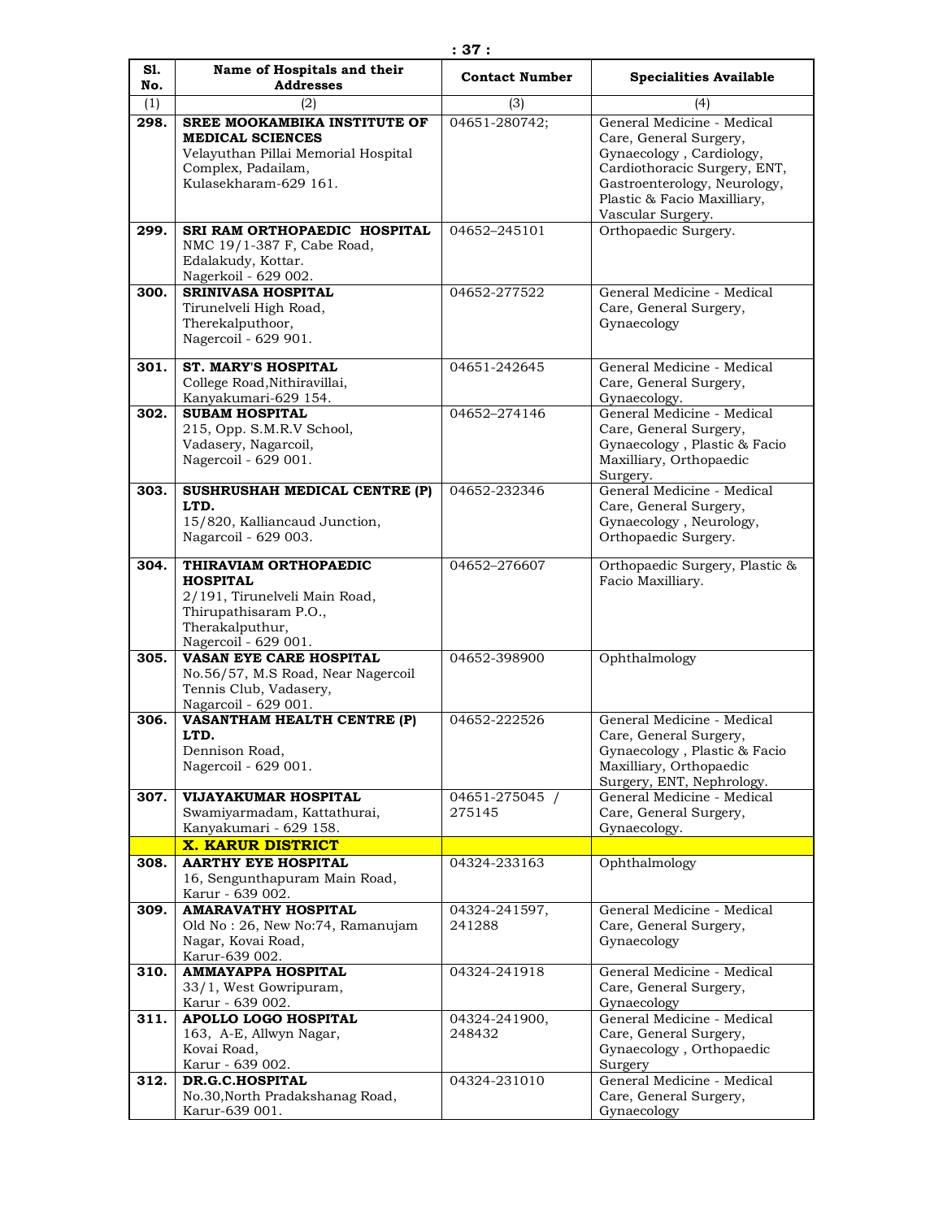| Sl. No. | Name of Hospitals and their Addresses | Contact Number | Specialities Available |
|---|---|---|---|
| (1) | (2) | (3) | (4) |
| **298.** | **SREE MOOKAMBIKA INSTITUTE OF MEDICAL SCIENCES** Velayuthan Pillai Memorial Hospital Complex, Padailam, Kulasekharam-629 161. | 04651-280742; | General Medicine - Medical Care, General Surgery, Gynaecology , Cardiology, Cardiothoracic Surgery, ENT, Gastroenterology, Neurology, Plastic & Facio Maxilliary, Vascular Surgery. |
| **299.** | **SRI RAM ORTHOPAEDIC HOSPITAL** NMC 19/1-387 F, Cabe Road, Edalakudy, Kottar. Nagerkoil - 629 002. | 04652–245101 | Orthopaedic Surgery. |
| **300.** | **SRINIVASA HOSPITAL** Tirunelveli High Road, Therekalputhoor, Nagercoil - 629 901. | 04652-277522 | General Medicine - Medical Care, General Surgery, Gynaecology |
| **301.** | **ST. MARY'S HOSPITAL** College Road,Nithiravillai, Kanyakumari-629 154. | 04651-242645 | General Medicine - Medical Care, General Surgery, Gynaecology. |
| **302.** | **SUBAM HOSPITAL** 215, Opp. S.M.R.V School, Vadasery, Nagarcoil, Nagercoil - 629 001. | 04652–274146 | General Medicine - Medical Care, General Surgery, Gynaecology , Plastic & Facio Maxilliary, Orthopaedic Surgery. |
| **303.** | **SUSHRUSHAH MEDICAL CENTRE (P) LTD.** 15/820, Kalliancaud Junction, Nagarcoil - 629 003. | 04652-232346 | General Medicine - Medical Care, General Surgery, Gynaecology , Neurology, Orthopaedic Surgery. |
| **304.** | **THIRAVIAM ORTHOPAEDIC HOSPITAL** 2/191, Tirunelveli Main Road, Thirupathisaram P.O., Therakalputhur, Nagercoil - 629 001. | 04652–276607 | Orthopaedic Surgery, Plastic & Facio Maxilliary. |
| **305.** | **VASAN EYE CARE HOSPITAL** No.56/57, M.S Road, Near Nagercoil Tennis Club, Vadasery, Nagarcoil - 629 001. | 04652-398900 | Ophthalmology |
| **306.** | **VASANTHAM HEALTH CENTRE (P) LTD.** Dennison Road, Nagercoil - 629 001. | 04652-222526 | General Medicine - Medical Care, General Surgery, Gynaecology , Plastic & Facio Maxilliary, Orthopaedic Surgery, ENT, Nephrology. |
| **307.** | **VIJAYAKUMAR HOSPITAL** Swamiyarmadam, Kattathurai, Kanyakumari - 629 158. | 04651-275045 / 275145 | General Medicine - Medical Care, General Surgery, Gynaecology. |
| | **X. KARUR DISTRICT** | | |
| **308.** | **AARTHY EYE HOSPITAL** 16, Sengunthapuram Main Road, Karur - 639 002. | 04324-233163 | Ophthalmology |
| **309.** | **AMARAVATHY HOSPITAL** Old No : 26, New No:74, Ramanujam Nagar, Kovai Road, Karur-639 002. | 04324-241597, 241288 | General Medicine - Medical Care, General Surgery, Gynaecology |
| **310.** | **AMMAYAPPA HOSPITAL** 33/1, West Gowripuram, Karur - 639 002. | 04324-241918 | General Medicine - Medical Care, General Surgery, Gynaecology |
| **311.** | **APOLLO LOGO HOSPITAL** 163, A-E, Allwyn Nagar, Kovai Road, Karur - 639 002. | 04324-241900, 248432 | General Medicine - Medical Care, General Surgery, Gynaecology , Orthopaedic Surgery |
| **312.** | **DR.G.C.HOSPITAL** No.30,North Pradakshanag Road, Karur-639 001. | 04324-231010 | General Medicine - Medical Care, General Surgery, Gynaecology |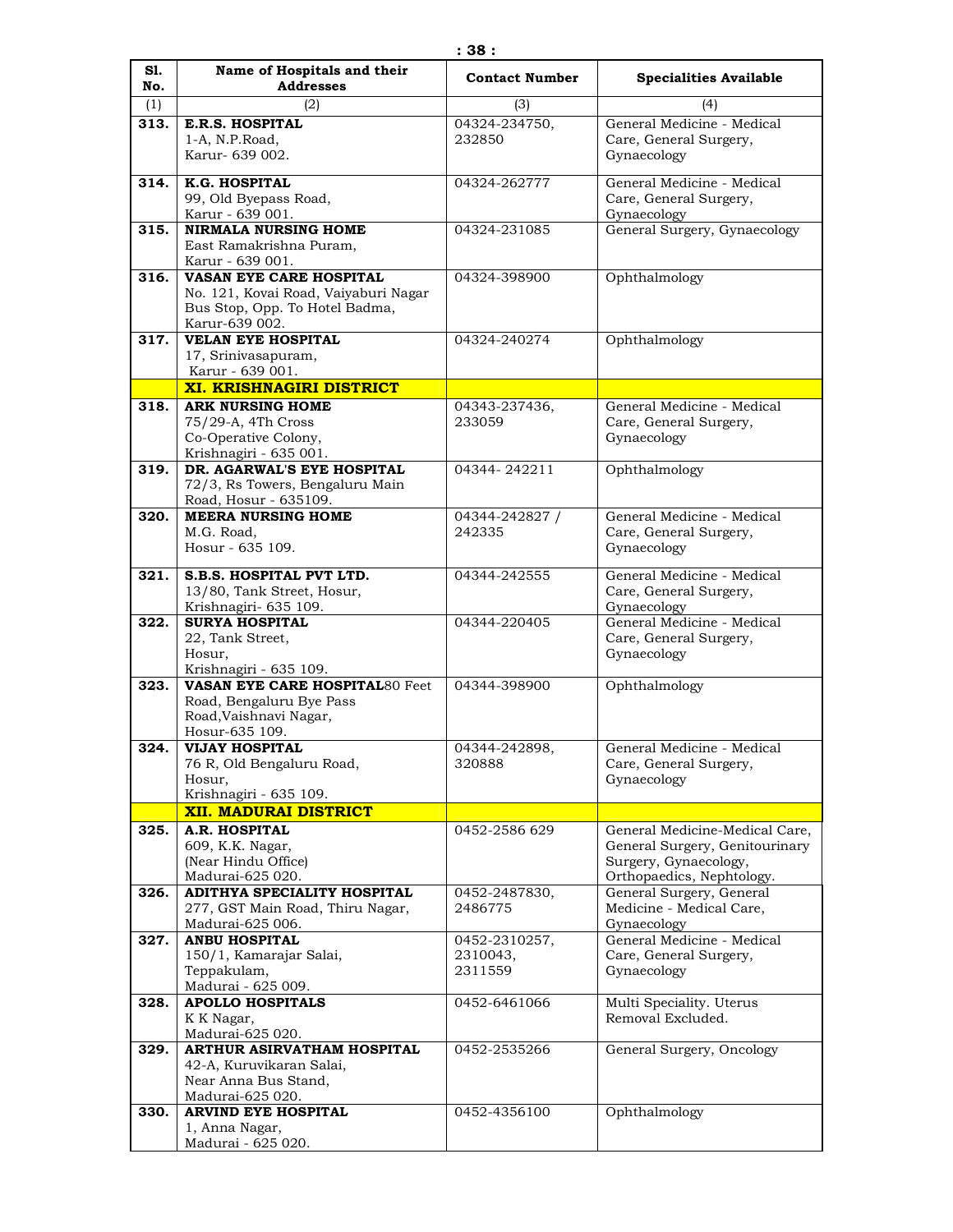| Sl. No. | Name of Hospitals and their Addresses | Contact Number | Specialities Available |
|---|---|---|---|
| (1) | (2) | (3) | (4) |
| **313.** | **E.R.S. HOSPITAL** 1-A, N.P.Road, Karur- 639 002. | 04324-234750, 232850 | General Medicine - Medical Care, General Surgery, Gynaecology |
| **314.** | **K.G. HOSPITAL** 99, Old Byepass Road, Karur - 639 001. | 04324-262777 | General Medicine - Medical Care, General Surgery, Gynaecology |
| **315.** | **NIRMALA NURSING HOME** East Ramakrishna Puram, Karur - 639 001. | 04324-231085 | General Surgery, Gynaecology |
| **316.** | **VASAN EYE CARE HOSPITAL** No. 121, Kovai Road, Vaiyaburi Nagar Bus Stop, Opp. To Hotel Badma, Karur-639 002. | 04324-398900 | Ophthalmology |
| **317.** | **VELAN EYE HOSPITAL** 17, Srinivasapuram, Karur - 639 001. | 04324-240274 | Ophthalmology |
| | **XI. KRISHNAGIRI DISTRICT** | | |
| **318.** | **ARK NURSING HOME** 75/29-A, 4Th Cross Co-Operative Colony, Krishnagiri - 635 001. | 04343-237436, 233059 | General Medicine - Medical Care, General Surgery, Gynaecology |
| **319.** | **DR. AGARWAL'S EYE HOSPITAL** 72/3, Rs Towers, Bengaluru Main Road, Hosur - 635109. | 04344- 242211 | Ophthalmology |
| **320.** | **MEERA NURSING HOME** M.G. Road, Hosur - 635 109. | 04344-242827 / 242335 | General Medicine - Medical Care, General Surgery, Gynaecology |
| **321.** | **S.B.S. HOSPITAL PVT LTD.** 13/80, Tank Street, Hosur, Krishnagiri- 635 109. | 04344-242555 | General Medicine - Medical Care, General Surgery, Gynaecology |
| **322.** | **SURYA HOSPITAL** 22, Tank Street, Hosur, Krishnagiri - 635 109. | 04344-220405 | General Medicine - Medical Care, General Surgery, Gynaecology |
| **323.** | **VASAN EYE CARE HOSPITAL**80 Feet Road, Bengaluru Bye Pass Road,Vaishnavi Nagar, Hosur-635 109. | 04344-398900 | Ophthalmology |
| **324.** | **VIJAY HOSPITAL** 76 R, Old Bengaluru Road, Hosur, Krishnagiri - 635 109. | 04344-242898, 320888 | General Medicine - Medical Care, General Surgery, Gynaecology |
| | **XII. MADURAI DISTRICT** | | |
| **325.** | **A.R. HOSPITAL** 609, K.K. Nagar, (Near Hindu Office) Madurai-625 020. | 0452-2586 629 | General Medicine-Medical Care, General Surgery, Genitourinary Surgery, Gynaecology, Orthopaedics, Nephtology. |
| **326.** | **ADITHYA SPECIALITY HOSPITAL** 277, GST Main Road, Thiru Nagar, Madurai-625 006. | 0452-2487830, 2486775 | General Surgery, General Medicine - Medical Care, Gynaecology |
| **327.** | **ANBU HOSPITAL** 150/1, Kamarajar Salai, Teppakulam, Madurai - 625 009. | 0452-2310257, 2310043, 2311559 | General Medicine - Medical Care, General Surgery, Gynaecology |
| **328.** | **APOLLO HOSPITALS** K K Nagar, Madurai-625 020. | 0452-6461066 | Multi Speciality. Uterus Removal Excluded. |
| **329.** | **ARTHUR ASIRVATHAM HOSPITAL** 42-A, Kuruvikaran Salai, Near Anna Bus Stand, Madurai-625 020. | 0452-2535266 | General Surgery, Oncology |
| **330.** | **ARVIND EYE HOSPITAL** 1, Anna Nagar, Madurai - 625 020. | 0452-4356100 | Ophthalmology |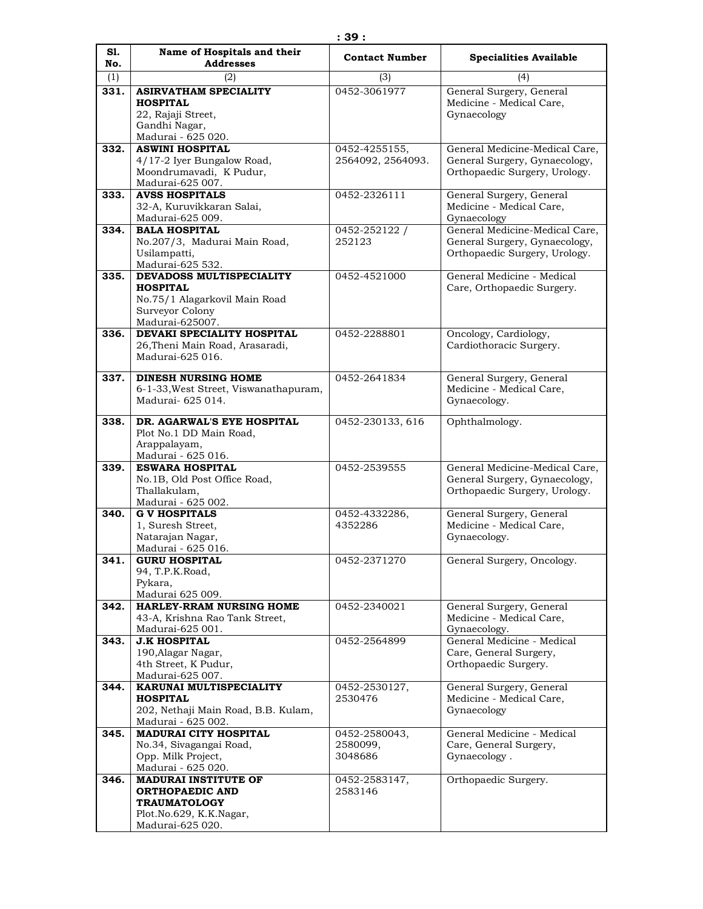| Sl. No. | Name of Hospitals and their Addresses | Contact Number | Specialities Available |
|---|---|---|---|
| (1) | (2) | (3) | (4) |
| **331.** | **ASIRVATHAM SPECIALITY HOSPITAL** 22, Rajaji Street, Gandhi Nagar, Madurai - 625 020. | 0452-3061977 | General Surgery, General Medicine - Medical Care, Gynaecology |
| **332.** | **ASWINI HOSPITAL** 4/17-2 Iyer Bungalow Road, Moondrumavadi, K Pudur, Madurai-625 007. | 0452-4255155, 2564092, 2564093. | General Medicine-Medical Care, General Surgery, Gynaecology, Orthopaedic Surgery, Urology. |
| **333.** | **AVSS HOSPITALS** 32-A, Kuruvikkaran Salai, Madurai-625 009. | 0452-2326111 | General Surgery, General Medicine - Medical Care, Gynaecology |
| **334.** | **BALA HOSPITAL** No.207/3, Madurai Main Road, Usilampatti, Madurai-625 532. | 0452-252122 / 252123 | General Medicine-Medical Care, General Surgery, Gynaecology, Orthopaedic Surgery, Urology. |
| **335.** | **DEVADOSS MULTISPECIALITY HOSPITAL** No.75/1 Alagarkovil Main Road Surveyor Colony Madurai-625007. | 0452-4521000 | General Medicine - Medical Care, Orthopaedic Surgery. |
| **336.** | **DEVAKI SPECIALITY HOSPITAL** 26,Theni Main Road, Arasaradi, Madurai-625 016. | 0452-2288801 | Oncology, Cardiology, Cardiothoracic Surgery. |
| **337.** | **DINESH NURSING HOME** 6-1-33,West Street, Viswanathapuram, Madurai- 625 014. | 0452-2641834 | General Surgery, General Medicine - Medical Care, Gynaecology. |
| **338.** | **DR. AGARWAL'S EYE HOSPITAL** Plot No.1 DD Main Road, Arappalayam, Madurai - 625 016. | 0452-230133, 616 | Ophthalmology. |
| **339.** | **ESWARA HOSPITAL** No.1B, Old Post Office Road, Thallakulam, Madurai - 625 002. | 0452-2539555 | General Medicine-Medical Care, General Surgery, Gynaecology, Orthopaedic Surgery, Urology. |
| **340.** | **G V HOSPITALS** 1, Suresh Street, Natarajan Nagar, Madurai - 625 016. | 0452-4332286, 4352286 | General Surgery, General Medicine - Medical Care, Gynaecology. |
| **341.** | **GURU HOSPITAL** 94, T.P.K.Road, Pykara, Madurai 625 009. | 0452-2371270 | General Surgery, Oncology. |
| **342.** | **HARLEY-RRAM NURSING HOME** 43-A, Krishna Rao Tank Street, Madurai-625 001. | 0452-2340021 | General Surgery, General Medicine - Medical Care, Gynaecology. |
| **343.** | **J.K HOSPITAL** 190,Alagar Nagar, 4th Street, K Pudur, Madurai-625 007. | 0452-2564899 | General Medicine - Medical Care, General Surgery, Orthopaedic Surgery. |
| **344.** | **KARUNAI MULTISPECIALITY HOSPITAL** 202, Nethaji Main Road, B.B. Kulam, Madurai - 625 002. | 0452-2530127, 2530476 | General Surgery, General Medicine - Medical Care, Gynaecology |
| **345.** | **MADURAI CITY HOSPITAL** No.34, Sivagangai Road, Opp. Milk Project, Madurai - 625 020. | 0452-2580043, 2580099, 3048686 | General Medicine - Medical Care, General Surgery, Gynaecology . |
| **346.** | **MADURAI INSTITUTE OF ORTHOPAEDIC AND TRAUMATOLOGY** Plot.No.629, K.K.Nagar, Madurai-625 020. | 0452-2583147, 2583146 | Orthopaedic Surgery. |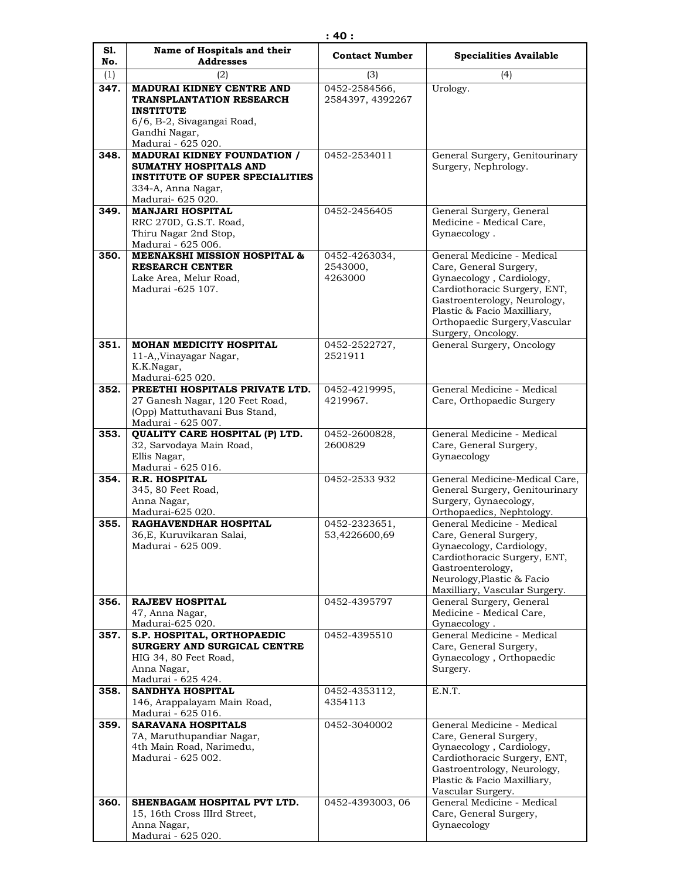| Sl. No. | Name of Hospitals and their Addresses | Contact Number | Specialities Available |
|---|---|---|---|
| (1) | (2) | (3) | (4) |
| 347. | **MADURAI KIDNEY CENTRE AND TRANSPLANTATION RESEARCH INSTITUTE** 6/6, B-2, Sivagangai Road, Gandhi Nagar, Madurai - 625 020. | 0452-2584566, 2584397, 4392267 | Urology. |
| 348. | **MADURAI KIDNEY FOUNDATION / SUMATHY HOSPITALS AND INSTITUTE OF SUPER SPECIALITIES** 334-A, Anna Nagar, Madurai- 625 020. | 0452-2534011 | General Surgery, Genitourinary Surgery, Nephrology. |
| 349. | **MANJARI HOSPITAL** RRC 270D, G.S.T. Road, Thiru Nagar 2nd Stop, Madurai - 625 006. | 0452-2456405 | General Surgery, General Medicine - Medical Care, Gynaecology . |
| 350. | **MEENAKSHI MISSION HOSPITAL & RESEARCH CENTER** Lake Area, Melur Road, Madurai -625 107. | 0452-4263034, 2543000, 4263000 | General Medicine - Medical Care, General Surgery, Gynaecology , Cardiology, Cardiothoracic Surgery, ENT, Gastroenterology, Neurology, Plastic & Facio Maxilliary, Orthopaedic Surgery,Vascular Surgery, Oncology. |
| 351. | **MOHAN MEDICITY HOSPITAL** 11-A,,Vinayagar Nagar, K.K.Nagar, Madurai-625 020. | 0452-2522727, 2521911 | General Surgery, Oncology |
| 352. | **PREETHI HOSPITALS PRIVATE LTD.** 27 Ganesh Nagar, 120 Feet Road, (Opp) Mattuthavani Bus Stand, Madurai - 625 007. | 0452-4219995, 4219967. | General Medicine - Medical Care, Orthopaedic Surgery |
| 353. | **QUALITY CARE HOSPITAL (P) LTD.** 32, Sarvodaya Main Road, Ellis Nagar, Madurai - 625 016. | 0452-2600828, 2600829 | General Medicine - Medical Care, General Surgery, Gynaecology |
| 354. | **R.R. HOSPITAL** 345, 80 Feet Road, Anna Nagar, Madurai-625 020. | 0452-2533 932 | General Medicine-Medical Care, General Surgery, Genitourinary Surgery, Gynaecology, Orthopaedics, Nephtology. |
| 355. | **RAGHAVENDHAR HOSPITAL** 36,E, Kuruvikaran Salai, Madurai - 625 009. | 0452-2323651, 53,4226600,69 | General Medicine - Medical Care, General Surgery, Gynaecology, Cardiology, Cardiothoracic Surgery, ENT, Gastroenterology, Neurology,Plastic & Facio Maxilliary, Vascular Surgery. |
| 356. | **RAJEEV HOSPITAL** 47, Anna Nagar, Madurai-625 020. | 0452-4395797 | General Surgery, General Medicine - Medical Care, Gynaecology . |
| 357. | **S.P. HOSPITAL, ORTHOPAEDIC SURGERY AND SURGICAL CENTRE** HIG 34, 80 Feet Road, Anna Nagar, Madurai - 625 424. | 0452-4395510 | General Medicine - Medical Care, General Surgery, Gynaecology , Orthopaedic Surgery. |
| 358. | **SANDHYA HOSPITAL** 146, Arappalayam Main Road, Madurai - 625 016. | 0452-4353112, 4354113 | E.N.T. |
| 359. | **SARAVANA HOSPITALS** 7A, Maruthupandiar Nagar, 4th Main Road, Narimedu, Madurai - 625 002. | 0452-3040002 | General Medicine - Medical Care, General Surgery, Gynaecology , Cardiology, Cardiothoracic Surgery, ENT, Gastroentrology, Neurology, Plastic & Facio Maxilliary, Vascular Surgery. |
| 360. | **SHENBAGAM HOSPITAL PVT LTD.** 15, 16th Cross IIIrd Street, Anna Nagar, Madurai - 625 020. | 0452-4393003, 06 | General Medicine - Medical Care, General Surgery, Gynaecology |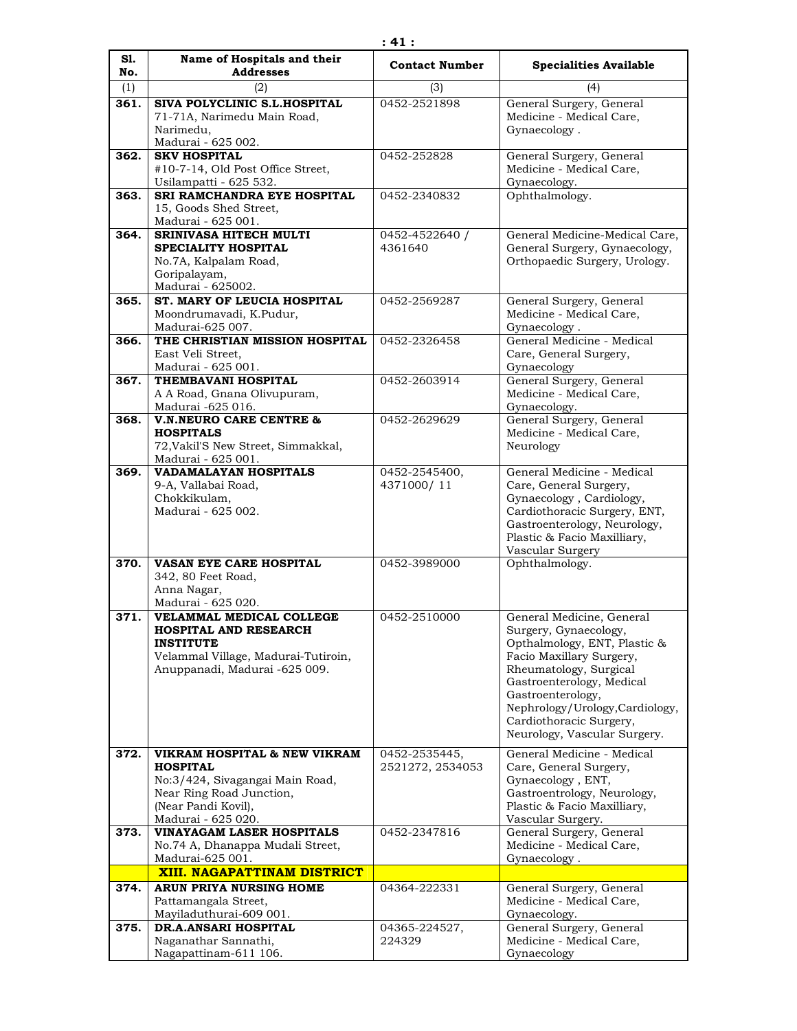| Sl. No. | Name of Hospitals and their Addresses | Contact Number | Specialities Available |
|---|---|---|---|
| (1) | (2) | (3) | (4) |
| 361. | **SIVA POLYCLINIC S.L.HOSPITAL** 71-71A, Narimedu Main Road, Narimedu, Madurai - 625 002. | 0452-2521898 | General Surgery, General Medicine - Medical Care, Gynaecology . |
| 362. | **SKV HOSPITAL** #10-7-14, Old Post Office Street, Usilampatti - 625 532. | 0452-252828 | General Surgery, General Medicine - Medical Care, Gynaecology. |
| 363. | **SRI RAMCHANDRA EYE HOSPITAL** 15, Goods Shed Street, Madurai - 625 001. | 0452-2340832 | Ophthalmology. |
| 364. | **SRINIVASA HITECH MULTI SPECIALITY HOSPITAL** No.7A, Kalpalam Road, Goripalayam, Madurai - 625002. | 0452-4522640 / 4361640 | General Medicine-Medical Care, General Surgery, Gynaecology, Orthopaedic Surgery, Urology. |
| 365. | **ST. MARY OF LEUCIA HOSPITAL** Moondrumavadi, K.Pudur, Madurai-625 007. | 0452-2569287 | General Surgery, General Medicine - Medical Care, Gynaecology . |
| 366. | **THE CHRISTIAN MISSION HOSPITAL** East Veli Street, Madurai - 625 001. | 0452-2326458 | General Medicine - Medical Care, General Surgery, Gynaecology |
| 367. | **THEMBAVANI HOSPITAL** A A Road, Gnana Olivupuram, Madurai -625 016. | 0452-2603914 | General Surgery, General Medicine - Medical Care, Gynaecology. |
| 368. | **V.N.NEURO CARE CENTRE & HOSPITALS** 72,Vakil'S New Street, Simmakkal, Madurai - 625 001. | 0452-2629629 | General Surgery, General Medicine - Medical Care, Neurology |
| 369. | **VADAMALAYAN HOSPITALS** 9-A, Vallabai Road, Chokkikulam, Madurai - 625 002. | 0452-2545400, 4371000/ 11 | General Medicine - Medical Care, General Surgery, Gynaecology , Cardiology, Cardiothoracic Surgery, ENT, Gastroenterology, Neurology, Plastic & Facio Maxilliary, Vascular Surgery |
| 370. | **VASAN EYE CARE HOSPITAL** 342, 80 Feet Road, Anna Nagar, Madurai - 625 020. | 0452-3989000 | Ophthalmology. |
| 371. | **VELAMMAL MEDICAL COLLEGE HOSPITAL AND RESEARCH INSTITUTE** Velammal Village, Madurai-Tutiroin, Anuppanadi, Madurai -625 009. | 0452-2510000 | General Medicine, General Surgery, Gynaecology, Opthalmology, ENT, Plastic & Facio Maxillary Surgery, Rheumatology, Surgical Gastroenterology, Medical Gastroenterology, Nephrology/Urology,Cardiology, Cardiothoracic Surgery, Neurology, Vascular Surgery. |
| 372. | **VIKRAM HOSPITAL & NEW VIKRAM HOSPITAL** No:3/424, Sivagangai Main Road, Near Ring Road Junction, (Near Pandi Kovil), Madurai - 625 020. | 0452-2535445, 2521272, 2534053 | General Medicine - Medical Care, General Surgery, Gynaecology , ENT, Gastroentrology, Neurology, Plastic & Facio Maxilliary, Vascular Surgery. |
| 373. | **VINAYAGAM LASER HOSPITALS** No.74 A, Dhanappa Mudali Street, Madurai-625 001. | 0452-2347816 | General Surgery, General Medicine - Medical Care, Gynaecology . |
| | **XIII. NAGAPATTINAM DISTRICT** | | |
| 374. | **ARUN PRIYA NURSING HOME** Pattamangala Street, Mayiladuthurai-609 001. | 04364-222331 | General Surgery, General Medicine - Medical Care, Gynaecology. |
| 375. | **DR.A.ANSARI HOSPITAL** Naganathar Sannathi, Nagapattinam-611 106. | 04365-224527, 224329 | General Surgery, General Medicine - Medical Care, Gynaecology |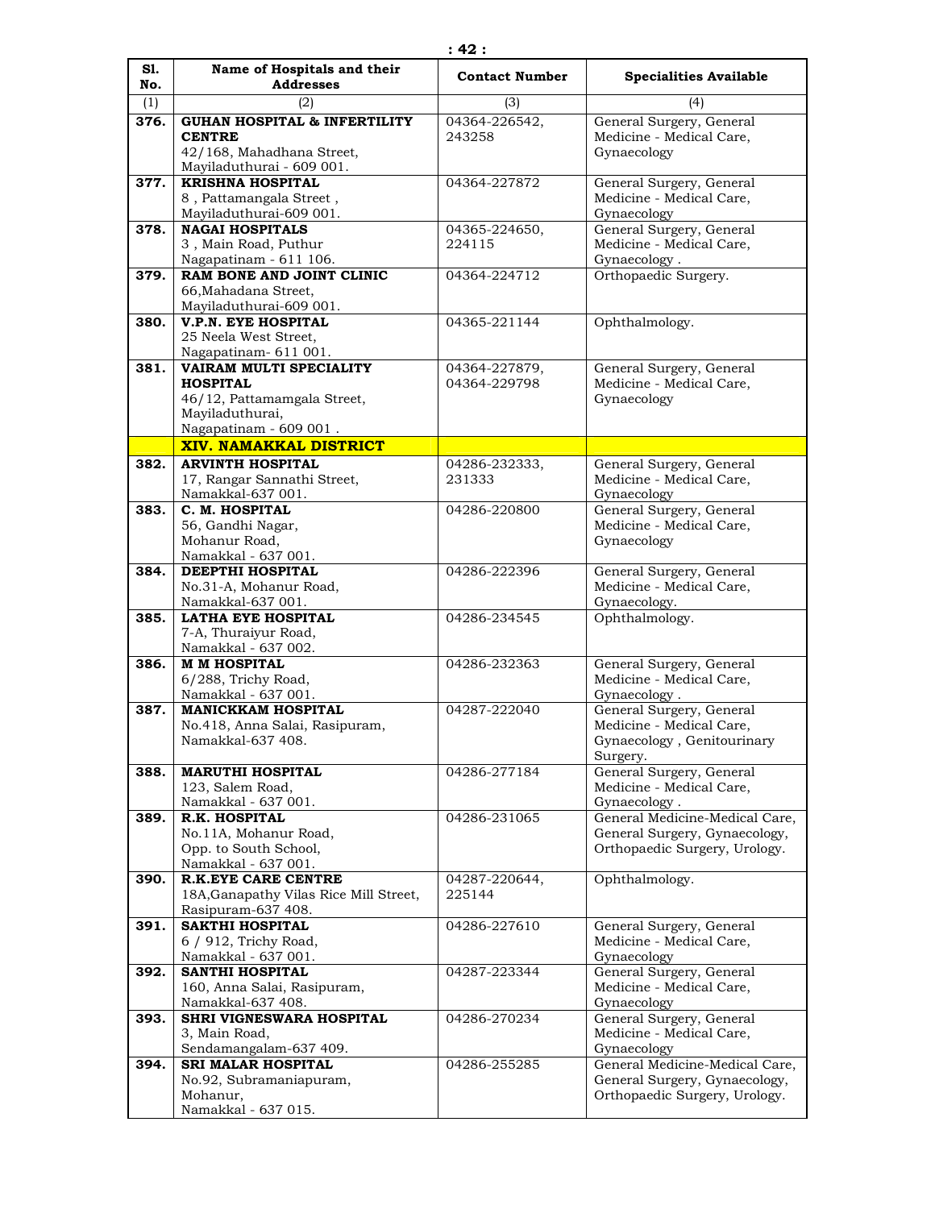| Sl. No. | Name of Hospitals and their Addresses | Contact Number | Specialities Available |
|---|---|---|---|
| (1) | (2) | (3) | (4) |
| **376.** | **GUHAN HOSPITAL & INFERTILITY CENTRE** 42/168, Mahadhana Street, Mayiladuthurai - 609 001. | 04364-226542, 243258 | General Surgery, General Medicine - Medical Care, Gynaecology |
| **377.** | **KRISHNA HOSPITAL** 8 , Pattamangala Street , Mayiladuthurai-609 001. | 04364-227872 | General Surgery, General Medicine - Medical Care, Gynaecology |
| **378.** | **NAGAI HOSPITALS** 3 , Main Road, Puthur Nagapatinam - 611 106. | 04365-224650, 224115 | General Surgery, General Medicine - Medical Care, Gynaecology . |
| **379.** | **RAM BONE AND JOINT CLINIC** 66,Mahadana Street, Mayiladuthurai-609 001. | 04364-224712 | Orthopaedic Surgery. |
| **380.** | **V.P.N. EYE HOSPITAL** 25 Neela West Street, Nagapatinam- 611 001. | 04365-221144 | Ophthalmology. |
| **381.** | **VAIRAM MULTI SPECIALITY HOSPITAL** 46/12, Pattamamgala Street, Mayiladuthurai, Nagapatinam - 609 001 . | 04364-227879, 04364-229798 | General Surgery, General Medicine - Medical Care, Gynaecology |
| | **XIV. NAMAKKAL DISTRICT** | | |
| **382.** | **ARVINTH HOSPITAL** 17, Rangar Sannathi Street, Namakkal-637 001. | 04286-232333, 231333 | General Surgery, General Medicine - Medical Care, Gynaecology |
| **383.** | **C. M. HOSPITAL** 56, Gandhi Nagar, Mohanur Road, Namakkal - 637 001. | 04286-220800 | General Surgery, General Medicine - Medical Care, Gynaecology |
| **384.** | **DEEPTHI HOSPITAL** No.31-A, Mohanur Road, Namakkal-637 001. | 04286-222396 | General Surgery, General Medicine - Medical Care, Gynaecology. |
| **385.** | **LATHA EYE HOSPITAL** 7-A, Thuraiyur Road, Namakkal - 637 002. | 04286-234545 | Ophthalmology. |
| **386.** | **M M HOSPITAL** 6/288, Trichy Road, Namakkal - 637 001. | 04286-232363 | General Surgery, General Medicine - Medical Care, Gynaecology . |
| **387.** | **MANICKKAM HOSPITAL** No.418, Anna Salai, Rasipuram, Namakkal-637 408. | 04287-222040 | General Surgery, General Medicine - Medical Care, Gynaecology , Genitourinary Surgery. |
| **388.** | **MARUTHI HOSPITAL** 123, Salem Road, Namakkal - 637 001. | 04286-277184 | General Surgery, General Medicine - Medical Care, Gynaecology . |
| **389.** | **R.K. HOSPITAL** No.11A, Mohanur Road, Opp. to South School, Namakkal - 637 001. | 04286-231065 | General Medicine-Medical Care, General Surgery, Gynaecology, Orthopaedic Surgery, Urology. |
| **390.** | **R.K.EYE CARE CENTRE** 18A,Ganapathy Vilas Rice Mill Street, Rasipuram-637 408. | 04287-220644, 225144 | Ophthalmology. |
| **391.** | **SAKTHI HOSPITAL** 6 / 912, Trichy Road, Namakkal - 637 001. | 04286-227610 | General Surgery, General Medicine - Medical Care, Gynaecology |
| **392.** | **SANTHI HOSPITAL** 160, Anna Salai, Rasipuram, Namakkal-637 408. | 04287-223344 | General Surgery, General Medicine - Medical Care, Gynaecology |
| **393.** | **SHRI VIGNESWARA HOSPITAL** 3, Main Road, Sendamangalam-637 409. | 04286-270234 | General Surgery, General Medicine - Medical Care, Gynaecology |
| **394.** | **SRI MALAR HOSPITAL** No.92, Subramaniapuram, Mohanur, Namakkal - 637 015. | 04286-255285 | General Medicine-Medical Care, General Surgery, Gynaecology, Orthopaedic Surgery, Urology. |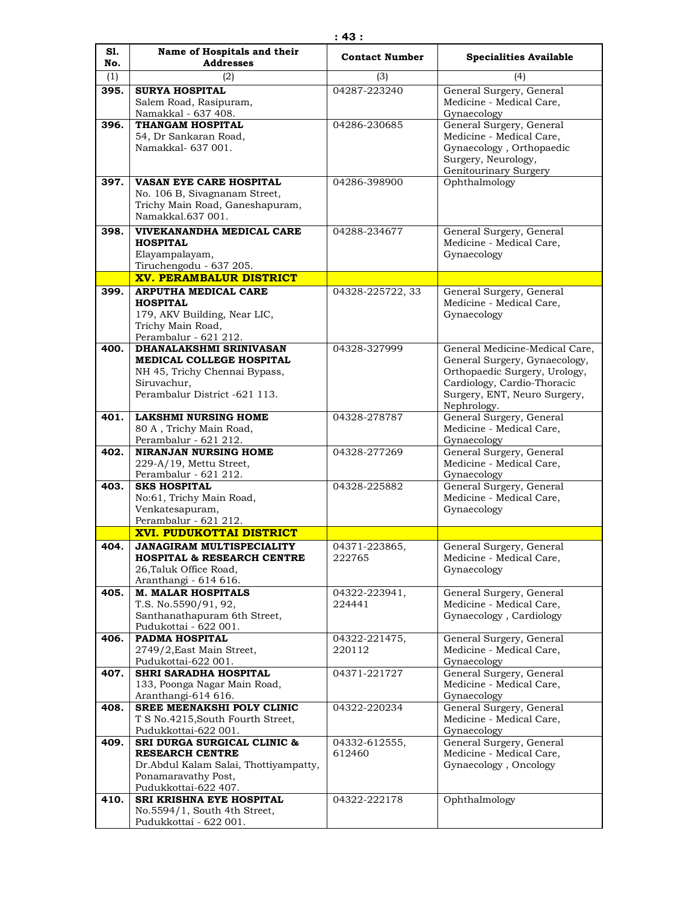| Sl. No. | Name of Hospitals and their Addresses | Contact Number | Specialities Available |
|---|---|---|---|
| (1) | (2) | (3) | (4) |
| **395.** | **SURYA HOSPITAL** Salem Road, Rasipuram, Namakkal - 637 408. | 04287-223240 | General Surgery, General Medicine - Medical Care, Gynaecology |
| **396.** | **THANGAM HOSPITAL** 54, Dr Sankaran Road, Namakkal- 637 001. | 04286-230685 | General Surgery, General Medicine - Medical Care, Gynaecology , Orthopaedic Surgery, Neurology, Genitourinary Surgery |
| **397.** | **VASAN EYE CARE HOSPITAL** No. 106 B, Sivagnanam Street, Trichy Main Road, Ganeshapuram, Namakkal.637 001. | 04286-398900 | Ophthalmology |
| **398.** | **VIVEKANANDHA MEDICAL CARE HOSPITAL** Elayampalayam, Tiruchengodu - 637 205. | 04288-234677 | General Surgery, General Medicine - Medical Care, Gynaecology |
| | **XV. PERAMBALUR DISTRICT** | | |
| **399.** | **ARPUTHA MEDICAL CARE HOSPITAL** 179, AKV Building, Near LIC, Trichy Main Road, Perambalur - 621 212. | 04328-225722, 33 | General Surgery, General Medicine - Medical Care, Gynaecology |
| **400.** | **DHANALAKSHMI SRINIVASAN MEDICAL COLLEGE HOSPITAL** NH 45, Trichy Chennai Bypass, Siruvachur, Perambalur District -621 113. | 04328-327999 | General Medicine-Medical Care, General Surgery, Gynaecology, Orthopaedic Surgery, Urology, Cardiology, Cardio-Thoracic Surgery, ENT, Neuro Surgery, Nephrology. |
| **401.** | **LAKSHMI NURSING HOME** 80 A , Trichy Main Road, Perambalur - 621 212. | 04328-278787 | General Surgery, General Medicine - Medical Care, Gynaecology |
| **402.** | **NIRANJAN NURSING HOME** 229-A/19, Mettu Street, Perambalur - 621 212. | 04328-277269 | General Surgery, General Medicine - Medical Care, Gynaecology |
| **403.** | **SKS HOSPITAL** No:61, Trichy Main Road, Venkatesapuram, Perambalur - 621 212. | 04328-225882 | General Surgery, General Medicine - Medical Care, Gynaecology |
| | **XVI. PUDUKOTTAI DISTRICT** | | |
| **404.** | **JANAGIRAM MULTISPECIALITY HOSPITAL & RESEARCH CENTRE** 26,Taluk Office Road, Aranthangi - 614 616. | 04371-223865, 222765 | General Surgery, General Medicine - Medical Care, Gynaecology |
| **405.** | **M. MALAR HOSPITALS** T.S. No.5590/91, 92, Santhanathapuram 6th Street, Pudukottai - 622 001. | 04322-223941, 224441 | General Surgery, General Medicine - Medical Care, Gynaecology , Cardiology |
| **406.** | **PADMA HOSPITAL** 2749/2,East Main Street, Pudukottai-622 001. | 04322-221475, 220112 | General Surgery, General Medicine - Medical Care, Gynaecology |
| **407.** | **SHRI SARADHA HOSPITAL** 133, Poonga Nagar Main Road, Aranthangi-614 616. | 04371-221727 | General Surgery, General Medicine - Medical Care, Gynaecology |
| **408.** | **SREE MEENAKSHI POLY CLINIC** T S No.4215,South Fourth Street, Pudukkottai-622 001. | 04322-220234 | General Surgery, General Medicine - Medical Care, Gynaecology |
| **409.** | **SRI DURGA SURGICAL CLINIC & RESEARCH CENTRE** Dr.Abdul Kalam Salai, Thottiyampatty, Ponamaravathy Post, Pudukkottai-622 407. | 04332-612555, 612460 | General Surgery, General Medicine - Medical Care, Gynaecology , Oncology |
| **410.** | **SRI KRISHNA EYE HOSPITAL** No.5594/1, South 4th Street, Pudukkottai - 622 001. | 04322-222178 | Ophthalmology |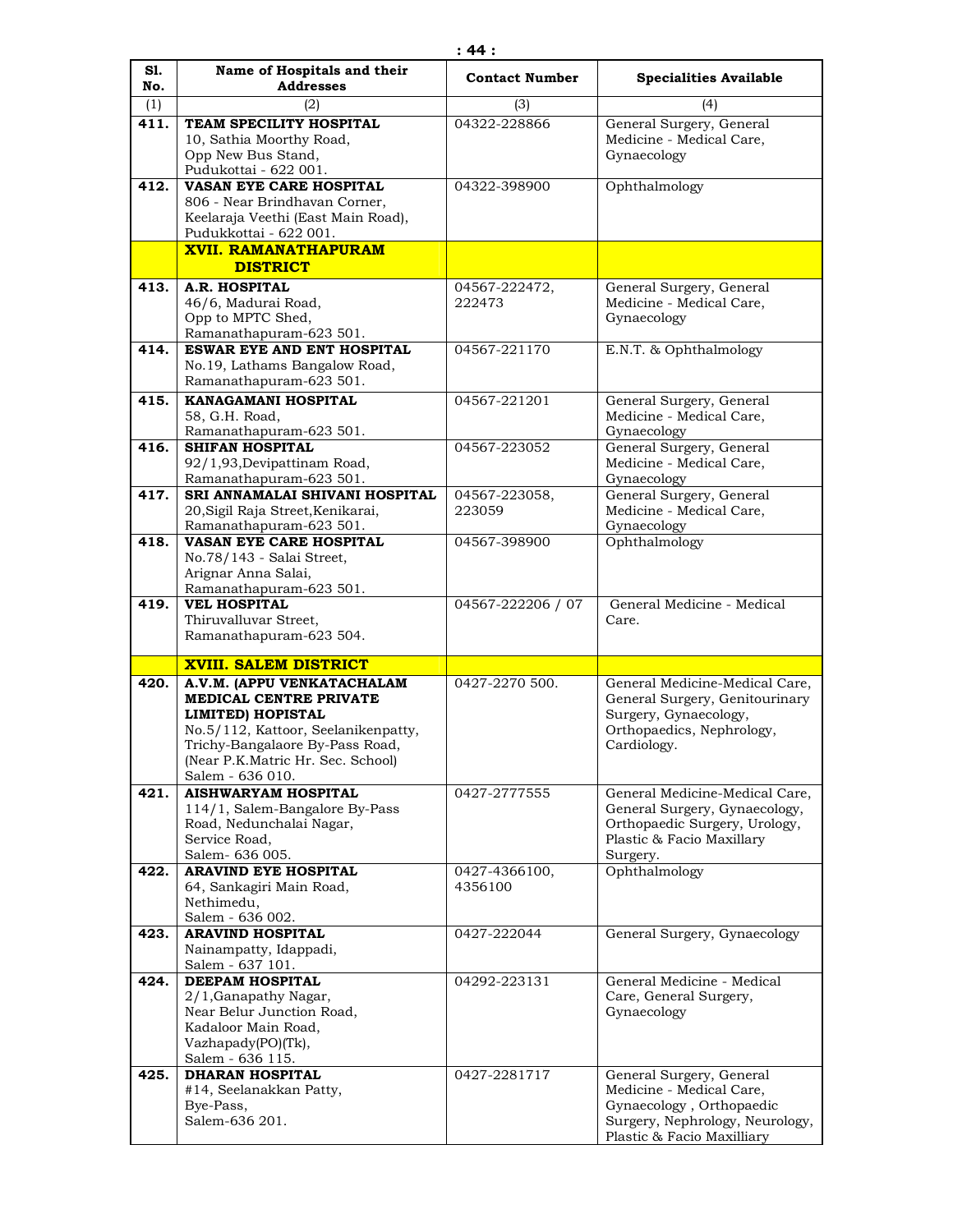| Sl. No. | Name of Hospitals and their Addresses | Contact Number | Specialities Available |
|---|---|---|---|
| (1) | (2) | (3) | (4) |
| 411. | **TEAM SPECILITY HOSPITAL** 10, Sathia Moorthy Road, Opp New Bus Stand, Pudukottai - 622 001. | 04322-228866 | General Surgery, General Medicine - Medical Care, Gynaecology |
| 412. | **VASAN EYE CARE HOSPITAL** 806 - Near Brindhavan Corner, Keelaraja Veethi (East Main Road), Pudukkottai - 622 001. | 04322-398900 | Ophthalmology |
| | **XVII. RAMANATHAPURAM DISTRICT** | | |
| 413. | **A.R. HOSPITAL** 46/6, Madurai Road, Opp to MPTC Shed, Ramanathapuram-623 501. | 04567-222472, 222473 | General Surgery, General Medicine - Medical Care, Gynaecology |
| 414. | **ESWAR EYE AND ENT HOSPITAL** No.19, Lathams Bangalow Road, Ramanathapuram-623 501. | 04567-221170 | E.N.T. & Ophthalmology |
| 415. | **KANAGAMANI HOSPITAL** 58, G.H. Road, Ramanathapuram-623 501. | 04567-221201 | General Surgery, General Medicine - Medical Care, Gynaecology |
| 416. | **SHIFAN HOSPITAL** 92/1,93,Devipattinam Road, Ramanathapuram-623 501. | 04567-223052 | General Surgery, General Medicine - Medical Care, Gynaecology |
| 417. | **SRI ANNAMALAI SHIVANI HOSPITAL** 20,Sigil Raja Street,Kenikarai, Ramanathapuram-623 501. | 04567-223058, 223059 | General Surgery, General Medicine - Medical Care, Gynaecology |
| 418. | **VASAN EYE CARE HOSPITAL** No.78/143 - Salai Street, Arignar Anna Salai, Ramanathapuram-623 501. | 04567-398900 | Ophthalmology |
| 419. | **VEL HOSPITAL** Thiruvalluvar Street, Ramanathapuram-623 504. | 04567-222206 / 07 | General Medicine - Medical Care. |
| | **XVIII. SALEM DISTRICT** | | |
| 420. | **A.V.M. (APPU VENKATACHALAM MEDICAL CENTRE PRIVATE LIMITED) HOPISTAL** No.5/112, Kattoor, Seelanikenpatty, Trichy-Bangalaore By-Pass Road, (Near P.K.Matric Hr. Sec. School) Salem - 636 010. | 0427-2270 500. | General Medicine-Medical Care, General Surgery, Genitourinary Surgery, Gynaecology, Orthopaedics, Nephrology, Cardiology. |
| 421. | **AISHWARYAM HOSPITAL** 114/1, Salem-Bangalore By-Pass Road, Nedunchalai Nagar, Service Road, Salem- 636 005. | 0427-2777555 | General Medicine-Medical Care, General Surgery, Gynaecology, Orthopaedic Surgery, Urology, Plastic & Facio Maxillary Surgery. |
| 422. | **ARAVIND EYE HOSPITAL** 64, Sankagiri Main Road, Nethimedu, Salem - 636 002. | 0427-4366100, 4356100 | Ophthalmology |
| 423. | **ARAVIND HOSPITAL** Nainampatty, Idappadi, Salem - 637 101. | 0427-222044 | General Surgery, Gynaecology |
| 424. | **DEEPAM HOSPITAL** 2/1,Ganapathy Nagar, Near Belur Junction Road, Kadaloor Main Road, Vazhapady(PO)(Tk), Salem - 636 115. | 04292-223131 | General Medicine - Medical Care, General Surgery, Gynaecology |
| 425. | **DHARAN HOSPITAL** #14, Seelanakkan Patty, Bye-Pass, Salem-636 201. | 0427-2281717 | General Surgery, General Medicine - Medical Care, Gynaecology , Orthopaedic Surgery, Nephrology, Neurology, Plastic & Facio Maxilliary |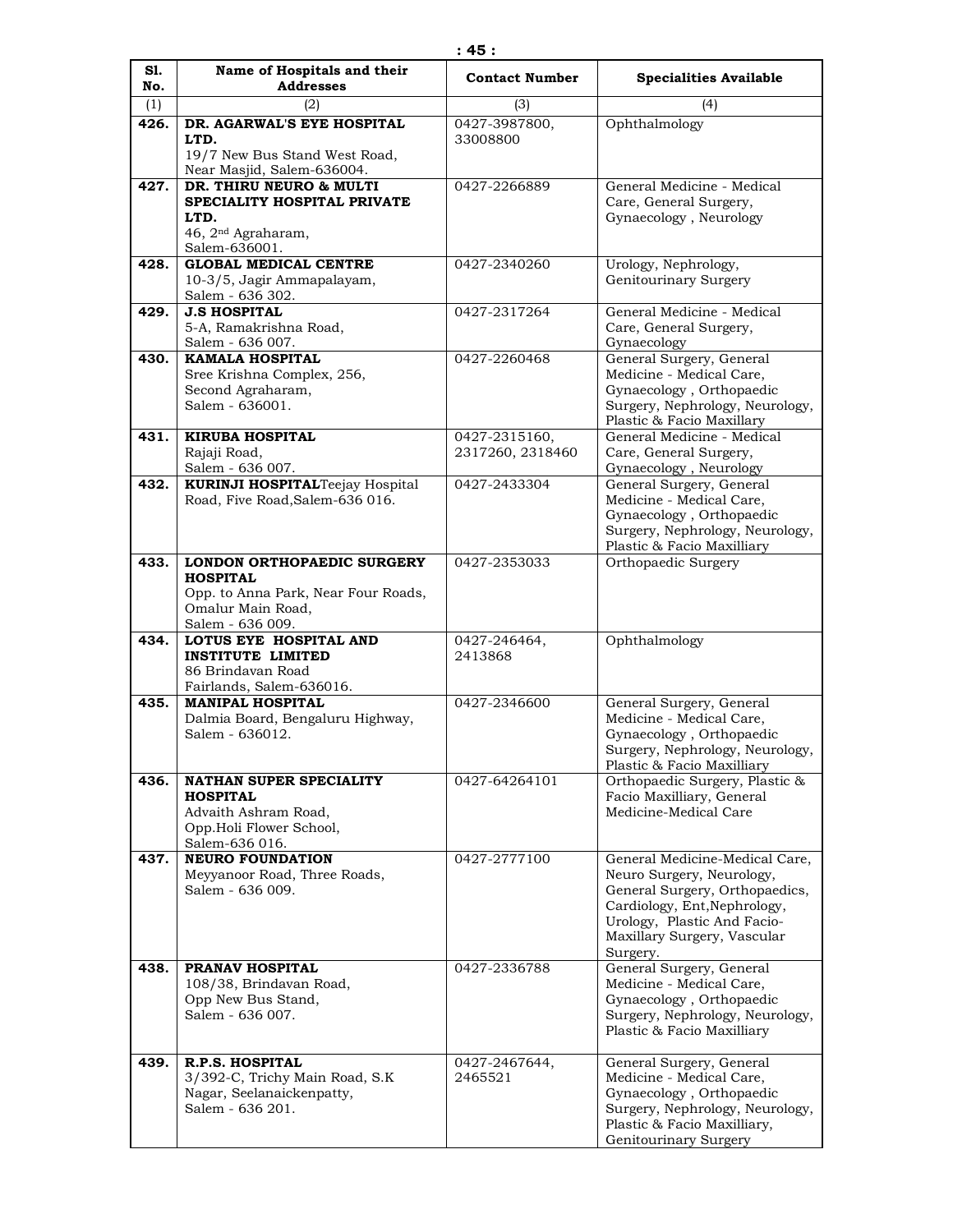| Sl. No. | Name of Hospitals and their Addresses | Contact Number | Specialities Available |
|---|---|---|---|
| (1) | (2) | (3) | (4) |
| 426. | **DR. AGARWAL'S EYE HOSPITAL LTD.** 19/7 New Bus Stand West Road, Near Masjid, Salem-636004. | 0427-3987800, 33008800 | Ophthalmology |
| 427. | **DR. THIRU NEURO & MULTI SPECIALITY HOSPITAL PRIVATE LTD.** 46, 2nd Agraharam, Salem-636001. | 0427-2266889 | General Medicine - Medical Care, General Surgery, Gynaecology , Neurology |
| 428. | **GLOBAL MEDICAL CENTRE** 10-3/5, Jagir Ammapalayam, Salem - 636 302. | 0427-2340260 | Urology, Nephrology, Genitourinary Surgery |
| 429. | **J.S HOSPITAL** 5-A, Ramakrishna Road, Salem - 636 007. | 0427-2317264 | General Medicine - Medical Care, General Surgery, Gynaecology |
| 430. | **KAMALA HOSPITAL** Sree Krishna Complex, 256, Second Agraharam, Salem - 636001. | 0427-2260468 | General Surgery, General Medicine - Medical Care, Gynaecology , Orthopaedic Surgery, Nephrology, Neurology, Plastic & Facio Maxillary |
| 431. | **KIRUBA HOSPITAL** Rajaji Road, Salem - 636 007. | 0427-2315160, 2317260, 2318460 | General Medicine - Medical Care, General Surgery, Gynaecology , Neurology |
| 432. | **KURINJI HOSPITAL**Teejay Hospital Road, Five Road,Salem-636 016. | 0427-2433304 | General Surgery, General Medicine - Medical Care, Gynaecology , Orthopaedic Surgery, Nephrology, Neurology, Plastic & Facio Maxilliary |
| 433. | **LONDON ORTHOPAEDIC SURGERY HOSPITAL** Opp. to Anna Park, Near Four Roads, Omalur Main Road, Salem - 636 009. | 0427-2353033 | Orthopaedic Surgery |
| 434. | **LOTUS EYE HOSPITAL AND INSTITUTE LIMITED** 86 Brindavan Road Fairlands, Salem-636016. | 0427-246464, 2413868 | Ophthalmology |
| 435. | **MANIPAL HOSPITAL** Dalmia Board, Bengaluru Highway, Salem - 636012. | 0427-2346600 | General Surgery, General Medicine - Medical Care, Gynaecology , Orthopaedic Surgery, Nephrology, Neurology, Plastic & Facio Maxilliary |
| 436. | **NATHAN SUPER SPECIALITY HOSPITAL** Advaith Ashram Road, Opp.Holi Flower School, Salem-636 016. | 0427-64264101 | Orthopaedic Surgery, Plastic & Facio Maxilliary, General Medicine-Medical Care |
| 437. | **NEURO FOUNDATION** Meyyanoor Road, Three Roads, Salem - 636 009. | 0427-2777100 | General Medicine-Medical Care, Neuro Surgery, Neurology, General Surgery, Orthopaedics, Cardiology, Ent,Nephrology, Urology, Plastic And Facio-Maxillary Surgery, Vascular Surgery. |
| 438. | **PRANAV HOSPITAL** 108/38, Brindavan Road, Opp New Bus Stand, Salem - 636 007. | 0427-2336788 | General Surgery, General Medicine - Medical Care, Gynaecology , Orthopaedic Surgery, Nephrology, Neurology, Plastic & Facio Maxilliary |
| 439. | **R.P.S. HOSPITAL** 3/392-C, Trichy Main Road, S.K Nagar, Seelanaickenpatty, Salem - 636 201. | 0427-2467644, 2465521 | General Surgery, General Medicine - Medical Care, Gynaecology , Orthopaedic Surgery, Nephrology, Neurology, Plastic & Facio Maxilliary, Genitourinary Surgery |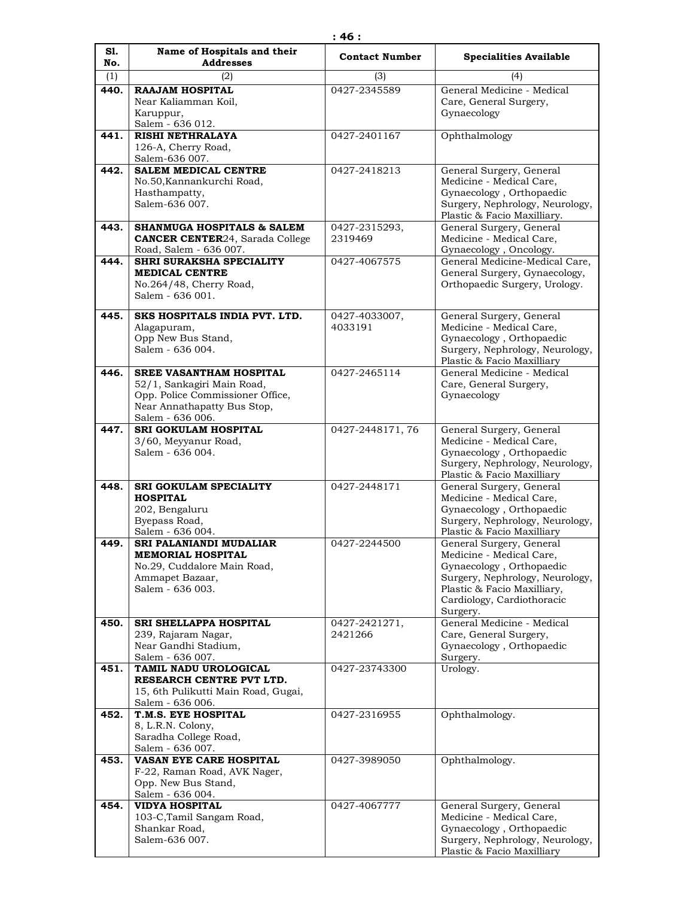| Sl. No. | Name of Hospitals and their Addresses | Contact Number | Specialities Available |
|---|---|---|---|
| (1) | (2) | (3) | (4) |
| **440.** | **RAAJAM HOSPITAL** Near Kaliamman Koil, Karuppur, Salem - 636 012. | 0427-2345589 | General Medicine - Medical Care, General Surgery, Gynaecology |
| **441.** | **RISHI NETHRALAYA** 126-A, Cherry Road, Salem-636 007. | 0427-2401167 | Ophthalmology |
| **442.** | **SALEM MEDICAL CENTRE** No.50,Kannankurchi Road, Hasthampatty, Salem-636 007. | 0427-2418213 | General Surgery, General Medicine - Medical Care, Gynaecology , Orthopaedic Surgery, Nephrology, Neurology, Plastic & Facio Maxilliary. |
| **443.** | **SHANMUGA HOSPITALS & SALEM CANCER CENTER**24, Sarada College Road, Salem - 636 007. | 0427-2315293, 2319469 | General Surgery, General Medicine - Medical Care, Gynaecology , Oncology. |
| **444.** | **SHRI SURAKSHA SPECIALITY MEDICAL CENTRE** No.264/48, Cherry Road, Salem - 636 001. | 0427-4067575 | General Medicine-Medical Care, General Surgery, Gynaecology, Orthopaedic Surgery, Urology. |
| **445.** | **SKS HOSPITALS INDIA PVT. LTD.** Alagapuram, Opp New Bus Stand, Salem - 636 004. | 0427-4033007, 4033191 | General Surgery, General Medicine - Medical Care, Gynaecology , Orthopaedic Surgery, Nephrology, Neurology, Plastic & Facio Maxilliary |
| **446.** | **SREE VASANTHAM HOSPITAL** 52/1, Sankagiri Main Road, Opp. Police Commissioner Office, Near Annathapatty Bus Stop, Salem - 636 006. | 0427-2465114 | General Medicine - Medical Care, General Surgery, Gynaecology |
| **447.** | **SRI GOKULAM HOSPITAL** 3/60, Meyyanur Road, Salem - 636 004. | 0427-2448171, 76 | General Surgery, General Medicine - Medical Care, Gynaecology , Orthopaedic Surgery, Nephrology, Neurology, Plastic & Facio Maxilliary |
| **448.** | **SRI GOKULAM SPECIALITY HOSPITAL** 202, Bengaluru Byepass Road, Salem - 636 004. | 0427-2448171 | General Surgery, General Medicine - Medical Care, Gynaecology , Orthopaedic Surgery, Nephrology, Neurology, Plastic & Facio Maxilliary |
| **449.** | **SRI PALANIANDI MUDALIAR MEMORIAL HOSPITAL** No.29, Cuddalore Main Road, Ammapet Bazaar, Salem - 636 003. | 0427-2244500 | General Surgery, General Medicine - Medical Care, Gynaecology , Orthopaedic Surgery, Nephrology, Neurology, Plastic & Facio Maxilliary, Cardiology, Cardiothoracic Surgery. |
| **450.** | **SRI SHELLAPPA HOSPITAL** 239, Rajaram Nagar, Near Gandhi Stadium, Salem - 636 007. | 0427-2421271, 2421266 | General Medicine - Medical Care, General Surgery, Gynaecology , Orthopaedic Surgery. |
| **451.** | **TAMIL NADU UROLOGICAL RESEARCH CENTRE PVT LTD.** 15, 6th Pulikutti Main Road, Gugai, Salem - 636 006. | 0427-23743300 | Urology. |
| **452.** | **T.M.S. EYE HOSPITAL** 8, L.R.N. Colony, Saradha College Road, Salem - 636 007. | 0427-2316955 | Ophthalmology. |
| **453.** | **VASAN EYE CARE HOSPITAL** F-22, Raman Road, AVK Nager, Opp. New Bus Stand, Salem - 636 004. | 0427-3989050 | Ophthalmology. |
| **454.** | **VIDYA HOSPITAL** 103-C,Tamil Sangam Road, Shankar Road, Salem-636 007. | 0427-4067777 | General Surgery, General Medicine - Medical Care, Gynaecology , Orthopaedic Surgery, Nephrology, Neurology, Plastic & Facio Maxilliary |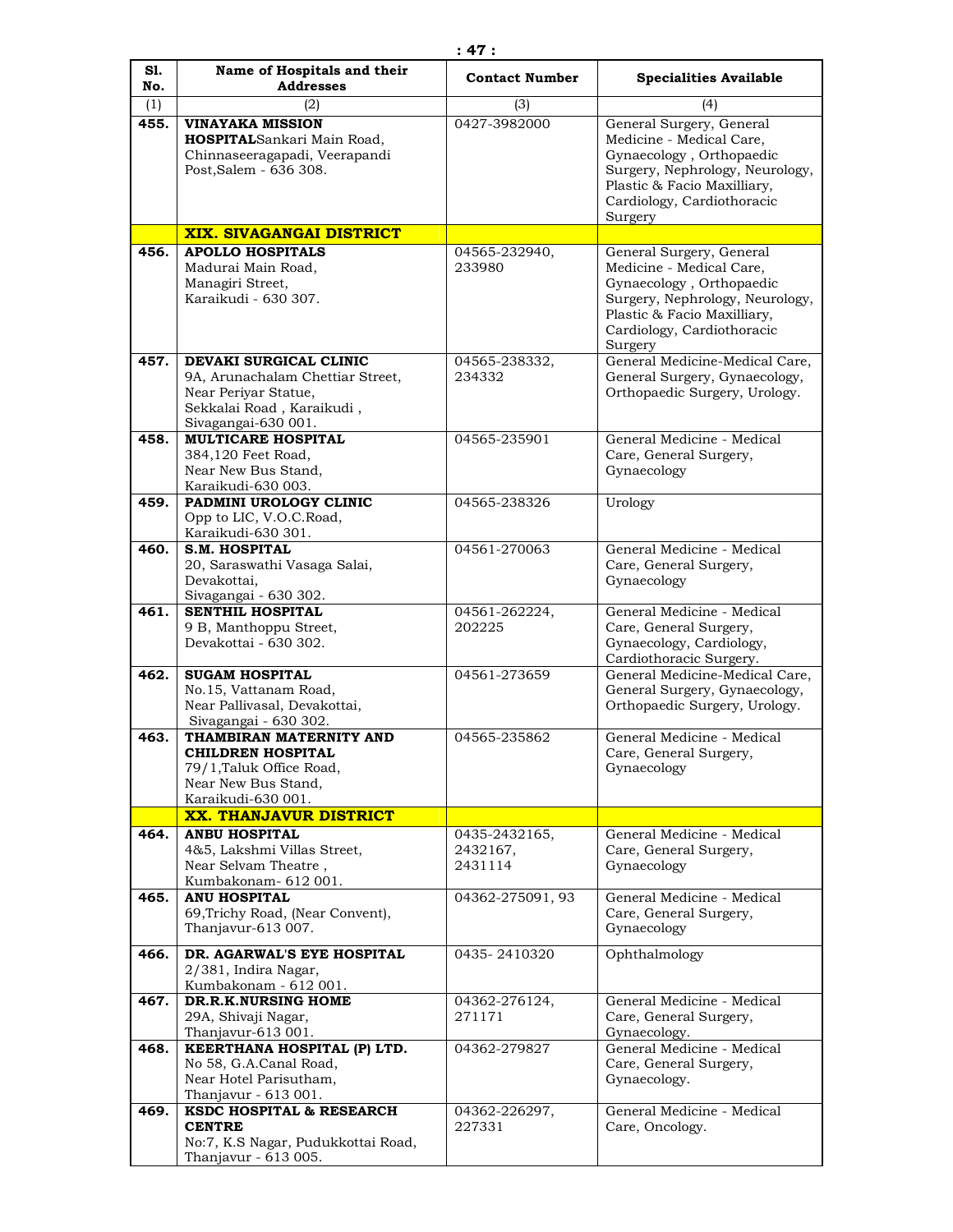| Sl. No. | Name of Hospitals and their Addresses | Contact Number | Specialities Available |
|---|---|---|---|
| (1) | (2) | (3) | (4) |
| **455.** | **VINAYAKA MISSION HOSPITAL**Sankari Main Road, Chinnaseeragapadi, Veerapandi Post,Salem - 636 308. | 0427-3982000 | General Surgery, General Medicine - Medical Care, Gynaecology , Orthopaedic Surgery, Nephrology, Neurology, Plastic & Facio Maxilliary, Cardiology, Cardiothoracic Surgery |
| | **XIX. SIVAGANGAI DISTRICT** | | |
| **456.** | **APOLLO HOSPITALS** Madurai Main Road, Managiri Street, Karaikudi - 630 307. | 04565-232940, 233980 | General Surgery, General Medicine - Medical Care, Gynaecology , Orthopaedic Surgery, Nephrology, Neurology, Plastic & Facio Maxilliary, Cardiology, Cardiothoracic Surgery |
| **457.** | **DEVAKI SURGICAL CLINIC** 9A, Arunachalam Chettiar Street, Near Periyar Statue, Sekkalai Road , Karaikudi , Sivagangai-630 001. | 04565-238332, 234332 | General Medicine-Medical Care, General Surgery, Gynaecology, Orthopaedic Surgery, Urology. |
| **458.** | **MULTICARE HOSPITAL** 384,120 Feet Road, Near New Bus Stand, Karaikudi-630 003. | 04565-235901 | General Medicine - Medical Care, General Surgery, Gynaecology |
| **459.** | **PADMINI UROLOGY CLINIC** Opp to LIC, V.O.C.Road, Karaikudi-630 301. | 04565-238326 | Urology |
| **460.** | **S.M. HOSPITAL** 20, Saraswathi Vasaga Salai, Devakottai, Sivagangai - 630 302. | 04561-270063 | General Medicine - Medical Care, General Surgery, Gynaecology |
| **461.** | **SENTHIL HOSPITAL** 9 B, Manthoppu Street, Devakottai - 630 302. | 04561-262224, 202225 | General Medicine - Medical Care, General Surgery, Gynaecology, Cardiology, Cardiothoracic Surgery. |
| **462.** | **SUGAM HOSPITAL** No.15, Vattanam Road, Near Pallivasal, Devakottai, Sivagangai - 630 302. | 04561-273659 | General Medicine-Medical Care, General Surgery, Gynaecology, Orthopaedic Surgery, Urology. |
| **463.** | **THAMBIRAN MATERNITY AND CHILDREN HOSPITAL** 79/1,Taluk Office Road, Near New Bus Stand, Karaikudi-630 001. | 04565-235862 | General Medicine - Medical Care, General Surgery, Gynaecology |
| | **XX. THANJAVUR DISTRICT** | | |
| **464.** | **ANBU HOSPITAL** 4&5, Lakshmi Villas Street, Near Selvam Theatre , Kumbakonam- 612 001. | 0435-2432165, 2432167, 2431114 | General Medicine - Medical Care, General Surgery, Gynaecology |
| **465.** | **ANU HOSPITAL** 69,Trichy Road, (Near Convent), Thanjavur-613 007. | 04362-275091, 93 | General Medicine - Medical Care, General Surgery, Gynaecology |
| **466.** | **DR. AGARWAL'S EYE HOSPITAL** 2/381, Indira Nagar, Kumbakonam - 612 001. | 0435- 2410320 | Ophthalmology |
| **467.** | **DR.R.K.NURSING HOME** 29A, Shivaji Nagar, Thanjavur-613 001. | 04362-276124, 271171 | General Medicine - Medical Care, General Surgery, Gynaecology. |
| **468.** | **KEERTHANA HOSPITAL (P) LTD.** No 58, G.A.Canal Road, Near Hotel Parisutham, Thanjavur - 613 001. | 04362-279827 | General Medicine - Medical Care, General Surgery, Gynaecology. |
| **469.** | **KSDC HOSPITAL & RESEARCH CENTRE** No:7, K.S Nagar, Pudukkottai Road, Thanjavur - 613 005. | 04362-226297, 227331 | General Medicine - Medical Care, Oncology. |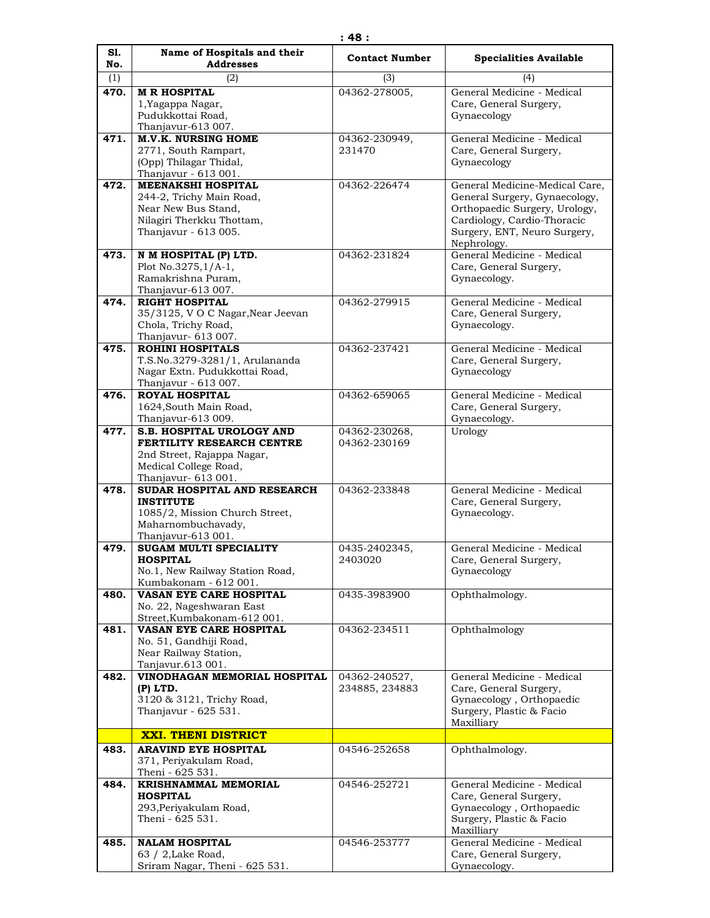| Sl. No. | Name of Hospitals and their Addresses | Contact Number | Specialities Available |
|---|---|---|---|
| (1) | (2) | (3) | (4) |
| 470. | **M R HOSPITAL** 1,Yagappa Nagar, Pudukkottai Road, Thanjavur-613 007. | 04362-278005, | General Medicine - Medical Care, General Surgery, Gynaecology |
| 471. | **M.V.K. NURSING HOME** 2771, South Rampart, (Opp) Thilagar Thidal, Thanjavur - 613 001. | 04362-230949, 231470 | General Medicine - Medical Care, General Surgery, Gynaecology |
| 472. | **MEENAKSHI HOSPITAL** 244-2, Trichy Main Road, Near New Bus Stand, Nilagiri Therkku Thottam, Thanjavur - 613 005. | 04362-226474 | General Medicine-Medical Care, General Surgery, Gynaecology, Orthopaedic Surgery, Urology, Cardiology, Cardio-Thoracic Surgery, ENT, Neuro Surgery, Nephrology. |
| 473. | **N M HOSPITAL (P) LTD.** Plot No.3275,1/A-1, Ramakrishna Puram, Thanjavur-613 007. | 04362-231824 | General Medicine - Medical Care, General Surgery, Gynaecology. |
| 474. | **RIGHT HOSPITAL** 35/3125, V O C Nagar,Near Jeevan Chola, Trichy Road, Thanjavur- 613 007. | 04362-279915 | General Medicine - Medical Care, General Surgery, Gynaecology. |
| 475. | **ROHINI HOSPITALS** T.S.No.3279-3281/1, Arulananda Nagar Extn. Pudukkottai Road, Thanjavur - 613 007. | 04362-237421 | General Medicine - Medical Care, General Surgery, Gynaecology |
| 476. | **ROYAL HOSPITAL** 1624,South Main Road, Thanjavur-613 009. | 04362-659065 | General Medicine - Medical Care, General Surgery, Gynaecology. |
| 477. | **S.B. HOSPITAL UROLOGY AND FERTILITY RESEARCH CENTRE** 2nd Street, Rajappa Nagar, Medical College Road, Thanjavur- 613 001. | 04362-230268, 04362-230169 | Urology |
| 478. | **SUDAR HOSPITAL AND RESEARCH INSTITUTE** 1085/2, Mission Church Street, Maharnombuchavady, Thanjavur-613 001. | 04362-233848 | General Medicine - Medical Care, General Surgery, Gynaecology. |
| 479. | **SUGAM MULTI SPECIALITY HOSPITAL** No.1, New Railway Station Road, Kumbakonam - 612 001. | 0435-2402345, 2403020 | General Medicine - Medical Care, General Surgery, Gynaecology |
| 480. | **VASAN EYE CARE HOSPITAL** No. 22, Nageshwaran East Street,Kumbakonam-612 001. | 0435-3983900 | Ophthalmology. |
| 481. | **VASAN EYE CARE HOSPITAL** No. 51, Gandhiji Road, Near Railway Station, Tanjavur.613 001. | 04362-234511 | Ophthalmology |
| 482. | **VINODHAGAN MEMORIAL HOSPITAL (P) LTD.** 3120 & 3121, Trichy Road, Thanjavur - 625 531. | 04362-240527, 234885, 234883 | General Medicine - Medical Care, General Surgery, Gynaecology , Orthopaedic Surgery, Plastic & Facio Maxilliary |
| | **XXI. THENI DISTRICT** | | |
| 483. | **ARAVIND EYE HOSPITAL** 371, Periyakulam Road, Theni - 625 531. | 04546-252658 | Ophthalmology. |
| 484. | **KRISHNAMMAL MEMORIAL HOSPITAL** 293,Periyakulam Road, Theni - 625 531. | 04546-252721 | General Medicine - Medical Care, General Surgery, Gynaecology , Orthopaedic Surgery, Plastic & Facio Maxilliary |
| 485. | **NALAM HOSPITAL** 63 / 2,Lake Road, Sriram Nagar, Theni - 625 531. | 04546-253777 | General Medicine - Medical Care, General Surgery, Gynaecology. |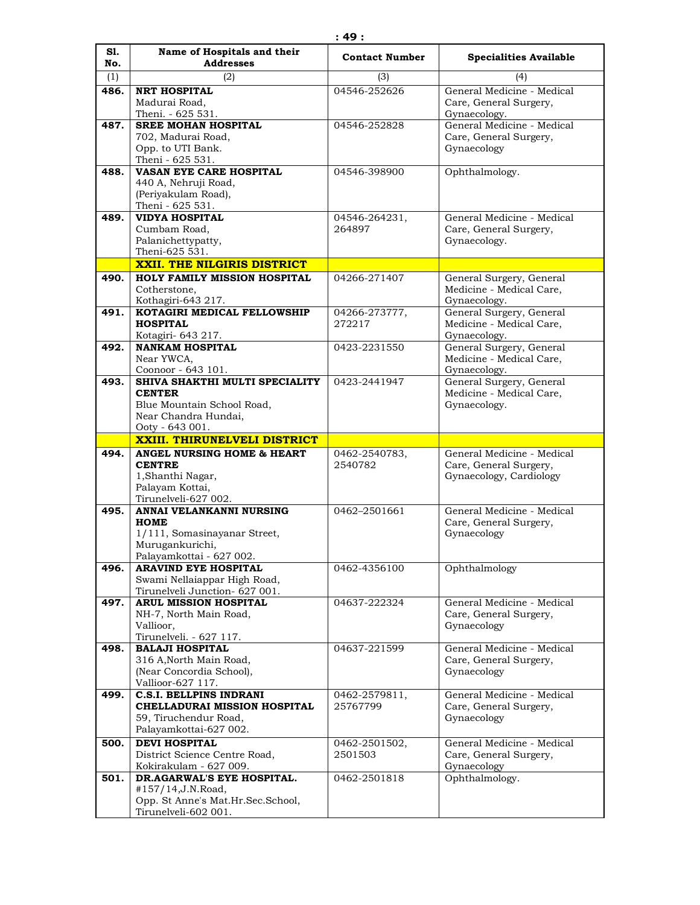| Sl. No. | Name of Hospitals and their Addresses | Contact Number | Specialities Available |
|---|---|---|---|
| (1) | (2) | (3) | (4) |
| **486.** | **NRT HOSPITAL** Madurai Road, Theni. - 625 531. | 04546-252626 | General Medicine - Medical Care, General Surgery, Gynaecology. |
| **487.** | **SREE MOHAN HOSPITAL** 702, Madurai Road, Opp. to UTI Bank. Theni - 625 531. | 04546-252828 | General Medicine - Medical Care, General Surgery, Gynaecology |
| **488.** | **VASAN EYE CARE HOSPITAL** 440 A, Nehruji Road, (Periyakulam Road), Theni - 625 531. | 04546-398900 | Ophthalmology. |
| **489.** | **VIDYA HOSPITAL** Cumbam Road, Palanichettypatty, Theni-625 531. | 04546-264231, 264897 | General Medicine - Medical Care, General Surgery, Gynaecology. |
| | **XXII. THE NILGIRIS DISTRICT** | | |
| **490.** | **HOLY FAMILY MISSION HOSPITAL** Cotherstone, Kothagiri-643 217. | 04266-271407 | General Surgery, General Medicine - Medical Care, Gynaecology. |
| **491.** | **KOTAGIRI MEDICAL FELLOWSHIP HOSPITAL** Kotagiri- 643 217. | 04266-273777, 272217 | General Surgery, General Medicine - Medical Care, Gynaecology. |
| **492.** | **NANKAM HOSPITAL** Near YWCA, Coonoor - 643 101. | 0423-2231550 | General Surgery, General Medicine - Medical Care, Gynaecology. |
| **493.** | **SHIVA SHAKTHI MULTI SPECIALITY CENTER** Blue Mountain School Road, Near Chandra Hundai, Ooty - 643 001. | 0423-2441947 | General Surgery, General Medicine - Medical Care, Gynaecology. |
| | **XXIII. THIRUNELVELI DISTRICT** | | |
| **494.** | **ANGEL NURSING HOME & HEART CENTRE** 1,Shanthi Nagar, Palayam Kottai, Tirunelveli-627 002. | 0462-2540783, 2540782 | General Medicine - Medical Care, General Surgery, Gynaecology, Cardiology |
| **495.** | **ANNAI VELANKANNI NURSING HOME** 1/111, Somasinayanar Street, Murugankurichi, Palayamkottai - 627 002. | 0462–2501661 | General Medicine - Medical Care, General Surgery, Gynaecology |
| **496.** | **ARAVIND EYE HOSPITAL** Swami Nellaiappar High Road, Tirunelveli Junction- 627 001. | 0462-4356100 | Ophthalmology |
| **497.** | **ARUL MISSION HOSPITAL** NH-7, North Main Road, Vallioor, Tirunelveli. - 627 117. | 04637-222324 | General Medicine - Medical Care, General Surgery, Gynaecology |
| **498.** | **BALAJI HOSPITAL** 316 A,North Main Road, (Near Concordia School), Vallioor-627 117. | 04637-221599 | General Medicine - Medical Care, General Surgery, Gynaecology |
| **499.** | **C.S.I. BELLPINS INDRANI CHELLADURAI MISSION HOSPITAL** 59, Tiruchendur Road, Palayamkottai-627 002. | 0462-2579811, 25767799 | General Medicine - Medical Care, General Surgery, Gynaecology |
| **500.** | **DEVI HOSPITAL** District Science Centre Road, Kokirakulam - 627 009. | 0462-2501502, 2501503 | General Medicine - Medical Care, General Surgery, Gynaecology |
| **501.** | **DR.AGARWAL'S EYE HOSPITAL.** #157/14,J.N.Road, Opp. St Anne's Mat.Hr.Sec.School, Tirunelveli-602 001. | 0462-2501818 | Ophthalmology. |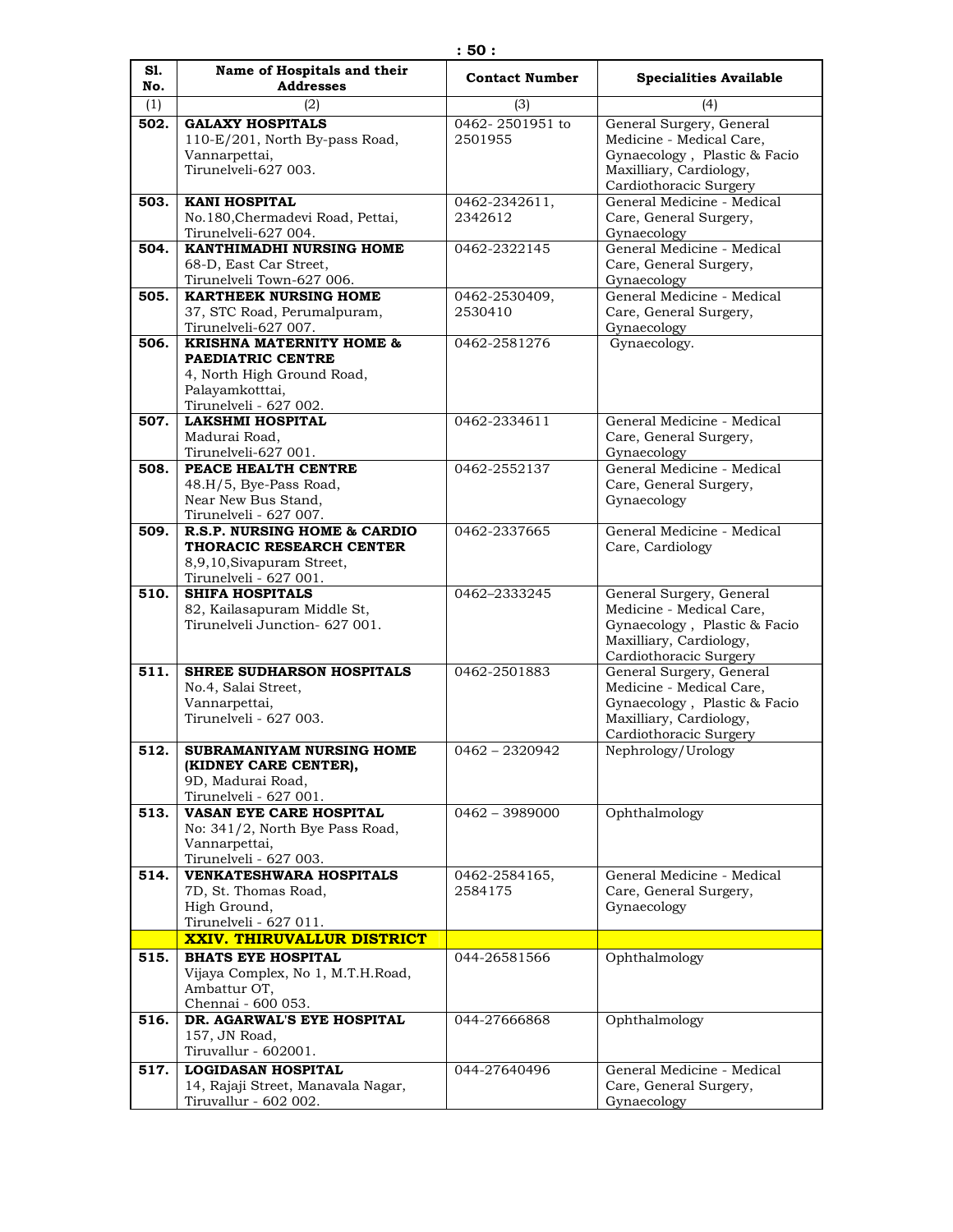| Sl. No. | Name of Hospitals and their Addresses | Contact Number | Specialities Available |
|---|---|---|---|
| (1) | (2) | (3) | (4) |
| **502.** | **GALAXY HOSPITALS** 110-E/201, North By-pass Road, Vannarpettai, Tirunelveli-627 003. | 0462- 2501951 to 2501955 | General Surgery, General Medicine - Medical Care, Gynaecology , Plastic & Facio Maxilliary, Cardiology, Cardiothoracic Surgery |
| **503.** | **KANI HOSPITAL** No.180,Chermadevi Road, Pettai, Tirunelveli-627 004. | 0462-2342611, 2342612 | General Medicine - Medical Care, General Surgery, Gynaecology |
| **504.** | **KANTHIMADHI NURSING HOME** 68-D, East Car Street, Tirunelveli Town-627 006. | 0462-2322145 | General Medicine - Medical Care, General Surgery, Gynaecology |
| **505.** | **KARTHEEK NURSING HOME** 37, STC Road, Perumalpuram, Tirunelveli-627 007. | 0462-2530409, 2530410 | General Medicine - Medical Care, General Surgery, Gynaecology |
| **506.** | **KRISHNA MATERNITY HOME & PAEDIATRIC CENTRE** 4, North High Ground Road, Palayamkotttai, Tirunelveli - 627 002. | 0462-2581276 | Gynaecology. |
| **507.** | **LAKSHMI HOSPITAL** Madurai Road, Tirunelveli-627 001. | 0462-2334611 | General Medicine - Medical Care, General Surgery, Gynaecology |
| **508.** | **PEACE HEALTH CENTRE** 48.H/5, Bye-Pass Road, Near New Bus Stand, Tirunelveli - 627 007. | 0462-2552137 | General Medicine - Medical Care, General Surgery, Gynaecology |
| **509.** | **R.S.P. NURSING HOME & CARDIO THORACIC RESEARCH CENTER** 8,9,10,Sivapuram Street, Tirunelveli - 627 001. | 0462-2337665 | General Medicine - Medical Care, Cardiology |
| **510.** | **SHIFA HOSPITALS** 82, Kailasapuram Middle St, Tirunelveli Junction- 627 001. | 0462–2333245 | General Surgery, General Medicine - Medical Care, Gynaecology , Plastic & Facio Maxilliary, Cardiology, Cardiothoracic Surgery |
| **511.** | **SHREE SUDHARSON HOSPITALS** No.4, Salai Street, Vannarpettai, Tirunelveli - 627 003. | 0462-2501883 | General Surgery, General Medicine - Medical Care, Gynaecology , Plastic & Facio Maxilliary, Cardiology, Cardiothoracic Surgery |
| **512.** | **SUBRAMANIYAM NURSING HOME (KIDNEY CARE CENTER),** 9D, Madurai Road, Tirunelveli - 627 001. | 0462 – 2320942 | Nephrology/Urology |
| **513.** | **VASAN EYE CARE HOSPITAL** No: 341/2, North Bye Pass Road, Vannarpettai, Tirunelveli - 627 003. | 0462 – 3989000 | Ophthalmology |
| **514.** | **VENKATESHWARA HOSPITALS** 7D, St. Thomas Road, High Ground, Tirunelveli - 627 011. | 0462-2584165, 2584175 | General Medicine - Medical Care, General Surgery, Gynaecology |
| | **XXIV. THIRUVALLUR DISTRICT** | | |
| **515.** | **BHATS EYE HOSPITAL** Vijaya Complex, No 1, M.T.H.Road, Ambattur OT, Chennai - 600 053. | 044-26581566 | Ophthalmology |
| **516.** | **DR. AGARWAL'S EYE HOSPITAL** 157, JN Road, Tiruvallur - 602001. | 044-27666868 | Ophthalmology |
| **517.** | **LOGIDASAN HOSPITAL** 14, Rajaji Street, Manavala Nagar, Tiruvallur - 602 002. | 044-27640496 | General Medicine - Medical Care, General Surgery, Gynaecology |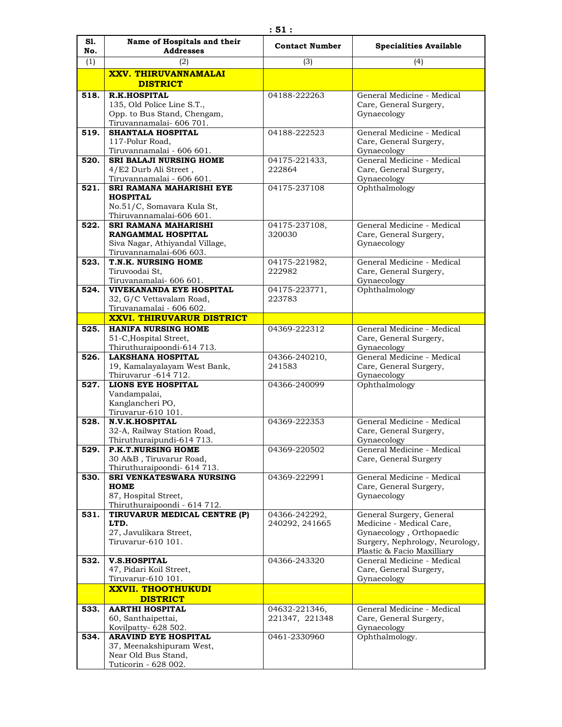| Sl. No. | Name of Hospitals and their Addresses | Contact Number | Specialities Available |
|---|---|---|---|
| (1) | (2) | (3) | (4) |
| | **XXV. THIRUVANNAMALAI DISTRICT** | | |
| **518.** | **R.K.HOSPITAL** 135, Old Police Line S.T., Opp. to Bus Stand, Chengam, Tiruvannamalai- 606 701. | 04188-222263 | General Medicine - Medical Care, General Surgery, Gynaecology |
| **519.** | **SHANTALA HOSPITAL** 117-Polur Road, Tiruvannamalai - 606 601. | 04188-222523 | General Medicine - Medical Care, General Surgery, Gynaecology |
| **520.** | **SRI BALAJI NURSING HOME** 4/E2 Durb Ali Street , Tiruvannamalai - 606 601. | 04175-221433, 222864 | General Medicine - Medical Care, General Surgery, Gynaecology |
| **521.** | **SRI RAMANA MAHARISHI EYE HOSPITAL** No.51/C, Somavara Kula St, Thiruvannamalai-606 601. | 04175-237108 | Ophthalmology |
| **522.** | **SRI RAMANA MAHARISHI RANGAMMAL HOSPITAL** Siva Nagar, Athiyandal Village, Tiruvannamalai-606 603. | 04175-237108, 320030 | General Medicine - Medical Care, General Surgery, Gynaecology |
| **523.** | **T.N.K. NURSING HOME** Tiruvoodai St, Tiruvanamalai- 606 601. | 04175-221982, 222982 | General Medicine - Medical Care, General Surgery, Gynaecology |
| **524.** | **VIVEKANANDA EYE HOSPITAL** 32, G/C Vettavalam Road, Tiruvanamalai - 606 602. | 04175-223771, 223783 | Ophthalmology |
| | **XXVI. THIRUVARUR DISTRICT** | | |
| **525.** | **HANIFA NURSING HOME** 51-C,Hospital Street, Thiruthuraipoondi-614 713. | 04369-222312 | General Medicine - Medical Care, General Surgery, Gynaecology |
| **526.** | **LAKSHANA HOSPITAL** 19, Kamalayalayam West Bank, Thiruvarur -614 712. | 04366-240210, 241583 | General Medicine - Medical Care, General Surgery, Gynaecology |
| **527.** | **LIONS EYE HOSPITAL** Vandampalai, Kanglancheri PO, Tiruvarur-610 101. | 04366-240099 | Ophthalmology |
| **528.** | **N.V.K.HOSPITAL** 32-A, Railway Station Road, Thiruthuraipundi-614 713. | 04369-222353 | General Medicine - Medical Care, General Surgery, Gynaecology |
| **529.** | **P.K.T.NURSING HOME** 30 A&B , Tiruvarur Road, Thiruthuraipoondi- 614 713. | 04369-220502 | General Medicine - Medical Care, General Surgery |
| **530.** | **SRI VENKATESWARA NURSING HOME** 87, Hospital Street, Thiruthuraipoondi - 614 712. | 04369-222991 | General Medicine - Medical Care, General Surgery, Gynaecology |
| **531.** | **TIRUVARUR MEDICAL CENTRE (P) LTD.** 27, Javulikara Street, Tiruvarur-610 101. | 04366-242292, 240292, 241665 | General Surgery, General Medicine - Medical Care, Gynaecology , Orthopaedic Surgery, Nephrology, Neurology, Plastic & Facio Maxilliary |
| **532.** | **V.S.HOSPITAL** 47, Pidari Koil Street, Tiruvarur-610 101. | 04366-243320 | General Medicine - Medical Care, General Surgery, Gynaecology |
| | **XXVII. THOOTHUKUDI DISTRICT** | | |
| **533.** | **AARTHI HOSPITAL** 60, Santhaipettai, Kovilpatty- 628 502. | 04632-221346, 221347, 221348 | General Medicine - Medical Care, General Surgery, Gynaecology |
| **534.** | **ARAVIND EYE HOSPITAL** 37, Meenakshipuram West, Near Old Bus Stand, Tuticorin - 628 002. | 0461-2330960 | Ophthalmology. |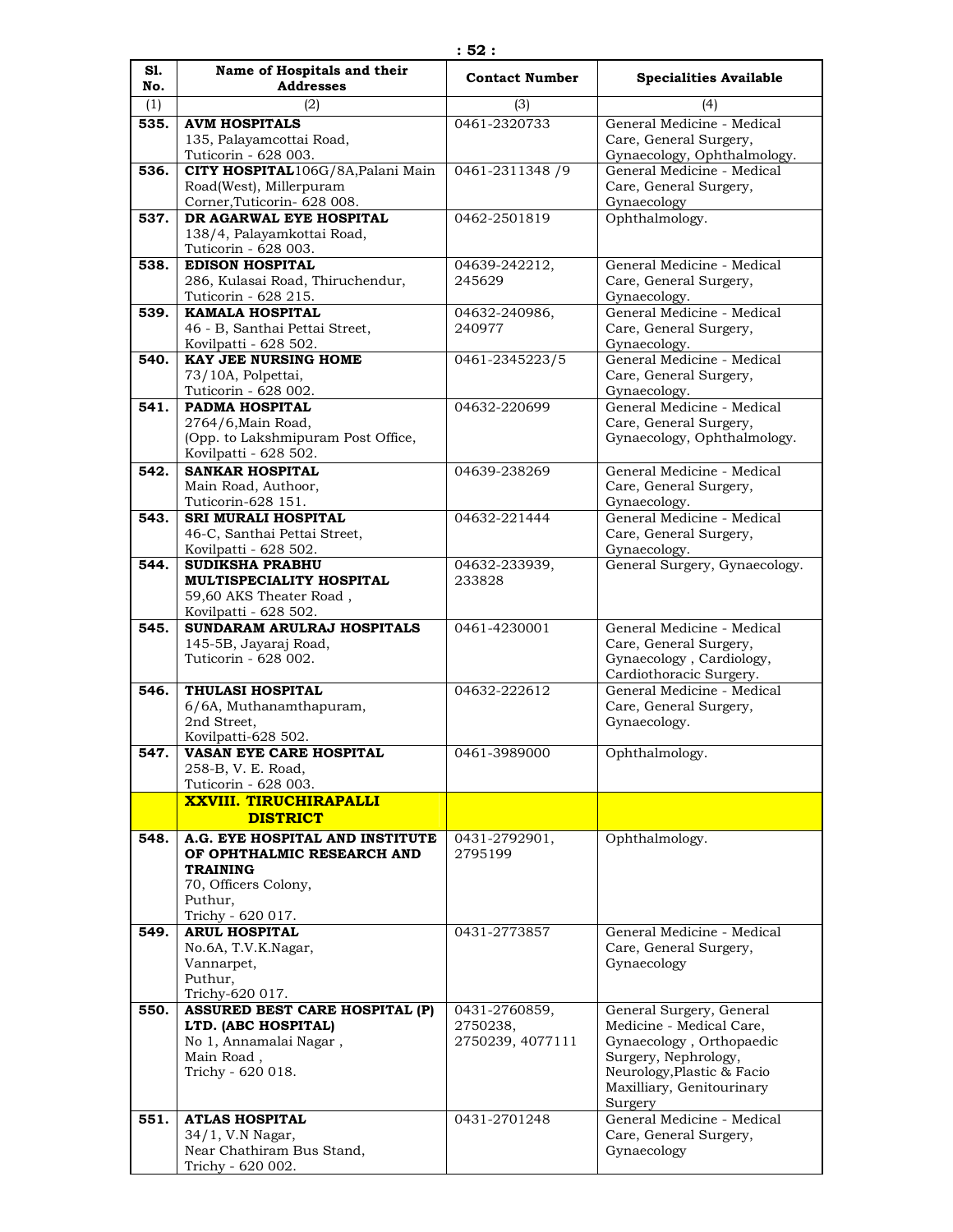| Sl. No. | Name of Hospitals and their Addresses | Contact Number | Specialities Available |
|---|---|---|---|
| (1) | (2) | (3) | (4) |
| **535.** | **AVM HOSPITALS** 135, Palayamcottai Road, Tuticorin - 628 003. | 0461-2320733 | General Medicine - Medical Care, General Surgery, Gynaecology, Ophthalmology. |
| **536.** | **CITY HOSPITAL**106G/8A,Palani Main Road(West), Millerpuram Corner,Tuticorin- 628 008. | 0461-2311348 /9 | General Medicine - Medical Care, General Surgery, Gynaecology |
| **537.** | **DR AGARWAL EYE HOSPITAL** 138/4, Palayamkottai Road, Tuticorin - 628 003. | 0462-2501819 | Ophthalmology. |
| **538.** | **EDISON HOSPITAL** 286, Kulasai Road, Thiruchendur, Tuticorin - 628 215. | 04639-242212, 245629 | General Medicine - Medical Care, General Surgery, Gynaecology. |
| **539.** | **KAMALA HOSPITAL** 46 - B, Santhai Pettai Street, Kovilpatti - 628 502. | 04632-240986, 240977 | General Medicine - Medical Care, General Surgery, Gynaecology. |
| **540.** | **KAY JEE NURSING HOME** 73/10A, Polpettai, Tuticorin - 628 002. | 0461-2345223/5 | General Medicine - Medical Care, General Surgery, Gynaecology. |
| **541.** | **PADMA HOSPITAL** 2764/6,Main Road, (Opp. to Lakshmipuram Post Office, Kovilpatti - 628 502. | 04632-220699 | General Medicine - Medical Care, General Surgery, Gynaecology, Ophthalmology. |
| **542.** | **SANKAR HOSPITAL** Main Road, Authoor, Tuticorin-628 151. | 04639-238269 | General Medicine - Medical Care, General Surgery, Gynaecology. |
| **543.** | **SRI MURALI HOSPITAL** 46-C, Santhai Pettai Street, Kovilpatti - 628 502. | 04632-221444 | General Medicine - Medical Care, General Surgery, Gynaecology. |
| **544.** | **SUDIKSHA PRABHU MULTISPECIALITY HOSPITAL** 59,60 AKS Theater Road , Kovilpatti - 628 502. | 04632-233939, 233828 | General Surgery, Gynaecology. |
| **545.** | **SUNDARAM ARULRAJ HOSPITALS** 145-5B, Jayaraj Road, Tuticorin - 628 002. | 0461-4230001 | General Medicine - Medical Care, General Surgery, Gynaecology , Cardiology, Cardiothoracic Surgery. |
| **546.** | **THULASI HOSPITAL** 6/6A, Muthanamthapuram, 2nd Street, Kovilpatti-628 502. | 04632-222612 | General Medicine - Medical Care, General Surgery, Gynaecology. |
| **547.** | **VASAN EYE CARE HOSPITAL** 258-B, V. E. Road, Tuticorin - 628 003. | 0461-3989000 | Ophthalmology. |
| | **XXVIII. TIRUCHIRAPALLI DISTRICT** | | |
| **548.** | **A.G. EYE HOSPITAL AND INSTITUTE OF OPHTHALMIC RESEARCH AND TRAINING** 70, Officers Colony, Puthur, Trichy - 620 017. | 0431-2792901, 2795199 | Ophthalmology. |
| **549.** | **ARUL HOSPITAL** No.6A, T.V.K.Nagar, Vannarpet, Puthur, Trichy-620 017. | 0431-2773857 | General Medicine - Medical Care, General Surgery, Gynaecology |
| **550.** | **ASSURED BEST CARE HOSPITAL (P) LTD. (ABC HOSPITAL)** No 1, Annamalai Nagar , Main Road , Trichy - 620 018. | 0431-2760859, 2750238, 2750239, 4077111 | General Surgery, General Medicine - Medical Care, Gynaecology , Orthopaedic Surgery, Nephrology, Neurology,Plastic & Facio Maxilliary, Genitourinary Surgery |
| **551.** | **ATLAS HOSPITAL** 34/1, V.N Nagar, Near Chathiram Bus Stand, Trichy - 620 002. | 0431-2701248 | General Medicine - Medical Care, General Surgery, Gynaecology |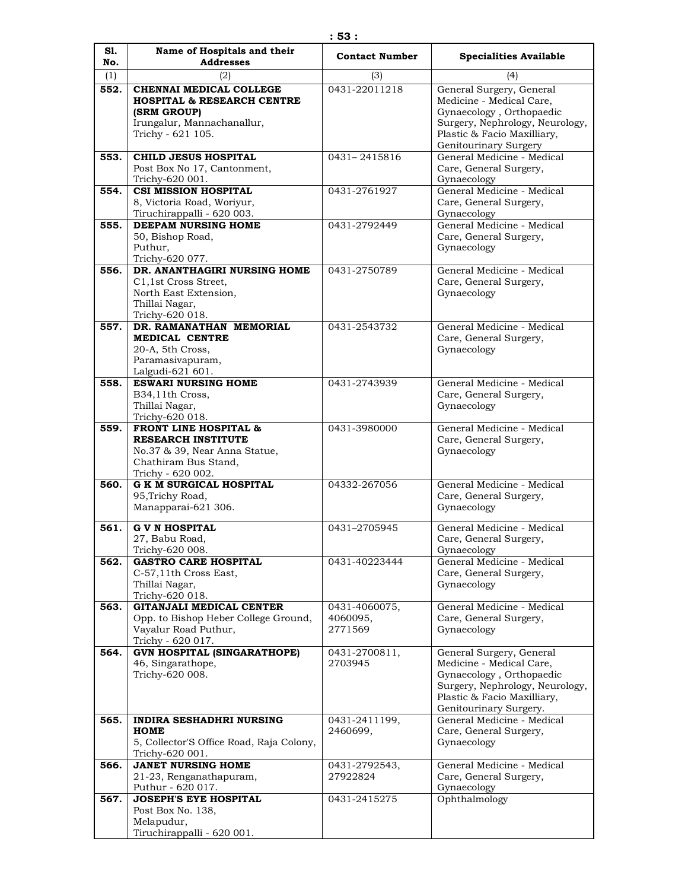| Sl. No. | Name of Hospitals and their Addresses | Contact Number | Specialities Available |
|---|---|---|---|
| (1) | (2) | (3) | (4) |
| 552. | **CHENNAI MEDICAL COLLEGE HOSPITAL & RESEARCH CENTRE (SRM GROUP)** Irungalur, Mannachanallur, Trichy - 621 105. | 0431-22011218 | General Surgery, General Medicine - Medical Care, Gynaecology , Orthopaedic Surgery, Nephrology, Neurology, Plastic & Facio Maxilliary, Genitourinary Surgery |
| 553. | **CHILD JESUS HOSPITAL** Post Box No 17, Cantonment, Trichy-620 001. | 0431– 2415816 | General Medicine - Medical Care, General Surgery, Gynaecology |
| 554. | **CSI MISSION HOSPITAL** 8, Victoria Road, Woriyur, Tiruchirappalli - 620 003. | 0431-2761927 | General Medicine - Medical Care, General Surgery, Gynaecology |
| 555. | **DEEPAM NURSING HOME** 50, Bishop Road, Puthur, Trichy-620 077. | 0431-2792449 | General Medicine - Medical Care, General Surgery, Gynaecology |
| 556. | **DR. ANANTHAGIRI NURSING HOME** C1,1st Cross Street, North East Extension, Thillai Nagar, Trichy-620 018. | 0431-2750789 | General Medicine - Medical Care, General Surgery, Gynaecology |
| 557. | **DR. RAMANATHAN MEMORIAL MEDICAL CENTRE** 20-A, 5th Cross, Paramasivapuram, Lalgudi-621 601. | 0431-2543732 | General Medicine - Medical Care, General Surgery, Gynaecology |
| 558. | **ESWARI NURSING HOME** B34,11th Cross, Thillai Nagar, Trichy-620 018. | 0431-2743939 | General Medicine - Medical Care, General Surgery, Gynaecology |
| 559. | **FRONT LINE HOSPITAL & RESEARCH INSTITUTE** No.37 & 39, Near Anna Statue, Chathiram Bus Stand, Trichy - 620 002. | 0431-3980000 | General Medicine - Medical Care, General Surgery, Gynaecology |
| 560. | **G K M SURGICAL HOSPITAL** 95,Trichy Road, Manapparai-621 306. | 04332-267056 | General Medicine - Medical Care, General Surgery, Gynaecology |
| 561. | **G V N HOSPITAL** 27, Babu Road, Trichy-620 008. | 0431–2705945 | General Medicine - Medical Care, General Surgery, Gynaecology |
| 562. | **GASTRO CARE HOSPITAL** C-57,11th Cross East, Thillai Nagar, Trichy-620 018. | 0431-40223444 | General Medicine - Medical Care, General Surgery, Gynaecology |
| 563. | **GITANJALI MEDICAL CENTER** Opp. to Bishop Heber College Ground, Vayalur Road Puthur, Trichy - 620 017. | 0431-4060075, 4060095, 2771569 | General Medicine - Medical Care, General Surgery, Gynaecology |
| 564. | **GVN HOSPITAL (SINGARATHOPE)** 46, Singarathope, Trichy-620 008. | 0431-2700811, 2703945 | General Surgery, General Medicine - Medical Care, Gynaecology , Orthopaedic Surgery, Nephrology, Neurology, Plastic & Facio Maxilliary, Genitourinary Surgery. |
| 565. | **INDIRA SESHADHRI NURSING HOME** 5, Collector'S Office Road, Raja Colony, Trichy-620 001. | 0431-2411199, 2460699, | General Medicine - Medical Care, General Surgery, Gynaecology |
| 566. | **JANET NURSING HOME** 21-23, Renganathapuram, Puthur - 620 017. | 0431-2792543, 27922824 | General Medicine - Medical Care, General Surgery, Gynaecology |
| 567. | **JOSEPH'S EYE HOSPITAL** Post Box No. 138, Melapudur, Tiruchirappalli - 620 001. | 0431-2415275 | Ophthalmology |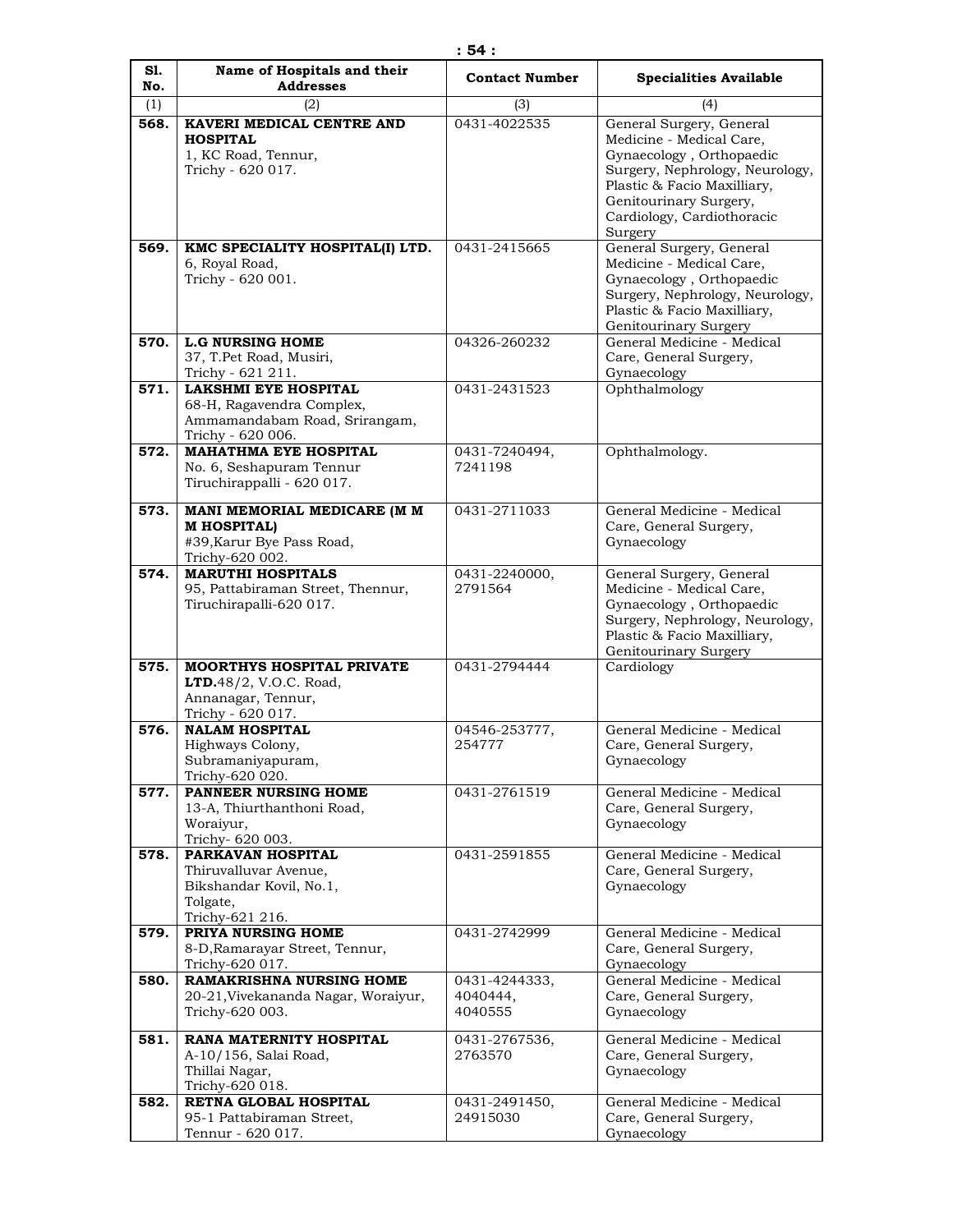| Sl. No. | Name of Hospitals and their Addresses | Contact Number | Specialities Available |
|---|---|---|---|
| (1) | (2) | (3) | (4) |
| **568.** | **KAVERI MEDICAL CENTRE AND HOSPITAL** 1, KC Road, Tennur, Trichy - 620 017. | 0431-4022535 | General Surgery, General Medicine - Medical Care, Gynaecology , Orthopaedic Surgery, Nephrology, Neurology, Plastic & Facio Maxilliary, Genitourinary Surgery, Cardiology, Cardiothoracic Surgery |
| **569.** | **KMC SPECIALITY HOSPITAL(I) LTD.** 6, Royal Road, Trichy - 620 001. | 0431-2415665 | General Surgery, General Medicine - Medical Care, Gynaecology , Orthopaedic Surgery, Nephrology, Neurology, Plastic & Facio Maxilliary, Genitourinary Surgery |
| **570.** | **L.G NURSING HOME** 37, T.Pet Road, Musiri, Trichy - 621 211. | 04326-260232 | General Medicine - Medical Care, General Surgery, Gynaecology |
| **571.** | **LAKSHMI EYE HOSPITAL** 68-H, Ragavendra Complex, Ammamandabam Road, Srirangam, Trichy - 620 006. | 0431-2431523 | Ophthalmology |
| **572.** | **MAHATHMA EYE HOSPITAL** No. 6, Seshapuram Tennur Tiruchirappalli - 620 017. | 0431-7240494, 7241198 | Ophthalmology. |
| **573.** | **MANI MEMORIAL MEDICARE (M M M HOSPITAL)** #39,Karur Bye Pass Road, Trichy-620 002. | 0431-2711033 | General Medicine - Medical Care, General Surgery, Gynaecology |
| **574.** | **MARUTHI HOSPITALS** 95, Pattabiraman Street, Thennur, Tiruchirapalli-620 017. | 0431-2240000, 2791564 | General Surgery, General Medicine - Medical Care, Gynaecology , Orthopaedic Surgery, Nephrology, Neurology, Plastic & Facio Maxilliary, Genitourinary Surgery |
| **575.** | **MOORTHYS HOSPITAL PRIVATE LTD.**48/2, V.O.C. Road, Annanagar, Tennur, Trichy - 620 017. | 0431-2794444 | Cardiology |
| **576.** | **NALAM HOSPITAL** Highways Colony, Subramaniyapuram, Trichy-620 020. | 04546-253777, 254777 | General Medicine - Medical Care, General Surgery, Gynaecology |
| **577.** | **PANNEER NURSING HOME** 13-A, Thiurthanthoni Road, Woraiyur, Trichy- 620 003. | 0431-2761519 | General Medicine - Medical Care, General Surgery, Gynaecology |
| **578.** | **PARKAVAN HOSPITAL** Thiruvalluvar Avenue, Bikshandar Kovil, No.1, Tolgate, Trichy-621 216. | 0431-2591855 | General Medicine - Medical Care, General Surgery, Gynaecology |
| **579.** | **PRIYA NURSING HOME** 8-D,Ramarayar Street, Tennur, Trichy-620 017. | 0431-2742999 | General Medicine - Medical Care, General Surgery, Gynaecology |
| **580.** | **RAMAKRISHNA NURSING HOME** 20-21,Vivekananda Nagar, Woraiyur, Trichy-620 003. | 0431-4244333, 4040444, 4040555 | General Medicine - Medical Care, General Surgery, Gynaecology |
| **581.** | **RANA MATERNITY HOSPITAL** A-10/156, Salai Road, Thillai Nagar, Trichy-620 018. | 0431-2767536, 2763570 | General Medicine - Medical Care, General Surgery, Gynaecology |
| **582.** | **RETNA GLOBAL HOSPITAL** 95-1 Pattabiraman Street, Tennur - 620 017. | 0431-2491450, 24915030 | General Medicine - Medical Care, General Surgery, Gynaecology |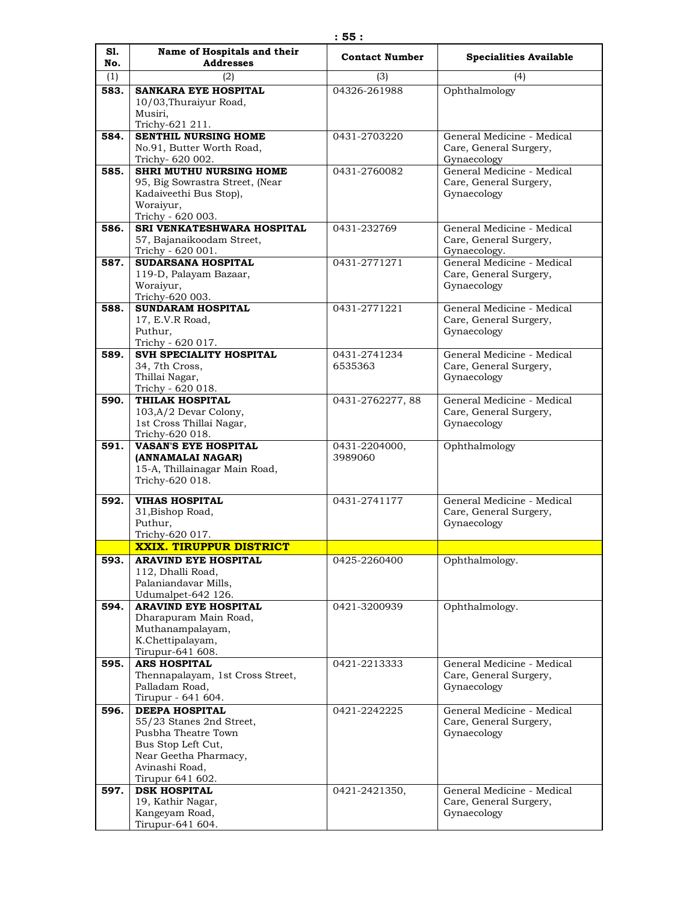| Sl. No. | Name of Hospitals and their Addresses | Contact Number | Specialities Available |
|---|---|---|---|
| (1) | (2) | (3) | (4) |
| **583.** | **SANKARA EYE HOSPITAL** 10/03,Thuraiyur Road, Musiri, Trichy-621 211. | 04326-261988 | Ophthalmology |
| **584.** | **SENTHIL NURSING HOME** No.91, Butter Worth Road, Trichy- 620 002. | 0431-2703220 | General Medicine - Medical Care, General Surgery, Gynaecology |
| **585.** | **SHRI MUTHU NURSING HOME** 95, Big Sowrastra Street, (Near Kadaiveethi Bus Stop), Woraiyur, Trichy - 620 003. | 0431-2760082 | General Medicine - Medical Care, General Surgery, Gynaecology |
| **586.** | **SRI VENKATESHWARA HOSPITAL** 57, Bajanaikoodam Street, Trichy - 620 001. | 0431-232769 | General Medicine - Medical Care, General Surgery, Gynaecology. |
| **587.** | **SUDARSANA HOSPITAL** 119-D, Palayam Bazaar, Woraiyur, Trichy-620 003. | 0431-2771271 | General Medicine - Medical Care, General Surgery, Gynaecology |
| **588.** | **SUNDARAM HOSPITAL** 17, E.V.R Road, Puthur, Trichy - 620 017. | 0431-2771221 | General Medicine - Medical Care, General Surgery, Gynaecology |
| **589.** | **SVH SPECIALITY HOSPITAL** 34, 7th Cross, Thillai Nagar, Trichy - 620 018. | 0431-2741234 6535363 | General Medicine - Medical Care, General Surgery, Gynaecology |
| **590.** | **THILAK HOSPITAL** 103,A/2 Devar Colony, 1st Cross Thillai Nagar, Trichy-620 018. | 0431-2762277, 88 | General Medicine - Medical Care, General Surgery, Gynaecology |
| **591.** | **VASAN'S EYE HOSPITAL (ANNAMALAI NAGAR)** 15-A, Thillainagar Main Road, Trichy-620 018. | 0431-2204000, 3989060 | Ophthalmology |
| **592.** | **VIHAS HOSPITAL** 31,Bishop Road, Puthur, Trichy-620 017. | 0431-2741177 | General Medicine - Medical Care, General Surgery, Gynaecology |
| | **XXIX. TIRUPPUR DISTRICT** | | |
| **593.** | **ARAVIND EYE HOSPITAL** 112, Dhalli Road, Palaniandavar Mills, Udumalpet-642 126. | 0425-2260400 | Ophthalmology. |
| **594.** | **ARAVIND EYE HOSPITAL** Dharapuram Main Road, Muthanampalayam, K.Chettipalayam, Tirupur-641 608. | 0421-3200939 | Ophthalmology. |
| **595.** | **ARS HOSPITAL** Thennapalayam, 1st Cross Street, Palladam Road, Tirupur - 641 604. | 0421-2213333 | General Medicine - Medical Care, General Surgery, Gynaecology |
| **596.** | **DEEPA HOSPITAL** 55/23 Stanes 2nd Street, Pusbha Theatre Town Bus Stop Left Cut, Near Geetha Pharmacy, Avinashi Road, Tirupur 641 602. | 0421-2242225 | General Medicine - Medical Care, General Surgery, Gynaecology |
| **597.** | **DSK HOSPITAL** 19, Kathir Nagar, Kangeyam Road, Tirupur-641 604. | 0421-2421350, | General Medicine - Medical Care, General Surgery, Gynaecology |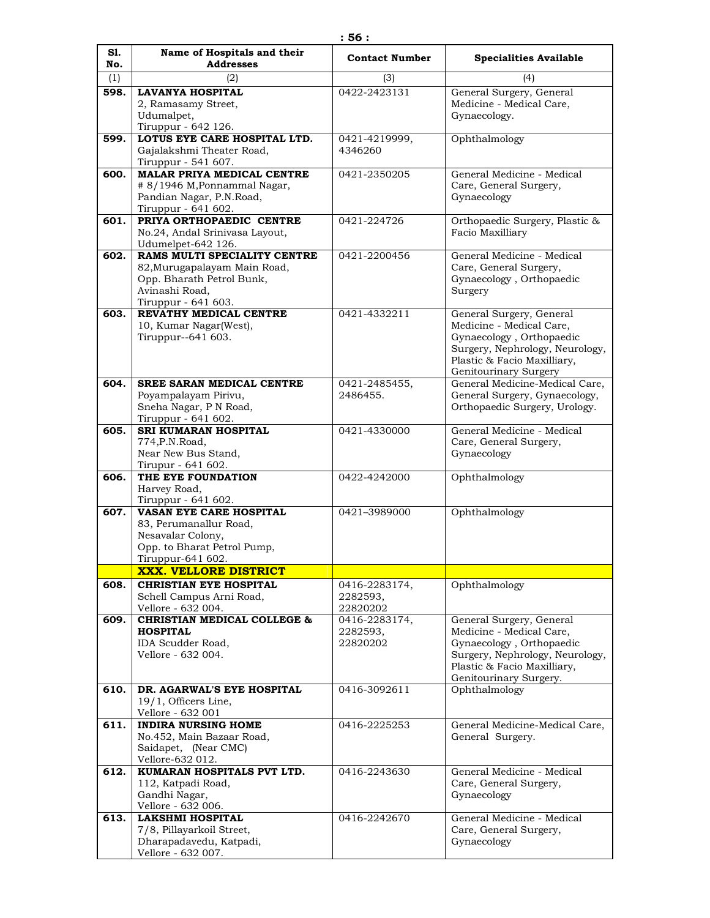| Sl. No. | Name of Hospitals and their Addresses | Contact Number | Specialities Available |
|---|---|---|---|
| (1) | (2) | (3) | (4) |
| **598.** | **LAVANYA HOSPITAL** 2, Ramasamy Street, Udumalpet, Tiruppur - 642 126. | 0422-2423131 | General Surgery, General Medicine - Medical Care, Gynaecology. |
| **599.** | **LOTUS EYE CARE HOSPITAL LTD.** Gajalakshmi Theater Road, Tiruppur - 541 607. | 0421-4219999, 4346260 | Ophthalmology |
| **600.** | **MALAR PRIYA MEDICAL CENTRE** # 8/1946 M,Ponnammal Nagar, Pandian Nagar, P.N.Road, Tiruppur - 641 602. | 0421-2350205 | General Medicine - Medical Care, General Surgery, Gynaecology |
| **601.** | **PRIYA ORTHOPAEDIC CENTRE** No.24, Andal Srinivasa Layout, Udumelpet-642 126. | 0421-224726 | Orthopaedic Surgery, Plastic & Facio Maxilliary |
| **602.** | **RAMS MULTI SPECIALITY CENTRE** 82,Murugapalayam Main Road, Opp. Bharath Petrol Bunk, Avinashi Road, Tiruppur - 641 603. | 0421-2200456 | General Medicine - Medical Care, General Surgery, Gynaecology , Orthopaedic Surgery |
| **603.** | **REVATHY MEDICAL CENTRE** 10, Kumar Nagar(West), Tiruppur--641 603. | 0421-4332211 | General Surgery, General Medicine - Medical Care, Gynaecology , Orthopaedic Surgery, Nephrology, Neurology, Plastic & Facio Maxilliary, Genitourinary Surgery |
| **604.** | **SREE SARAN MEDICAL CENTRE** Poyampalayam Pirivu, Sneha Nagar, P N Road, Tiruppur - 641 602. | 0421-2485455, 2486455. | General Medicine-Medical Care, General Surgery, Gynaecology, Orthopaedic Surgery, Urology. |
| **605.** | **SRI KUMARAN HOSPITAL** 774,P.N.Road, Near New Bus Stand, Tirupur - 641 602. | 0421-4330000 | General Medicine - Medical Care, General Surgery, Gynaecology |
| **606.** | **THE EYE FOUNDATION** Harvey Road, Tiruppur - 641 602. | 0422-4242000 | Ophthalmology |
| **607.** | **VASAN EYE CARE HOSPITAL** 83, Perumanallur Road, Nesavalar Colony, Opp. to Bharat Petrol Pump, Tiruppur-641 602. | 0421–3989000 | Ophthalmology |
| | **XXX. VELLORE DISTRICT** | | |
| **608.** | **CHRISTIAN EYE HOSPITAL** Schell Campus Arni Road, Vellore - 632 004. | 0416-2283174, 2282593, 22820202 | Ophthalmology |
| **609.** | **CHRISTIAN MEDICAL COLLEGE & HOSPITAL** IDA Scudder Road, Vellore - 632 004. | 0416-2283174, 2282593, 22820202 | General Surgery, General Medicine - Medical Care, Gynaecology , Orthopaedic Surgery, Nephrology, Neurology, Plastic & Facio Maxilliary, Genitourinary Surgery. |
| **610.** | **DR. AGARWAL'S EYE HOSPITAL** 19/1, Officers Line, Vellore - 632 001 | 0416-3092611 | Ophthalmology |
| **611.** | **INDIRA NURSING HOME** No.452, Main Bazaar Road, Saidapet, (Near CMC) Vellore-632 012. | 0416-2225253 | General Medicine-Medical Care, General Surgery. |
| **612.** | **KUMARAN HOSPITALS PVT LTD.** 112, Katpadi Road, Gandhi Nagar, Vellore - 632 006. | 0416-2243630 | General Medicine - Medical Care, General Surgery, Gynaecology |
| **613.** | **LAKSHMI HOSPITAL** 7/8, Pillayarkoil Street, Dharapadavedu, Katpadi, Vellore - 632 007. | 0416-2242670 | General Medicine - Medical Care, General Surgery, Gynaecology |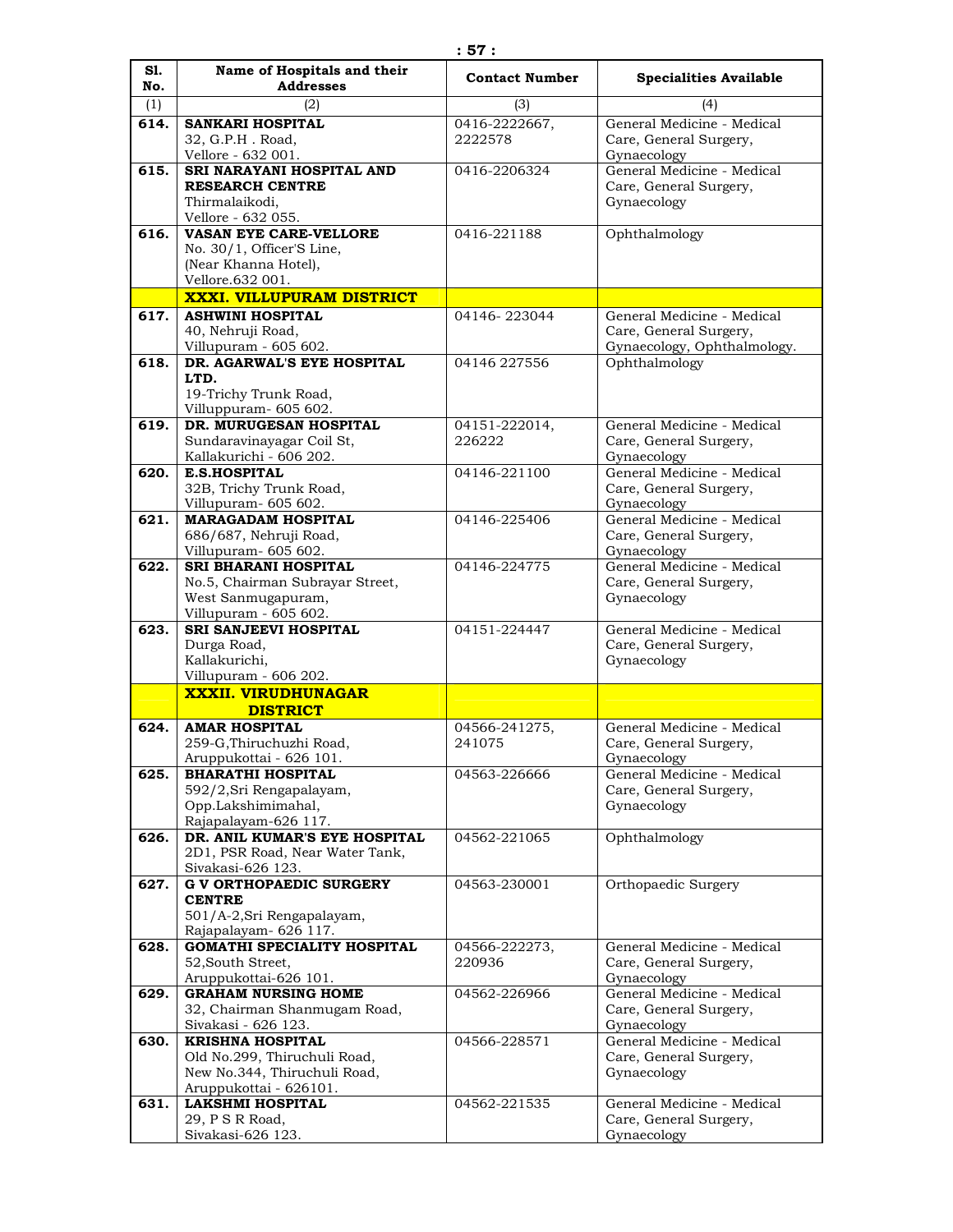| Sl. No. | Name of Hospitals and their Addresses | Contact Number | Specialities Available |
|---|---|---|---|
| (1) | (2) | (3) | (4) |
| **614.** | **SANKARI HOSPITAL** 32, G.P.H . Road, Vellore - 632 001. | 0416-2222667, 2222578 | General Medicine - Medical Care, General Surgery, Gynaecology |
| **615.** | **SRI NARAYANI HOSPITAL AND RESEARCH CENTRE** Thirmalaikodi, Vellore - 632 055. | 0416-2206324 | General Medicine - Medical Care, General Surgery, Gynaecology |
| **616.** | **VASAN EYE CARE-VELLORE** No. 30/1, Officer'S Line, (Near Khanna Hotel), Vellore.632 001. | 0416-221188 | Ophthalmology |
| | **XXXI. VILLUPURAM DISTRICT** | | |
| **617.** | **ASHWINI HOSPITAL** 40, Nehruji Road, Villupuram - 605 602. | 04146- 223044 | General Medicine - Medical Care, General Surgery, Gynaecology, Ophthalmology. |
| **618.** | **DR. AGARWAL'S EYE HOSPITAL LTD.** 19-Trichy Trunk Road, Villuppuram- 605 602. | 04146 227556 | Ophthalmology |
| **619.** | **DR. MURUGESAN HOSPITAL** Sundaravinayagar Coil St, Kallakurichi - 606 202. | 04151-222014, 226222 | General Medicine - Medical Care, General Surgery, Gynaecology |
| **620.** | **E.S.HOSPITAL** 32B, Trichy Trunk Road, Villupuram- 605 602. | 04146-221100 | General Medicine - Medical Care, General Surgery, Gynaecology |
| **621.** | **MARAGADAM HOSPITAL** 686/687, Nehruji Road, Villupuram- 605 602. | 04146-225406 | General Medicine - Medical Care, General Surgery, Gynaecology |
| **622.** | **SRI BHARANI HOSPITAL** No.5, Chairman Subrayar Street, West Sanmugapuram, Villupuram - 605 602. | 04146-224775 | General Medicine - Medical Care, General Surgery, Gynaecology |
| **623.** | **SRI SANJEEVI HOSPITAL** Durga Road, Kallakurichi, Villupuram - 606 202. | 04151-224447 | General Medicine - Medical Care, General Surgery, Gynaecology |
| | **XXXII. VIRUDHUNAGAR DISTRICT** | | |
| **624.** | **AMAR HOSPITAL** 259-G,Thiruchuzhi Road, Aruppukottai - 626 101. | 04566-241275, 241075 | General Medicine - Medical Care, General Surgery, Gynaecology |
| **625.** | **BHARATHI HOSPITAL** 592/2,Sri Rengapalayam, Opp.Lakshimimahal, Rajapalayam-626 117. | 04563-226666 | General Medicine - Medical Care, General Surgery, Gynaecology |
| **626.** | **DR. ANIL KUMAR'S EYE HOSPITAL** 2D1, PSR Road, Near Water Tank, Sivakasi-626 123. | 04562-221065 | Ophthalmology |
| **627.** | **G V ORTHOPAEDIC SURGERY CENTRE** 501/A-2,Sri Rengapalayam, Rajapalayam- 626 117. | 04563-230001 | Orthopaedic Surgery |
| **628.** | **GOMATHI SPECIALITY HOSPITAL** 52,South Street, Aruppukottai-626 101. | 04566-222273, 220936 | General Medicine - Medical Care, General Surgery, Gynaecology |
| **629.** | **GRAHAM NURSING HOME** 32, Chairman Shanmugam Road, Sivakasi - 626 123. | 04562-226966 | General Medicine - Medical Care, General Surgery, Gynaecology |
| **630.** | **KRISHNA HOSPITAL** Old No.299, Thiruchuli Road, New No.344, Thiruchuli Road, Aruppukottai - 626101. | 04566-228571 | General Medicine - Medical Care, General Surgery, Gynaecology |
| **631.** | **LAKSHMI HOSPITAL** 29, P S R Road, Sivakasi-626 123. | 04562-221535 | General Medicine - Medical Care, General Surgery, Gynaecology |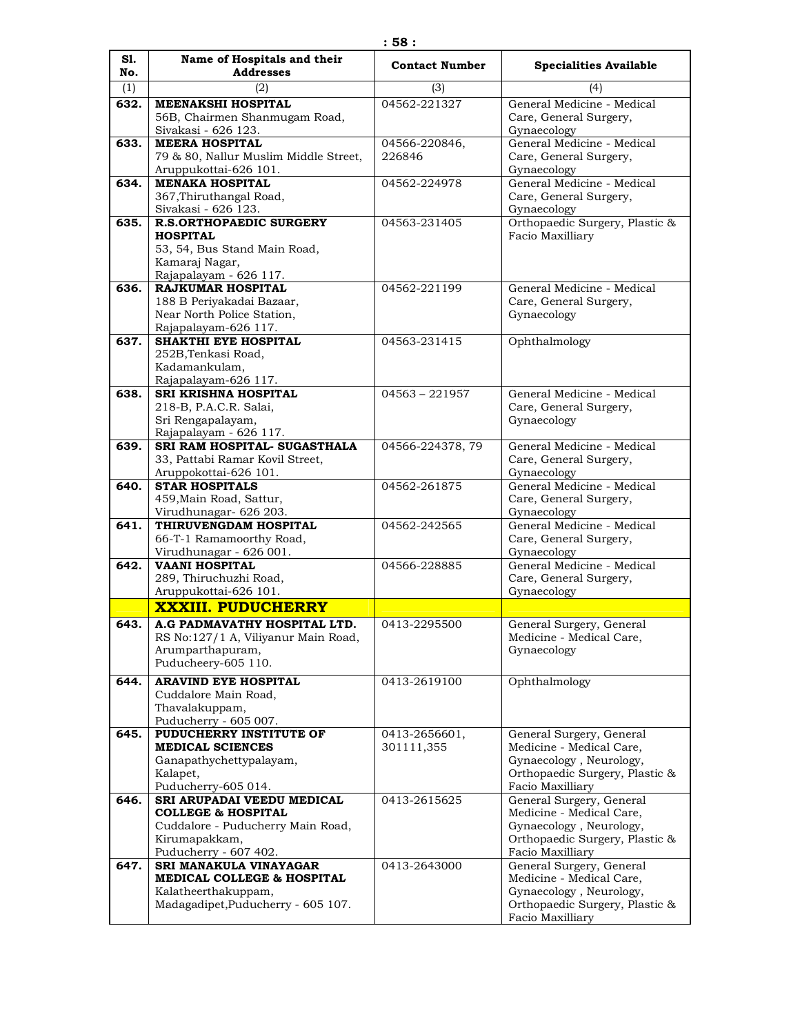| Sl. No. | Name of Hospitals and their Addresses | Contact Number | Specialities Available |
|---|---|---|---|
| (1) | (2) | (3) | (4) |
| 632. | **MEENAKSHI HOSPITAL** 56B, Chairmen Shanmugam Road, Sivakasi - 626 123. | 04562-221327 | General Medicine - Medical Care, General Surgery, Gynaecology |
| 633. | **MEERA HOSPITAL** 79 & 80, Nallur Muslim Middle Street, Aruppukottai-626 101. | 04566-220846, 226846 | General Medicine - Medical Care, General Surgery, Gynaecology |
| 634. | **MENAKA HOSPITAL** 367,Thiruthangal Road, Sivakasi - 626 123. | 04562-224978 | General Medicine - Medical Care, General Surgery, Gynaecology |
| 635. | **R.S.ORTHOPAEDIC SURGERY HOSPITAL** 53, 54, Bus Stand Main Road, Kamaraj Nagar, Rajapalayam - 626 117. | 04563-231405 | Orthopaedic Surgery, Plastic & Facio Maxilliary |
| 636. | **RAJKUMAR HOSPITAL** 188 B Periyakadai Bazaar, Near North Police Station, Rajapalayam-626 117. | 04562-221199 | General Medicine - Medical Care, General Surgery, Gynaecology |
| 637. | **SHAKTHI EYE HOSPITAL** 252B,Tenkasi Road, Kadamankulam, Rajapalayam-626 117. | 04563-231415 | Ophthalmology |
| 638. | **SRI KRISHNA HOSPITAL** 218-B, P.A.C.R. Salai, Sri Rengapalayam, Rajapalayam - 626 117. | 04563 – 221957 | General Medicine - Medical Care, General Surgery, Gynaecology |
| 639. | **SRI RAM HOSPITAL- SUGASTHALA** 33, Pattabi Ramar Kovil Street, Aruppokottai-626 101. | 04566-224378, 79 | General Medicine - Medical Care, General Surgery, Gynaecology |
| 640. | **STAR HOSPITALS** 459,Main Road, Sattur, Virudhunagar- 626 203. | 04562-261875 | General Medicine - Medical Care, General Surgery, Gynaecology |
| 641. | **THIRUVENGDAM HOSPITAL** 66-T-1 Ramamoorthy Road, Virudhunagar - 626 001. | 04562-242565 | General Medicine - Medical Care, General Surgery, Gynaecology |
| 642. | **VAANI HOSPITAL** 289, Thiruchuzhi Road, Aruppukottai-626 101. | 04566-228885 | General Medicine - Medical Care, General Surgery, Gynaecology |
| | **XXXIII. PUDUCHERRY** | | |
| 643. | **A.G PADMAVATHY HOSPITAL LTD.** RS No:127/1 A, Viliyanur Main Road, Arumparthapuram, Puducheery-605 110. | 0413-2295500 | General Surgery, General Medicine - Medical Care, Gynaecology |
| 644. | **ARAVIND EYE HOSPITAL** Cuddalore Main Road, Thavalakuppam, Puducherry - 605 007. | 0413-2619100 | Ophthalmology |
| 645. | **PUDUCHERRY INSTITUTE OF MEDICAL SCIENCES** Ganapathychettypalayam, Kalapet, Puducherry-605 014. | 0413-2656601, 301111,355 | General Surgery, General Medicine - Medical Care, Gynaecology , Neurology, Orthopaedic Surgery, Plastic & Facio Maxilliary |
| 646. | **SRI ARUPADAI VEEDU MEDICAL COLLEGE & HOSPITAL** Cuddalore - Puducherry Main Road, Kirumapakkam, Puducherry - 607 402. | 0413-2615625 | General Surgery, General Medicine - Medical Care, Gynaecology , Neurology, Orthopaedic Surgery, Plastic & Facio Maxilliary |
| 647. | **SRI MANAKULA VINAYAGAR MEDICAL COLLEGE & HOSPITAL** Kalatheerthakuppam, Madagadipet,Puducherry - 605 107. | 0413-2643000 | General Surgery, General Medicine - Medical Care, Gynaecology , Neurology, Orthopaedic Surgery, Plastic & Facio Maxilliary |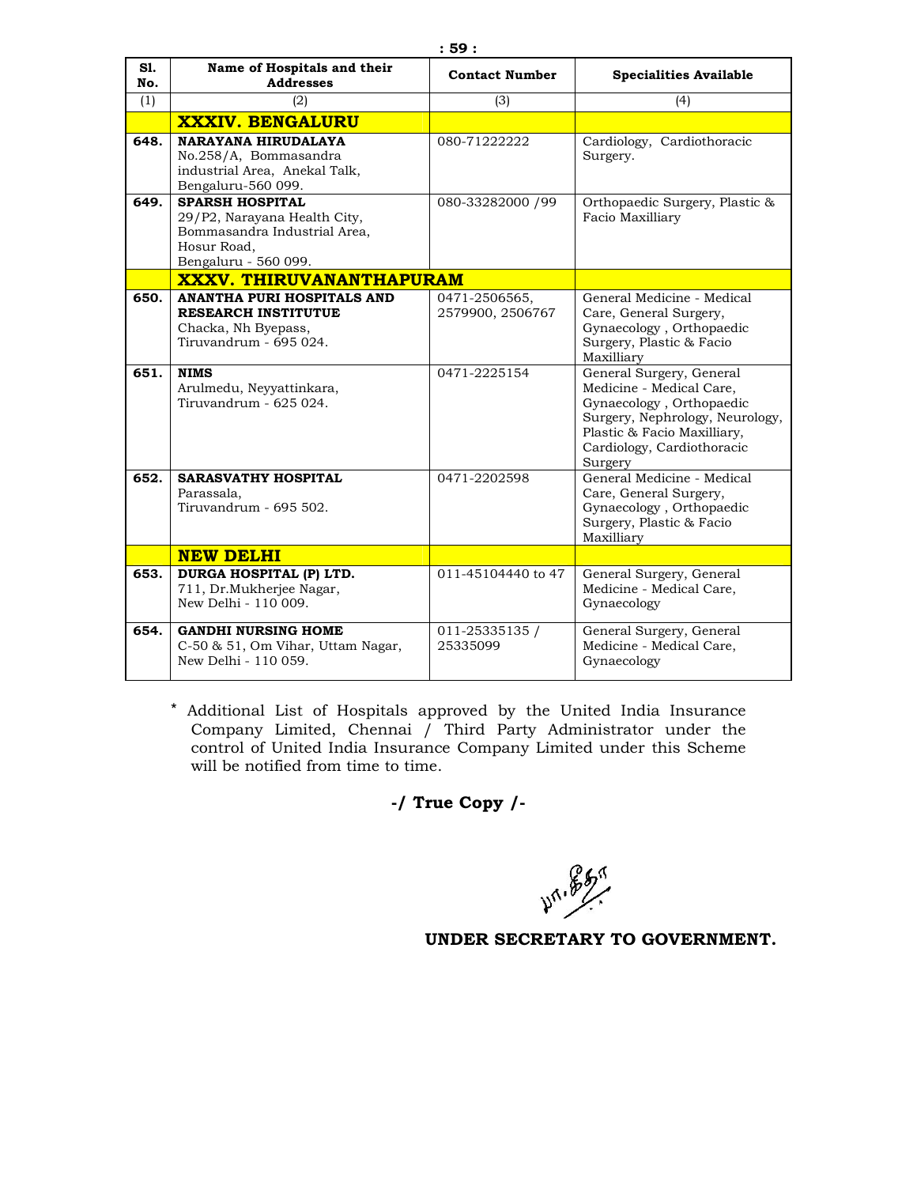| Sl. No. | Name of Hospitals and their Addresses | Contact Number | Specialities Available |
|---|---|---|---|
| (1) | (2) | (3) | (4) |
| | **XXXIV. BENGALURU** | | |
| **648.** | **NARAYANA HIRUDALAYA** No.258/A, Bommasandra industrial Area, Anekal Talk, Bengaluru-560 099. | 080-71222222 | Cardiology, Cardiothoracic Surgery. |
| **649.** | **SPARSH HOSPITAL** 29/P2, Narayana Health City, Bommasandra Industrial Area, Hosur Road, Bengaluru - 560 099. | 080-33282000 /99 | Orthopaedic Surgery, Plastic & Facio Maxilliary |
| | **XXXV. THIRUVANANTHAPURAM** | | |
| **650.** | **ANANTHA PURI HOSPITALS AND RESEARCH INSTITUTUE** Chacka, Nh Byepass, Tiruvandrum - 695 024. | 0471-2506565, 2579900, 2506767 | General Medicine - Medical Care, General Surgery, Gynaecology , Orthopaedic Surgery, Plastic & Facio Maxilliary |
| **651.** | **NIMS** Arulmedu, Neyyattinkara, Tiruvandrum - 625 024. | 0471-2225154 | General Surgery, General Medicine - Medical Care, Gynaecology , Orthopaedic Surgery, Nephrology, Neurology, Plastic & Facio Maxilliary, Cardiology, Cardiothoracic Surgery |
| **652.** | **SARASVATHY HOSPITAL** Parassala, Tiruvandrum - 695 502. | 0471-2202598 | General Medicine - Medical Care, General Surgery, Gynaecology , Orthopaedic Surgery, Plastic & Facio Maxilliary |
| | **NEW DELHI** | | |
| **653.** | **DURGA HOSPITAL (P) LTD.** 711, Dr.Mukherjee Nagar, New Delhi - 110 009. | 011-45104440 to 47 | General Surgery, General Medicine - Medical Care, Gynaecology |
| **654.** | **GANDHI NURSING HOME** C-50 & 51, Om Vihar, Uttam Nagar, New Delhi - 110 059. | 011-25335135 / 25335099 | General Surgery, General Medicine - Medical Care, Gynaecology |

* Additional List of Hospitals approved by the United India Insurance Company Limited, Chennai / Third Party Administrator under the control of United India Insurance Company Limited under this Scheme will be notified from time to time.

**-/ True Copy /-**

**UNDER SECRETARY TO GOVERNMENT.**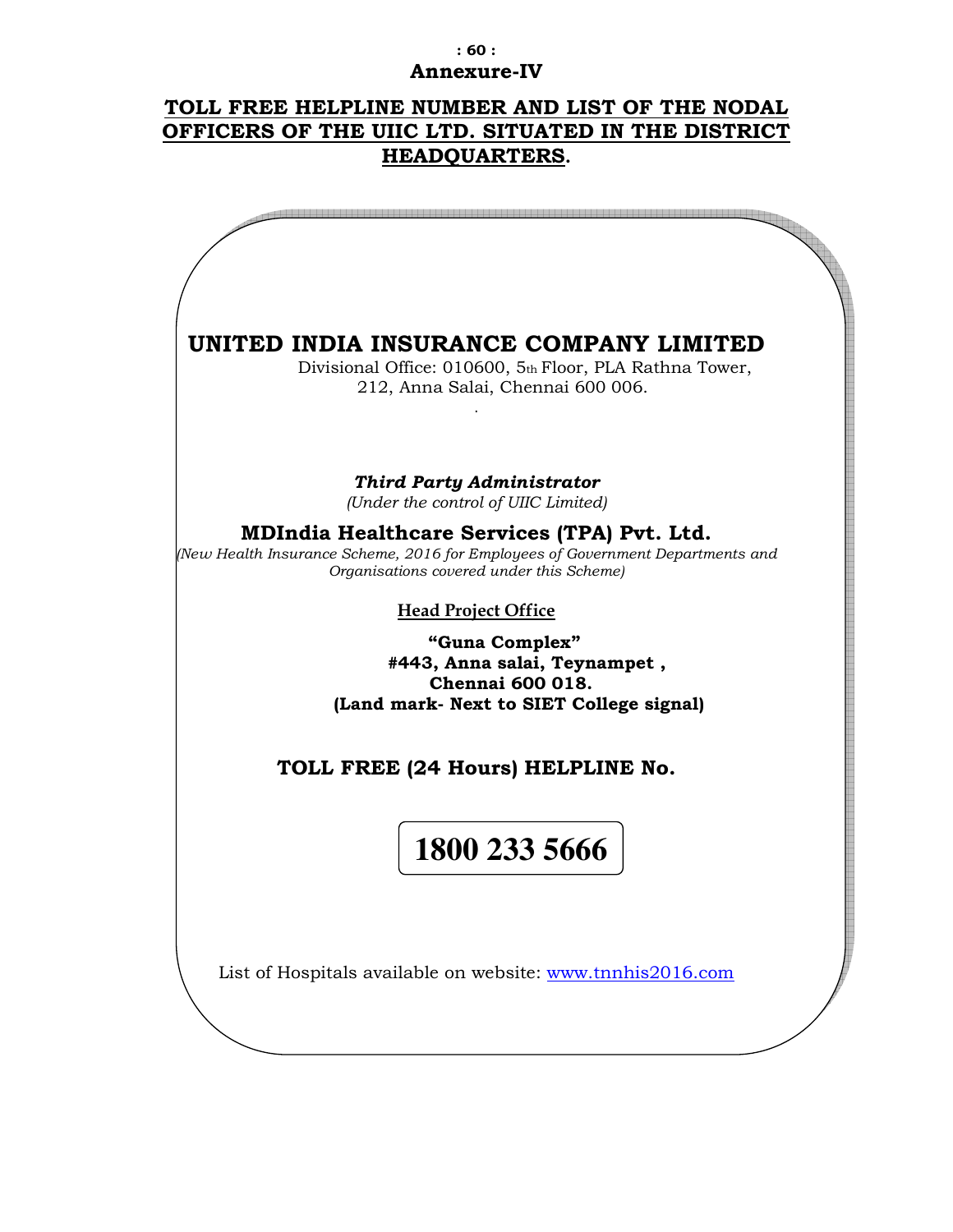## Annexure-IV

## TOLL FREE HELPLINE NUMBER AND LIST OF THE NODAL OFFICERS OF THE UIIC LTD. SITUATED IN THE DISTRICT HEADQUARTERS.

# UNITED INDIA INSURANCE COMPANY LIMITED

Divisional Office: 010600, 5th Floor, PLA Rathna Tower,
212, Anna Salai, Chennai 600 006.

***Third Party Administrator***

*(Under the control of UIIC Limited)*

**MDIndia Healthcare Services (TPA) Pvt. Ltd.**

*(New Health Insurance Scheme, 2016 for Employees of Government Departments and Organisations covered under this Scheme)*

**Head Project Office**

**"Guna Complex"**
**#443, Anna salai, Teynampet ,**
**Chennai 600 018.**
**(Land mark- Next to SIET College signal)**

**TOLL FREE (24 Hours) HELPLINE No.**

**1800 233 5666**

List of Hospitals available on website: www.tnnhis2016.com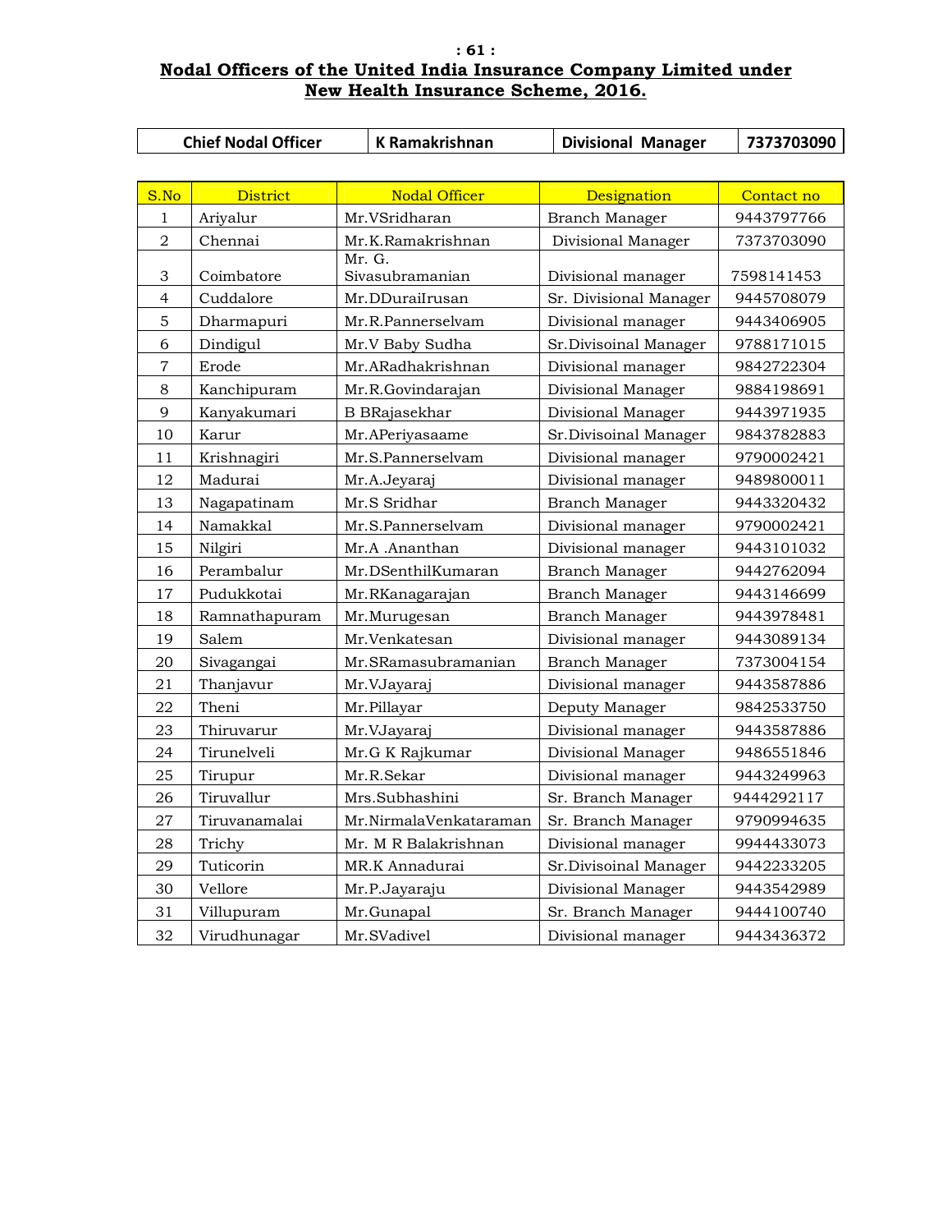## Nodal Officers of the United India Insurance Company Limited under New Health Insurance Scheme, 2016.

| Chief Nodal Officer | K Ramakrishnan | Divisional Manager | 7373703090 |
|---|---|---|---|

| S.No | District | Nodal Officer | Designation | Contact no |
|---|---|---|---|---|
| 1 | Ariyalur | Mr.VSridharan | Branch Manager | 9443797766 |
| 2 | Chennai | Mr.K.Ramakrishnan | Divisional Manager | 7373703090 |
| 3 | Coimbatore | Mr. G. Sivasubramanian | Divisional manager | 7598141453 |
| 4 | Cuddalore | Mr.DDuraiIrusan | Sr. Divisional Manager | 9445708079 |
| 5 | Dharmapuri | Mr.R.Pannerselvam | Divisional manager | 9443406905 |
| 6 | Dindigul | Mr.V Baby Sudha | Sr.Divisoinal Manager | 9788171015 |
| 7 | Erode | Mr.ARadhakrishnan | Divisional manager | 9842722304 |
| 8 | Kanchipuram | Mr.R.Govindarajan | Divisional Manager | 9884198691 |
| 9 | Kanyakumari | B BRajasekhar | Divisional Manager | 9443971935 |
| 10 | Karur | Mr.APeriyasaame | Sr.Divisoinal Manager | 9843782883 |
| 11 | Krishnagiri | Mr.S.Pannerselvam | Divisional manager | 9790002421 |
| 12 | Madurai | Mr.A.Jeyaraj | Divisional manager | 9489800011 |
| 13 | Nagapatinam | Mr.S Sridhar | Branch Manager | 9443320432 |
| 14 | Namakkal | Mr.S.Pannerselvam | Divisional manager | 9790002421 |
| 15 | Nilgiri | Mr.A .Ananthan | Divisional manager | 9443101032 |
| 16 | Perambalur | Mr.DSenthilKumaran | Branch Manager | 9442762094 |
| 17 | Pudukkotai | Mr.RKanagarajan | Branch Manager | 9443146699 |
| 18 | Ramnathapuram | Mr.Murugesan | Branch Manager | 9443978481 |
| 19 | Salem | Mr.Venkatesan | Divisional manager | 9443089134 |
| 20 | Sivagangai | Mr.SRamasubramanian | Branch Manager | 7373004154 |
| 21 | Thanjavur | Mr.VJayaraj | Divisional manager | 9443587886 |
| 22 | Theni | Mr.Pillayar | Deputy Manager | 9842533750 |
| 23 | Thiruvarur | Mr.VJayaraj | Divisional manager | 9443587886 |
| 24 | Tirunelveli | Mr.G K Rajkumar | Divisional Manager | 9486551846 |
| 25 | Tirupur | Mr.R.Sekar | Divisional manager | 9443249963 |
| 26 | Tiruvallur | Mrs.Subhashini | Sr. Branch Manager | 9444292117 |
| 27 | Tiruvanamalai | Mr.NirmalaVenkataraman | Sr. Branch Manager | 9790994635 |
| 28 | Trichy | Mr. M R Balakrishnan | Divisional manager | 9944433073 |
| 29 | Tuticorin | MR.K Annadurai | Sr.Divisoinal Manager | 9442233205 |
| 30 | Vellore | Mr.P.Jayaraju | Divisional Manager | 9443542989 |
| 31 | Villupuram | Mr.Gunapal | Sr. Branch Manager | 9444100740 |
| 32 | Virudhunagar | Mr.SVadivel | Divisional manager | 9443436372 |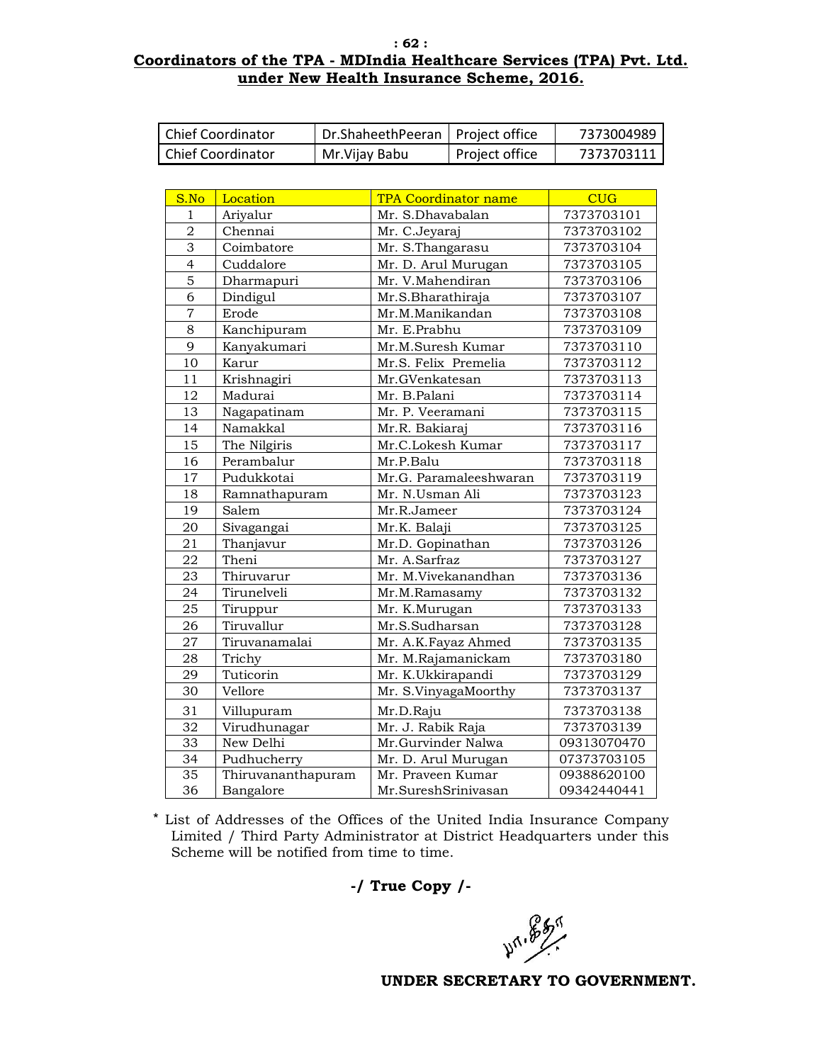## Coordinators of the TPA - MDIndia Healthcare Services (TPA) Pvt. Ltd. under New Health Insurance Scheme, 2016.

| Chief Coordinator | Dr.ShaheethPeeran | Project office | 7373004989 |
|---|---|---|---|
| Chief Coordinator | Mr.Vijay Babu | Project office | 7373703111 |

| S.No | Location | TPA Coordinator name | CUG |
|---|---|---|---|
| 1 | Ariyalur | Mr. S.Dhavabalan | 7373703101 |
| 2 | Chennai | Mr. C.Jeyaraj | 7373703102 |
| 3 | Coimbatore | Mr. S.Thangarasu | 7373703104 |
| 4 | Cuddalore | Mr. D. Arul Murugan | 7373703105 |
| 5 | Dharmapuri | Mr. V.Mahendiran | 7373703106 |
| 6 | Dindigul | Mr.S.Bharathiraja | 7373703107 |
| 7 | Erode | Mr.M.Manikandan | 7373703108 |
| 8 | Kanchipuram | Mr. E.Prabhu | 7373703109 |
| 9 | Kanyakumari | Mr.M.Suresh Kumar | 7373703110 |
| 10 | Karur | Mr.S. Felix Premelia | 7373703112 |
| 11 | Krishnagiri | Mr.GVenkatesan | 7373703113 |
| 12 | Madurai | Mr. B.Palani | 7373703114 |
| 13 | Nagapatinam | Mr. P. Veeramani | 7373703115 |
| 14 | Namakkal | Mr.R. Bakiaraj | 7373703116 |
| 15 | The Nilgiris | Mr.C.Lokesh Kumar | 7373703117 |
| 16 | Perambalur | Mr.P.Balu | 7373703118 |
| 17 | Pudukkotai | Mr.G. Paramaleeshwaran | 7373703119 |
| 18 | Ramnathapuram | Mr. N.Usman Ali | 7373703123 |
| 19 | Salem | Mr.R.Jameer | 7373703124 |
| 20 | Sivagangai | Mr.K. Balaji | 7373703125 |
| 21 | Thanjavur | Mr.D. Gopinathan | 7373703126 |
| 22 | Theni | Mr. A.Sarfraz | 7373703127 |
| 23 | Thiruvarur | Mr. M.Vivekanandhan | 7373703136 |
| 24 | Tirunelveli | Mr.M.Ramasamy | 7373703132 |
| 25 | Tiruppur | Mr. K.Murugan | 7373703133 |
| 26 | Tiruvallur | Mr.S.Sudharsan | 7373703128 |
| 27 | Tiruvanamalai | Mr. A.K.Fayaz Ahmed | 7373703135 |
| 28 | Trichy | Mr. M.Rajamanickam | 7373703180 |
| 29 | Tuticorin | Mr. K.Ukkirapandi | 7373703129 |
| 30 | Vellore | Mr. S.VinyagaMoorthy | 7373703137 |
| 31 | Villupuram | Mr.D.Raju | 7373703138 |
| 32 | Virudhunagar | Mr. J. Rabik Raja | 7373703139 |
| 33 | New Delhi | Mr.Gurvinder Nalwa | 09313070470 |
| 34 | Pudhucherry | Mr. D. Arul Murugan | 07373703105 |
| 35 | Thiruvananthapuram | Mr. Praveen Kumar | 09388620100 |
| 36 | Bangalore | Mr.SureshSrinivasan | 09342440441 |

* List of Addresses of the Offices of the United India Insurance Company Limited / Third Party Administrator at District Headquarters under this Scheme will be notified from time to time.

**-/ True Copy /-**

**UNDER SECRETARY TO GOVERNMENT.**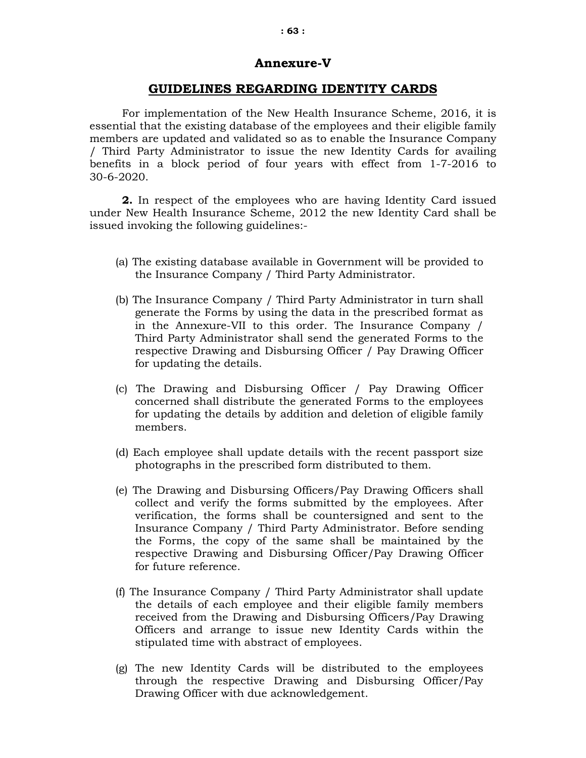## Annexure-V

## GUIDELINES REGARDING IDENTITY CARDS

For implementation of the New Health Insurance Scheme, 2016, it is essential that the existing database of the employees and their eligible family members are updated and validated so as to enable the Insurance Company / Third Party Administrator to issue the new Identity Cards for availing benefits in a block period of four years with effect from 1-7-2016 to 30-6-2020.

**2.** In respect of the employees who are having Identity Card issued under New Health Insurance Scheme, 2012 the new Identity Card shall be issued invoking the following guidelines:-

(a) The existing database available in Government will be provided to the Insurance Company / Third Party Administrator.

(b) The Insurance Company / Third Party Administrator in turn shall generate the Forms by using the data in the prescribed format as in the Annexure-VII to this order. The Insurance Company / Third Party Administrator shall send the generated Forms to the respective Drawing and Disbursing Officer / Pay Drawing Officer for updating the details.

(c) The Drawing and Disbursing Officer / Pay Drawing Officer concerned shall distribute the generated Forms to the employees for updating the details by addition and deletion of eligible family members.

(d) Each employee shall update details with the recent passport size photographs in the prescribed form distributed to them.

(e) The Drawing and Disbursing Officers/Pay Drawing Officers shall collect and verify the forms submitted by the employees. After verification, the forms shall be countersigned and sent to the Insurance Company / Third Party Administrator. Before sending the Forms, the copy of the same shall be maintained by the respective Drawing and Disbursing Officer/Pay Drawing Officer for future reference.

(f) The Insurance Company / Third Party Administrator shall update the details of each employee and their eligible family members received from the Drawing and Disbursing Officers/Pay Drawing Officers and arrange to issue new Identity Cards within the stipulated time with abstract of employees.

(g) The new Identity Cards will be distributed to the employees through the respective Drawing and Disbursing Officer/Pay Drawing Officer with due acknowledgement.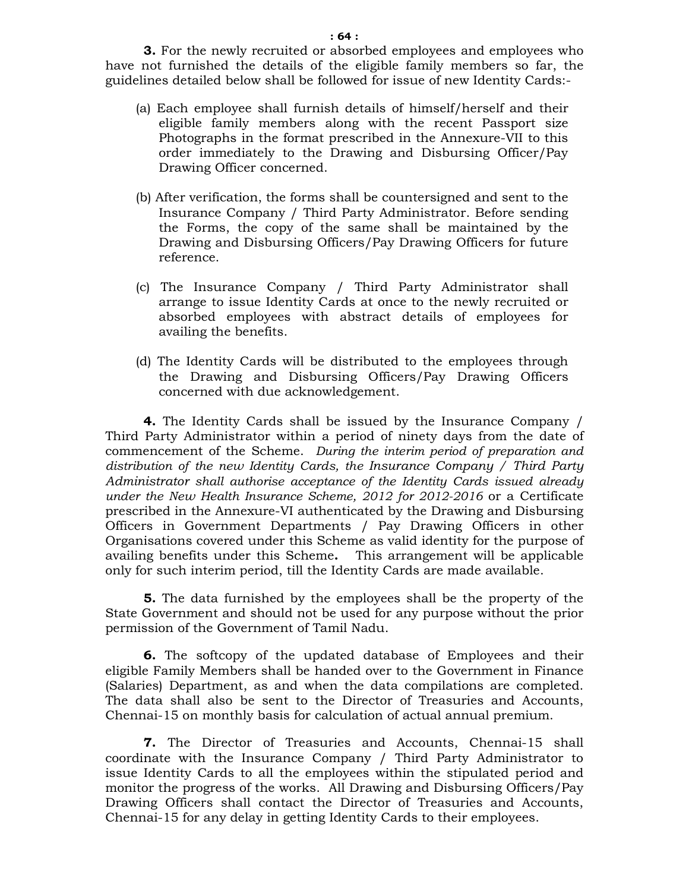**3.** For the newly recruited or absorbed employees and employees who have not furnished the details of the eligible family members so far, the guidelines detailed below shall be followed for issue of new Identity Cards:-

(a) Each employee shall furnish details of himself/herself and their eligible family members along with the recent Passport size Photographs in the format prescribed in the Annexure-VII to this order immediately to the Drawing and Disbursing Officer/Pay Drawing Officer concerned.

(b) After verification, the forms shall be countersigned and sent to the Insurance Company / Third Party Administrator. Before sending the Forms, the copy of the same shall be maintained by the Drawing and Disbursing Officers/Pay Drawing Officers for future reference.

(c) The Insurance Company / Third Party Administrator shall arrange to issue Identity Cards at once to the newly recruited or absorbed employees with abstract details of employees for availing the benefits.

(d) The Identity Cards will be distributed to the employees through the Drawing and Disbursing Officers/Pay Drawing Officers concerned with due acknowledgement.

**4.** The Identity Cards shall be issued by the Insurance Company / Third Party Administrator within a period of ninety days from the date of commencement of the Scheme. *During the interim period of preparation and distribution of the new Identity Cards, the Insurance Company / Third Party Administrator shall authorise acceptance of the Identity Cards issued already under the New Health Insurance Scheme, 2012 for 2012-2016* or a Certificate prescribed in the Annexure-VI authenticated by the Drawing and Disbursing Officers in Government Departments / Pay Drawing Officers in other Organisations covered under this Scheme as valid identity for the purpose of availing benefits under this Scheme**.** This arrangement will be applicable only for such interim period, till the Identity Cards are made available.

**5.** The data furnished by the employees shall be the property of the State Government and should not be used for any purpose without the prior permission of the Government of Tamil Nadu.

**6.** The softcopy of the updated database of Employees and their eligible Family Members shall be handed over to the Government in Finance (Salaries) Department, as and when the data compilations are completed. The data shall also be sent to the Director of Treasuries and Accounts, Chennai-15 on monthly basis for calculation of actual annual premium.

**7.** The Director of Treasuries and Accounts, Chennai-15 shall coordinate with the Insurance Company / Third Party Administrator to issue Identity Cards to all the employees within the stipulated period and monitor the progress of the works. All Drawing and Disbursing Officers/Pay Drawing Officers shall contact the Director of Treasuries and Accounts, Chennai-15 for any delay in getting Identity Cards to their employees.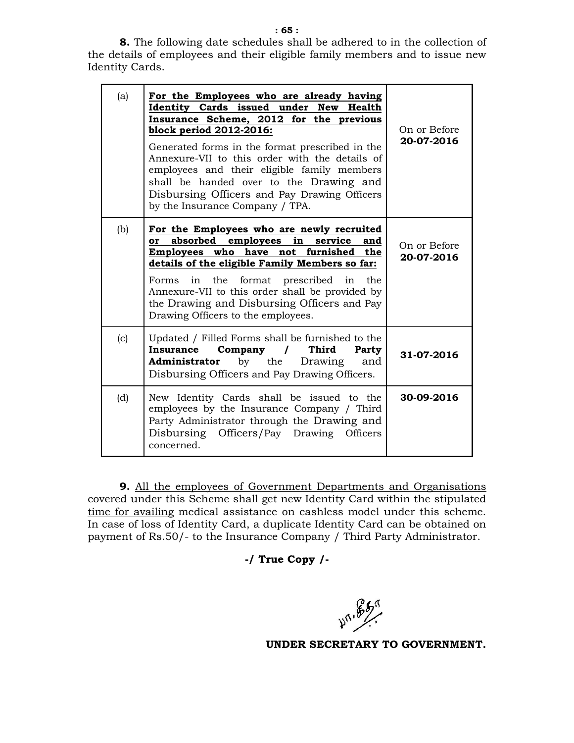**8.** The following date schedules shall be adhered to in the collection of the details of employees and their eligible family members and to issue new Identity Cards.

| | | |
|---|---|---|
| (a) | **For the Employees who are already having Identity Cards issued under New Health Insurance Scheme, 2012 for the previous block period 2012-2016:**<br><br>Generated forms in the format prescribed in the Annexure-VII to this order with the details of employees and their eligible family members shall be handed over to the Drawing and Disbursing Officers and Pay Drawing Officers by the Insurance Company / TPA. | On or Before **20-07-2016** |
| (b) | **For the Employees who are newly recruited or absorbed employees in service and Employees who have not furnished the details of the eligible Family Members so far:**<br><br>Forms in the format prescribed in the Annexure-VII to this order shall be provided by the Drawing and Disbursing Officers and Pay Drawing Officers to the employees. | On or Before **20-07-2016** |
| (c) | Updated / Filled Forms shall be furnished to the **Insurance Company / Third Party Administrator** by the Drawing and Disbursing Officers and Pay Drawing Officers. | **31-07-2016** |
| (d) | New Identity Cards shall be issued to the employees by the Insurance Company / Third Party Administrator through the Drawing and Disbursing Officers/Pay Drawing Officers concerned. | **30-09-2016** |

**9.** All the employees of Government Departments and Organisations covered under this Scheme shall get new Identity Card within the stipulated time for availing medical assistance on cashless model under this scheme. In case of loss of Identity Card, a duplicate Identity Card can be obtained on payment of Rs.50/- to the Insurance Company / Third Party Administrator.

**-/ True Copy /-**

**UNDER SECRETARY TO GOVERNMENT.**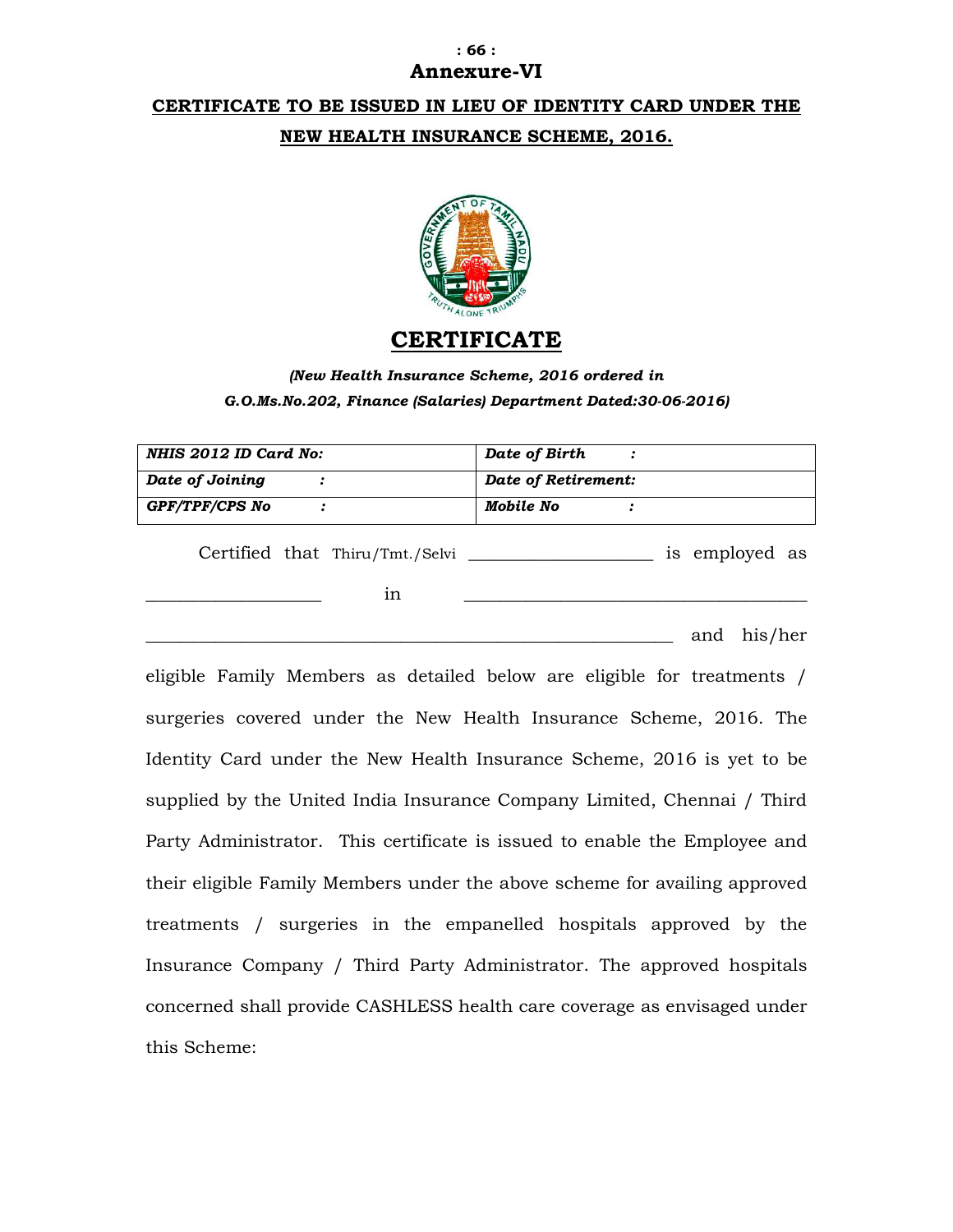# Annexure-VI

## CERTIFICATE TO BE ISSUED IN LIEU OF IDENTITY CARD UNDER THE NEW HEALTH INSURANCE SCHEME, 2016.

## CERTIFICATE

***(New Health Insurance Scheme, 2016 ordered in G.O.Ms.No.202, Finance (Salaries) Department Dated:30-06-2016)***

| ***NHIS 2012 ID Card No:*** | ***Date of Birth :*** |
|---|---|
| ***Date of Joining :*** | ***Date of Retirement:*** |
| ***GPF/TPF/CPS No :*** | ***Mobile No :*** |

Certified that Thiru/Tmt./Selvi ____________________ is employed as ___________________ in ______________________________________ ___________________________________________________________ and his/her eligible Family Members as detailed below are eligible for treatments / surgeries covered under the New Health Insurance Scheme, 2016. The Identity Card under the New Health Insurance Scheme, 2016 is yet to be supplied by the United India Insurance Company Limited, Chennai / Third Party Administrator. This certificate is issued to enable the Employee and their eligible Family Members under the above scheme for availing approved treatments / surgeries in the empanelled hospitals approved by the Insurance Company / Third Party Administrator. The approved hospitals concerned shall provide CASHLESS health care coverage as envisaged under this Scheme: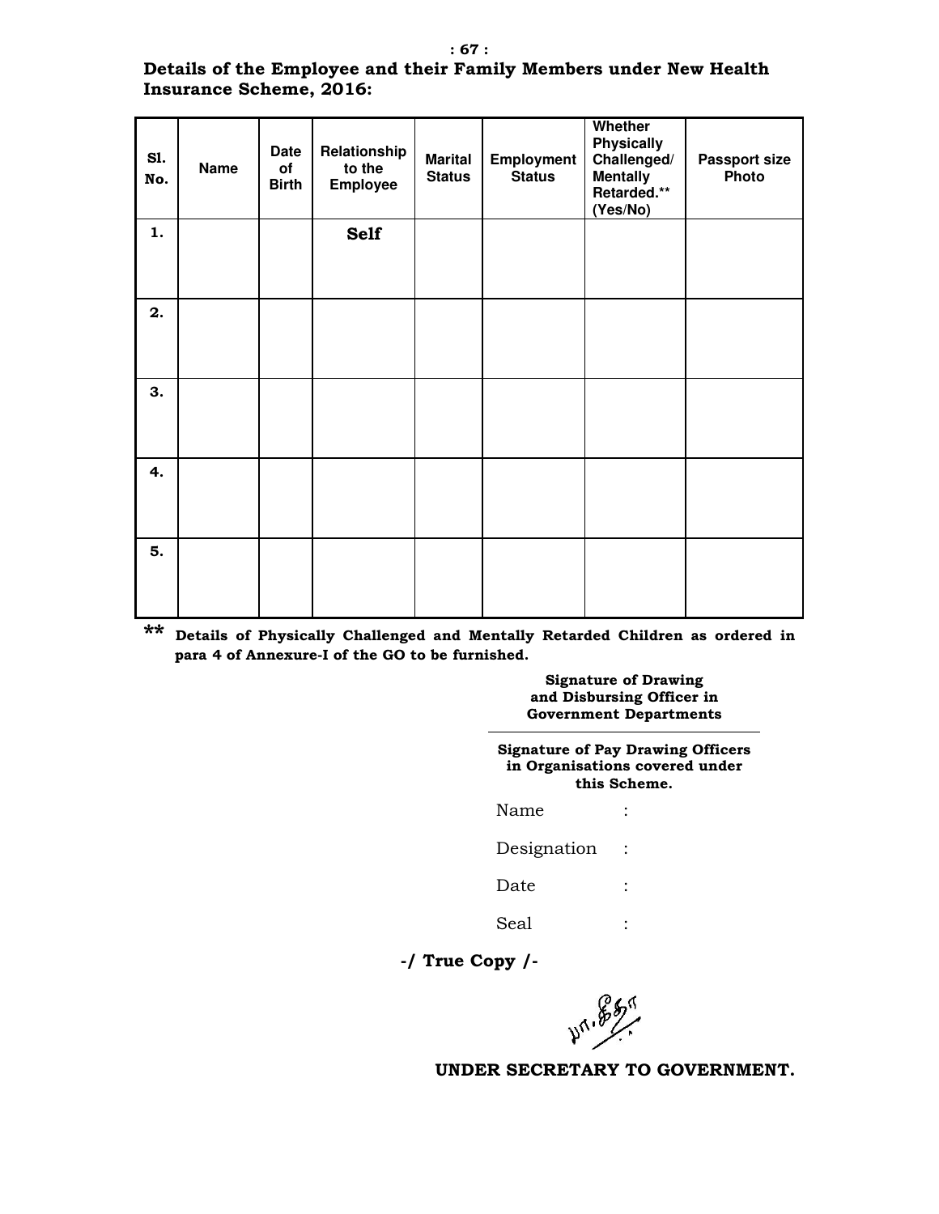**Details of the Employee and their Family Members under New Health Insurance Scheme, 2016:**

| Sl. No. | Name | Date of Birth | Relationship to the Employee | Marital Status | Employment Status | Whether Physically Challenged/ Mentally Retarded.** (Yes/No) | Passport size Photo |
|---|---|---|---|---|---|---|---|
| 1. | | | **Self** | | | | |
| 2. | | | | | | | |
| 3. | | | | | | | |
| 4. | | | | | | | |
| 5. | | | | | | | |

** **Details of Physically Challenged and Mentally Retarded Children as ordered in para 4 of Annexure-I of the GO to be furnished.**

**Signature of Drawing and Disbursing Officer in Government Departments**

---

**Signature of Pay Drawing Officers in Organisations covered under this Scheme.**

Name :

Designation :

Date :

Seal :

**-/ True Copy /-**

**UNDER SECRETARY TO GOVERNMENT.**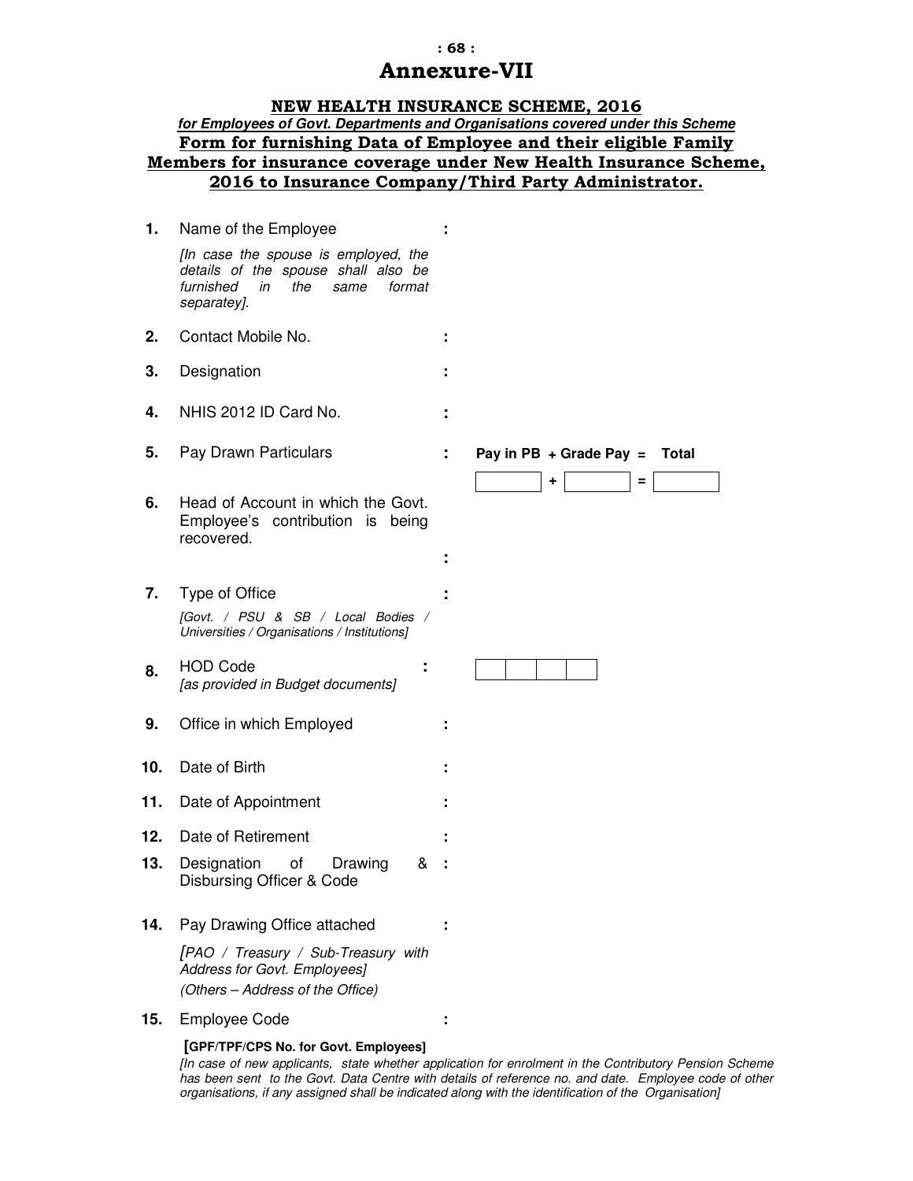# Annexure-VII

## NEW HEALTH INSURANCE SCHEME, 2016

***for Employees of Govt. Departments and Organisations covered under this Scheme***

**Form for furnishing Data of Employee and their eligible Family Members for insurance coverage under New Health Insurance Scheme, 2016 to Insurance Company/Third Party Administrator.**

**1.** Name of the Employee :

*[In case the spouse is employed, the details of the spouse shall also be furnished in the same format separatey].*

**2.** Contact Mobile No. :

**3.** Designation :

**4.** NHIS 2012 ID Card No. :

**5.** Pay Drawn Particulars : **Pay in PB + Grade Pay = Total**

| Pay in PB | + | Grade Pay | = | Total |
|---|---|---|---|---|
| | + | | = | |

**6.** Head of Account in which the Govt. Employee's contribution is being recovered. :

**7.** Type of Office :

*[Govt. / PSU & SB / Local Bodies / Universities / Organisations / Institutions]*

**8.** HOD Code :

*[as provided in Budget documents]*

| | | | |
|---|---|---|---|

**9.** Office in which Employed :

**10.** Date of Birth :

**11.** Date of Appointment :

**12.** Date of Retirement :

**13.** Designation of Drawing & Disbursing Officer & Code :

**14.** Pay Drawing Office attached :

*[PAO / Treasury / Sub-Treasury with Address for Govt. Employees]*

*(Others – Address of the Office)*

**15.** Employee Code :

**[GPF/TPF/CPS No. for Govt. Employees]**

*[In case of new applicants, state whether application for enrolment in the Contributory Pension Scheme has been sent to the Govt. Data Centre with details of reference no. and date. Employee code of other organisations, if any assigned shall be indicated along with the identification of the Organisation]*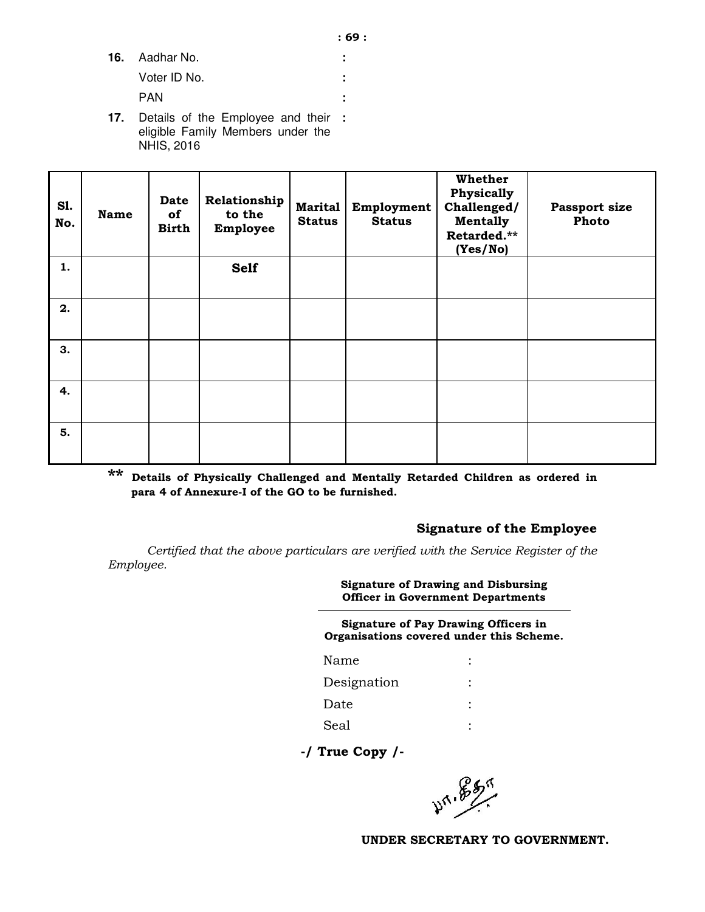**16.** Aadhar No. :

Voter ID No. :

PAN :

**17.** Details of the Employee and their eligible Family Members under the NHIS, 2016 :

| Sl. No. | Name | Date of Birth | Relationship to the Employee | Marital Status | Employment Status | Whether Physically Challenged/ Mentally Retarded.** (Yes/No) | Passport size Photo |
|---|---|---|---|---|---|---|---|
| 1. | | | **Self** | | | | |
| 2. | | | | | | | |
| 3. | | | | | | | |
| 4. | | | | | | | |
| 5. | | | | | | | |

** **Details of Physically Challenged and Mentally Retarded Children as ordered in para 4 of Annexure-I of the GO to be furnished.**

**Signature of the Employee**

*Certified that the above particulars are verified with the Service Register of the Employee.*

**Signature of Drawing and Disbursing Officer in Government Departments**

**Signature of Pay Drawing Officers in Organisations covered under this Scheme.**

Name :

Designation :

Date :

Seal :

**-/ True Copy /-**

**UNDER SECRETARY TO GOVERNMENT.**